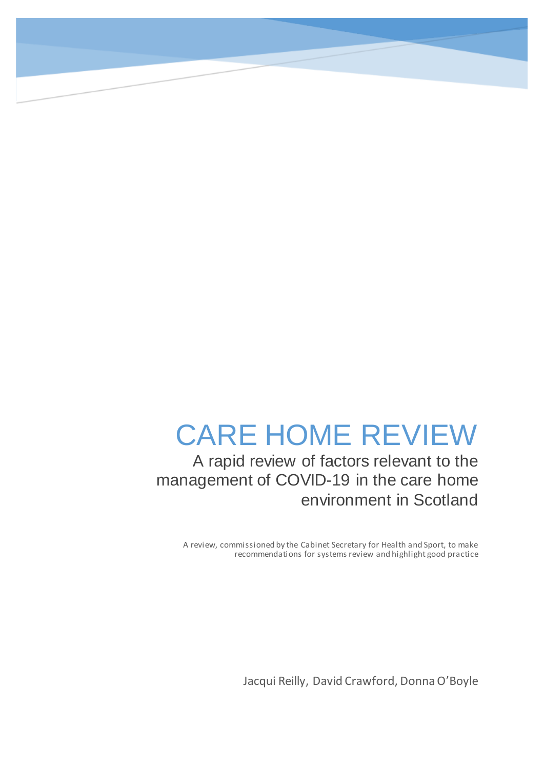# CARE HOME REVIEW

## A rapid review of factors relevant to the management of COVID-19 in the care home environment in Scotland

A review, commissioned by the Cabinet Secretary for Health and Sport, to make recommendations for systems review and highlight good practice

Jacqui Reilly, David Crawford, Donna O'Boyle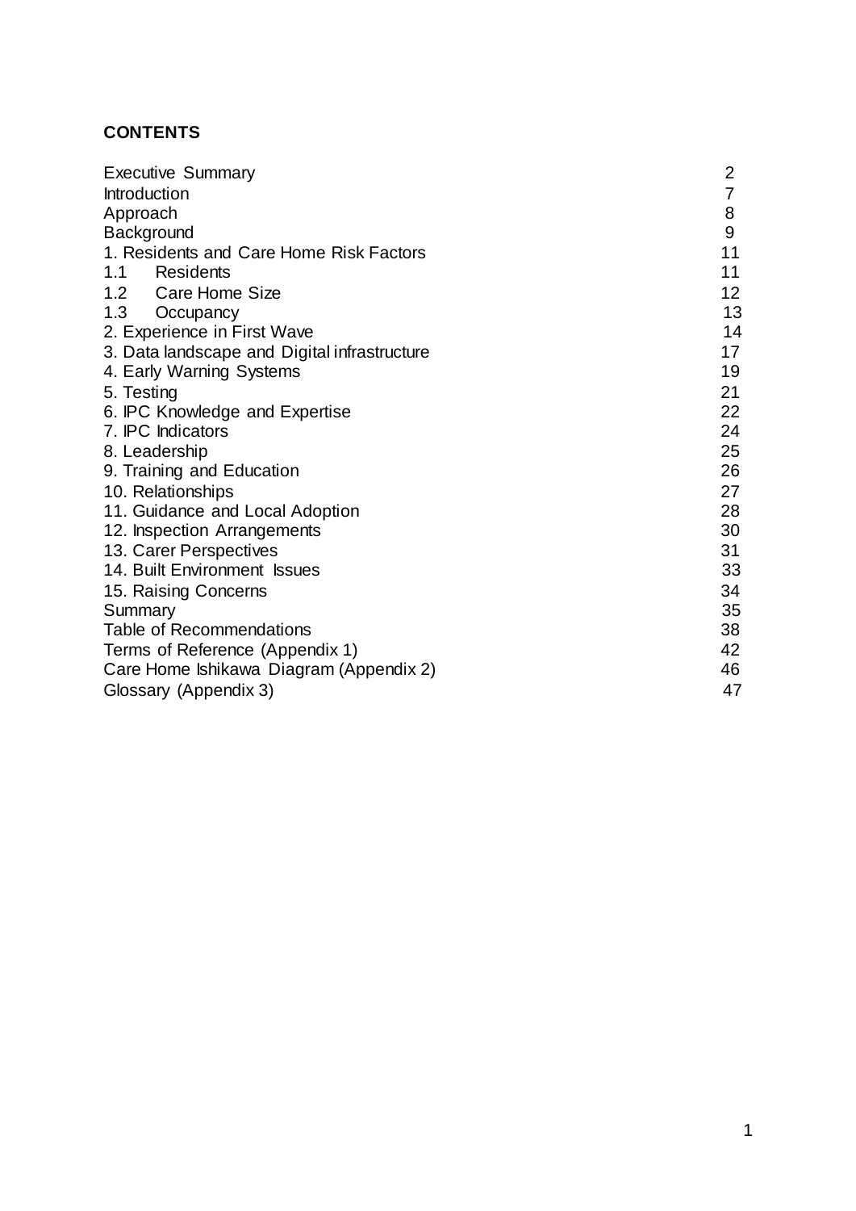**CONTENTS**

| | |
|---|---|
| Executive Summary | 2 |
| Introduction | 7 |
| Approach | 8 |
| Background | 9 |
| 1. Residents and Care Home Risk Factors | 11 |
| 1.1 Residents | 11 |
| 1.2 Care Home Size | 12 |
| 1.3 Occupancy | 13 |
| 2. Experience in First Wave | 14 |
| 3. Data landscape and Digital infrastructure | 17 |
| 4. Early Warning Systems | 19 |
| 5. Testing | 21 |
| 6. IPC Knowledge and Expertise | 22 |
| 7. IPC Indicators | 24 |
| 8. Leadership | 25 |
| 9. Training and Education | 26 |
| 10. Relationships | 27 |
| 11. Guidance and Local Adoption | 28 |
| 12. Inspection Arrangements | 30 |
| 13. Carer Perspectives | 31 |
| 14. Built Environment Issues | 33 |
| 15. Raising Concerns | 34 |
| Summary | 35 |
| Table of Recommendations | 38 |
| Terms of Reference (Appendix 1) | 42 |
| Care Home Ishikawa Diagram (Appendix 2) | 46 |
| Glossary (Appendix 3) | 47 |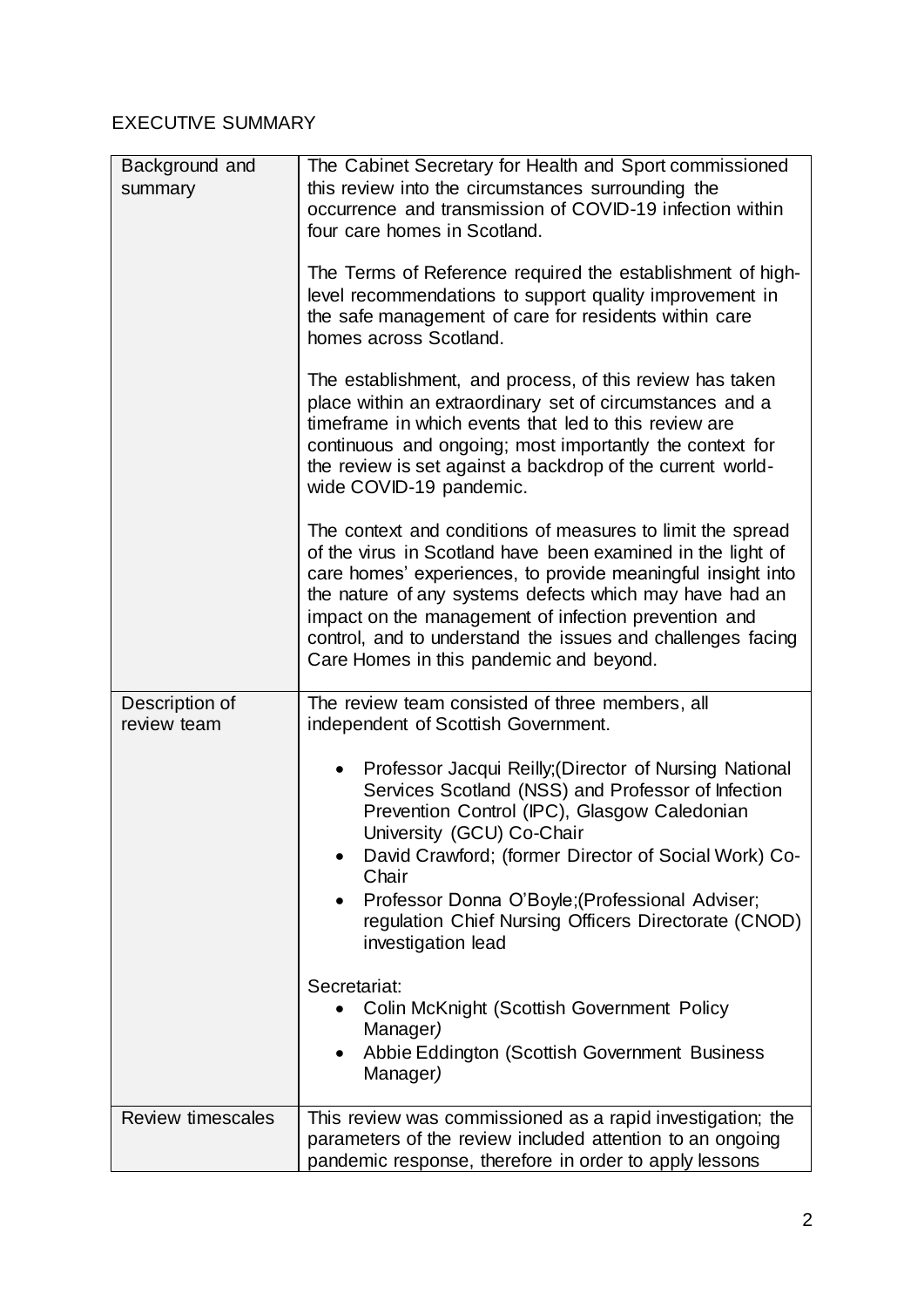EXECUTIVE SUMMARY

| | |
|---|---|
| Background and summary | The Cabinet Secretary for Health and Sport commissioned this review into the circumstances surrounding the occurrence and transmission of COVID-19 infection within four care homes in Scotland.<br><br>The Terms of Reference required the establishment of high-level recommendations to support quality improvement in the safe management of care for residents within care homes across Scotland.<br><br>The establishment, and process, of this review has taken place within an extraordinary set of circumstances and a timeframe in which events that led to this review are continuous and ongoing; most importantly the context for the review is set against a backdrop of the current world-wide COVID-19 pandemic.<br><br>The context and conditions of measures to limit the spread of the virus in Scotland have been examined in the light of care homes' experiences, to provide meaningful insight into the nature of any systems defects which may have had an impact on the management of infection prevention and control, and to understand the issues and challenges facing Care Homes in this pandemic and beyond. |
| Description of review team | The review team consisted of three members, all independent of Scottish Government.<br><br>• Professor Jacqui Reilly;(Director of Nursing National Services Scotland (NSS) and Professor of Infection Prevention Control (IPC), Glasgow Caledonian University (GCU) Co-Chair<br>• David Crawford; (former Director of Social Work) Co-Chair<br>• Professor Donna O'Boyle;(Professional Adviser; regulation Chief Nursing Officers Directorate (CNOD) investigation lead<br><br>Secretariat:<br>• Colin McKnight (Scottish Government Policy Manager*)*<br>• Abbie Eddington (Scottish Government Business Manager*)* |
| Review timescales | This review was commissioned as a rapid investigation; the parameters of the review included attention to an ongoing pandemic response, therefore in order to apply lessons |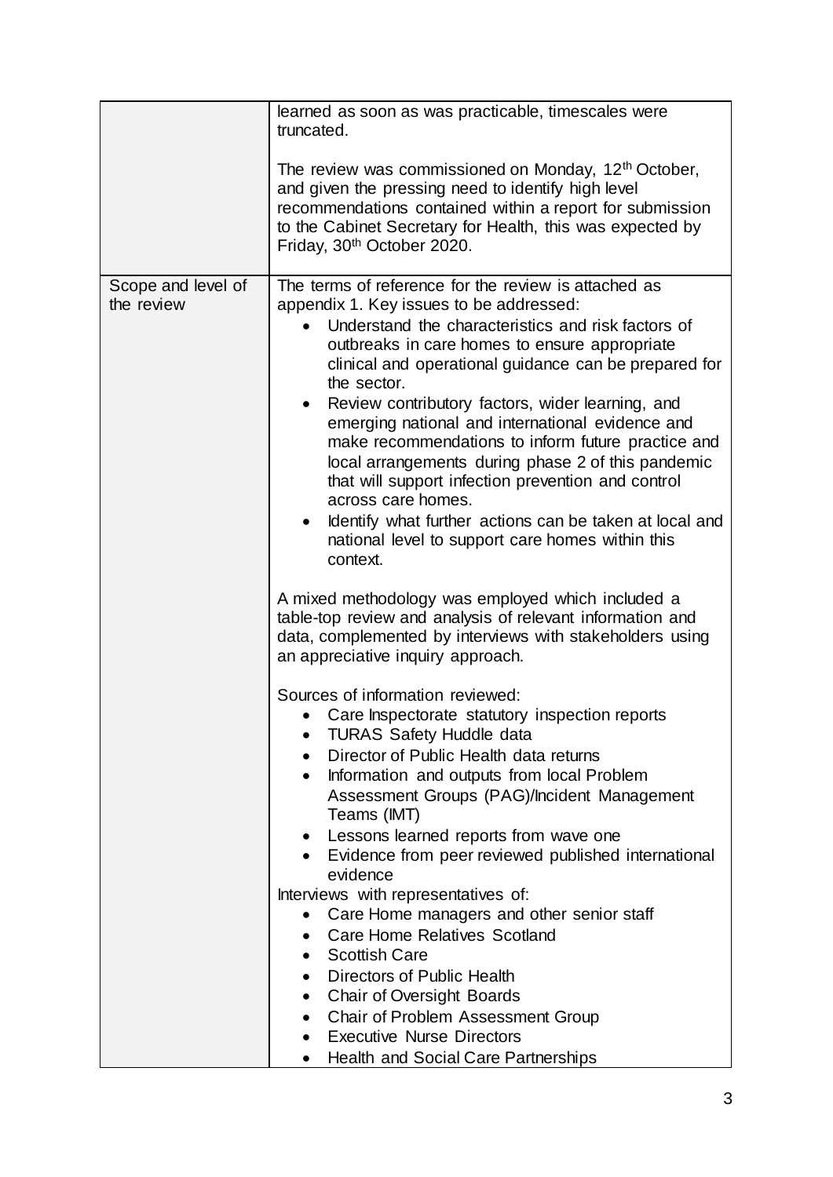| | |
|---|---|
| | learned as soon as was practicable, timescales were truncated.<br><br>The review was commissioned on Monday, 12th October, and given the pressing need to identify high level recommendations contained within a report for submission to the Cabinet Secretary for Health, this was expected by Friday, 30th October 2020. |
| Scope and level of the review | The terms of reference for the review is attached as appendix 1. Key issues to be addressed:<br>• Understand the characteristics and risk factors of outbreaks in care homes to ensure appropriate clinical and operational guidance can be prepared for the sector.<br>• Review contributory factors, wider learning, and emerging national and international evidence and make recommendations to inform future practice and local arrangements during phase 2 of this pandemic that will support infection prevention and control across care homes.<br>• Identify what further actions can be taken at local and national level to support care homes within this context.<br><br>A mixed methodology was employed which included a table-top review and analysis of relevant information and data, complemented by interviews with stakeholders using an appreciative inquiry approach.<br><br>Sources of information reviewed:<br>• Care Inspectorate statutory inspection reports<br>• TURAS Safety Huddle data<br>• Director of Public Health data returns<br>• Information and outputs from local Problem Assessment Groups (PAG)/Incident Management Teams (IMT)<br>• Lessons learned reports from wave one<br>• Evidence from peer reviewed published international evidence<br>Interviews with representatives of:<br>• Care Home managers and other senior staff<br>• Care Home Relatives Scotland<br>• Scottish Care<br>• Directors of Public Health<br>• Chair of Oversight Boards<br>• Chair of Problem Assessment Group<br>• Executive Nurse Directors<br>• Health and Social Care Partnerships |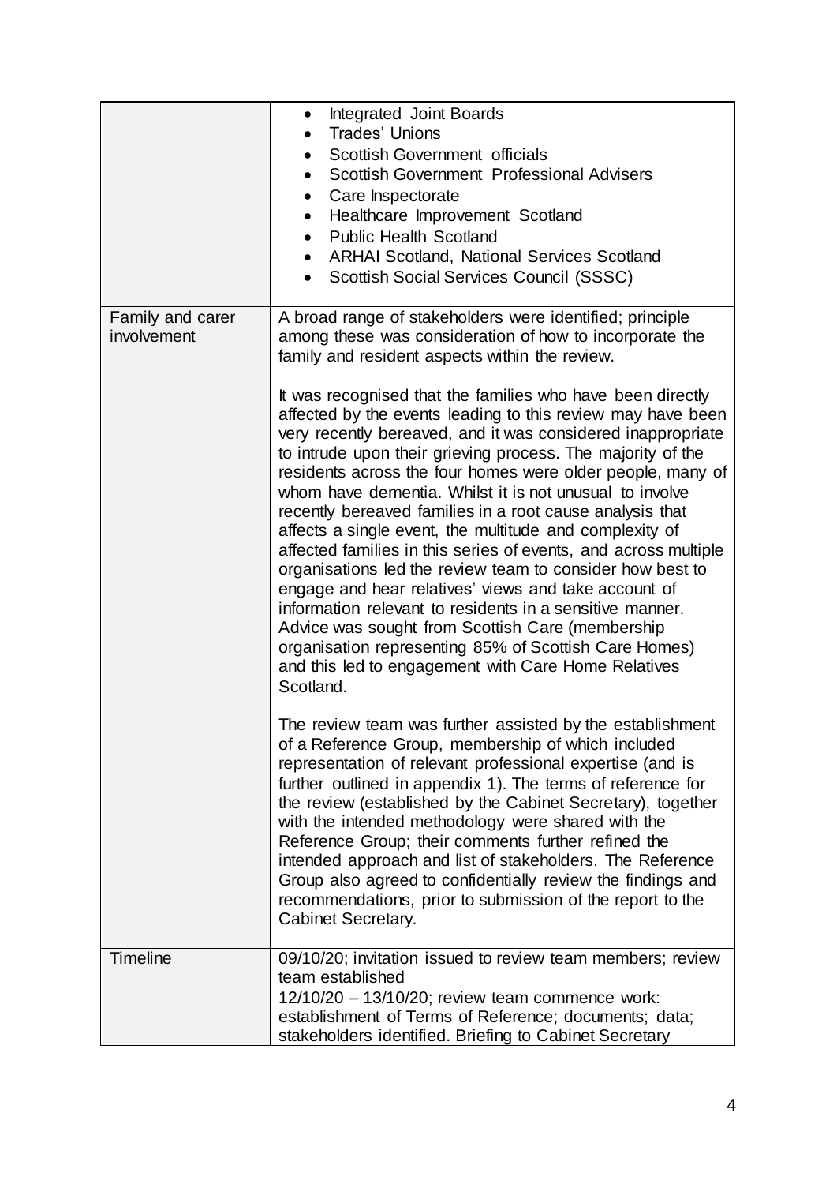| | |
|---|---|
| | • Integrated Joint Boards<br>• Trades' Unions<br>• Scottish Government officials<br>• Scottish Government Professional Advisers<br>• Care Inspectorate<br>• Healthcare Improvement Scotland<br>• Public Health Scotland<br>• ARHAI Scotland, National Services Scotland<br>• Scottish Social Services Council (SSSC) |
| Family and carer involvement | A broad range of stakeholders were identified; principle among these was consideration of how to incorporate the family and resident aspects within the review.<br><br>It was recognised that the families who have been directly affected by the events leading to this review may have been very recently bereaved, and it was considered inappropriate to intrude upon their grieving process. The majority of the residents across the four homes were older people, many of whom have dementia. Whilst it is not unusual to involve recently bereaved families in a root cause analysis that affects a single event, the multitude and complexity of affected families in this series of events, and across multiple organisations led the review team to consider how best to engage and hear relatives' views and take account of information relevant to residents in a sensitive manner. Advice was sought from Scottish Care (membership organisation representing 85% of Scottish Care Homes) and this led to engagement with Care Home Relatives Scotland.<br><br>The review team was further assisted by the establishment of a Reference Group, membership of which included representation of relevant professional expertise (and is further outlined in appendix 1). The terms of reference for the review (established by the Cabinet Secretary), together with the intended methodology were shared with the Reference Group; their comments further refined the intended approach and list of stakeholders. The Reference Group also agreed to confidentially review the findings and recommendations, prior to submission of the report to the Cabinet Secretary. |
| Timeline | 09/10/20; invitation issued to review team members; review team established<br>12/10/20 – 13/10/20; review team commence work: establishment of Terms of Reference; documents; data; stakeholders identified. Briefing to Cabinet Secretary |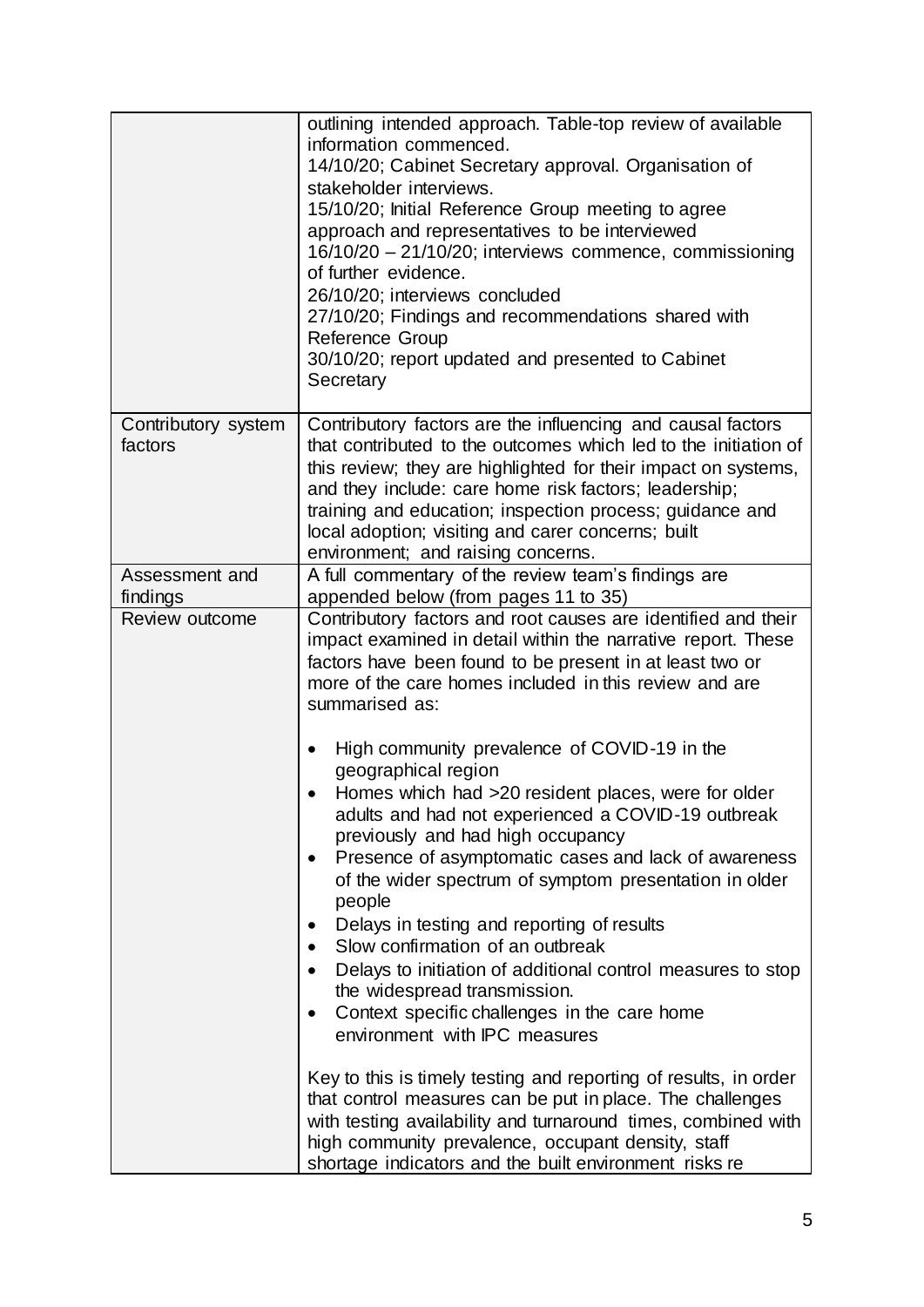| | |
|---|---|
| | outlining intended approach. Table-top review of available information commenced.<br>14/10/20; Cabinet Secretary approval. Organisation of stakeholder interviews.<br>15/10/20; Initial Reference Group meeting to agree approach and representatives to be interviewed<br>16/10/20 – 21/10/20; interviews commence, commissioning of further evidence.<br>26/10/20; interviews concluded<br>27/10/20; Findings and recommendations shared with Reference Group<br>30/10/20; report updated and presented to Cabinet Secretary |
| Contributory system factors | Contributory factors are the influencing and causal factors that contributed to the outcomes which led to the initiation of this review; they are highlighted for their impact on systems, and they include: care home risk factors; leadership; training and education; inspection process; guidance and local adoption; visiting and carer concerns; built environment; and raising concerns. |
| Assessment and findings | A full commentary of the review team's findings are appended below (from pages 11 to 35) |
| Review outcome | Contributory factors and root causes are identified and their impact examined in detail within the narrative report. These factors have been found to be present in at least two or more of the care homes included in this review and are summarised as:<br><br>• High community prevalence of COVID-19 in the geographical region<br>• Homes which had >20 resident places, were for older adults and had not experienced a COVID-19 outbreak previously and had high occupancy<br>• Presence of asymptomatic cases and lack of awareness of the wider spectrum of symptom presentation in older people<br>• Delays in testing and reporting of results<br>• Slow confirmation of an outbreak<br>• Delays to initiation of additional control measures to stop the widespread transmission.<br>• Context specific challenges in the care home environment with IPC measures<br><br>Key to this is timely testing and reporting of results, in order that control measures can be put in place. The challenges with testing availability and turnaround times, combined with high community prevalence, occupant density, staff shortage indicators and the built environment risks re |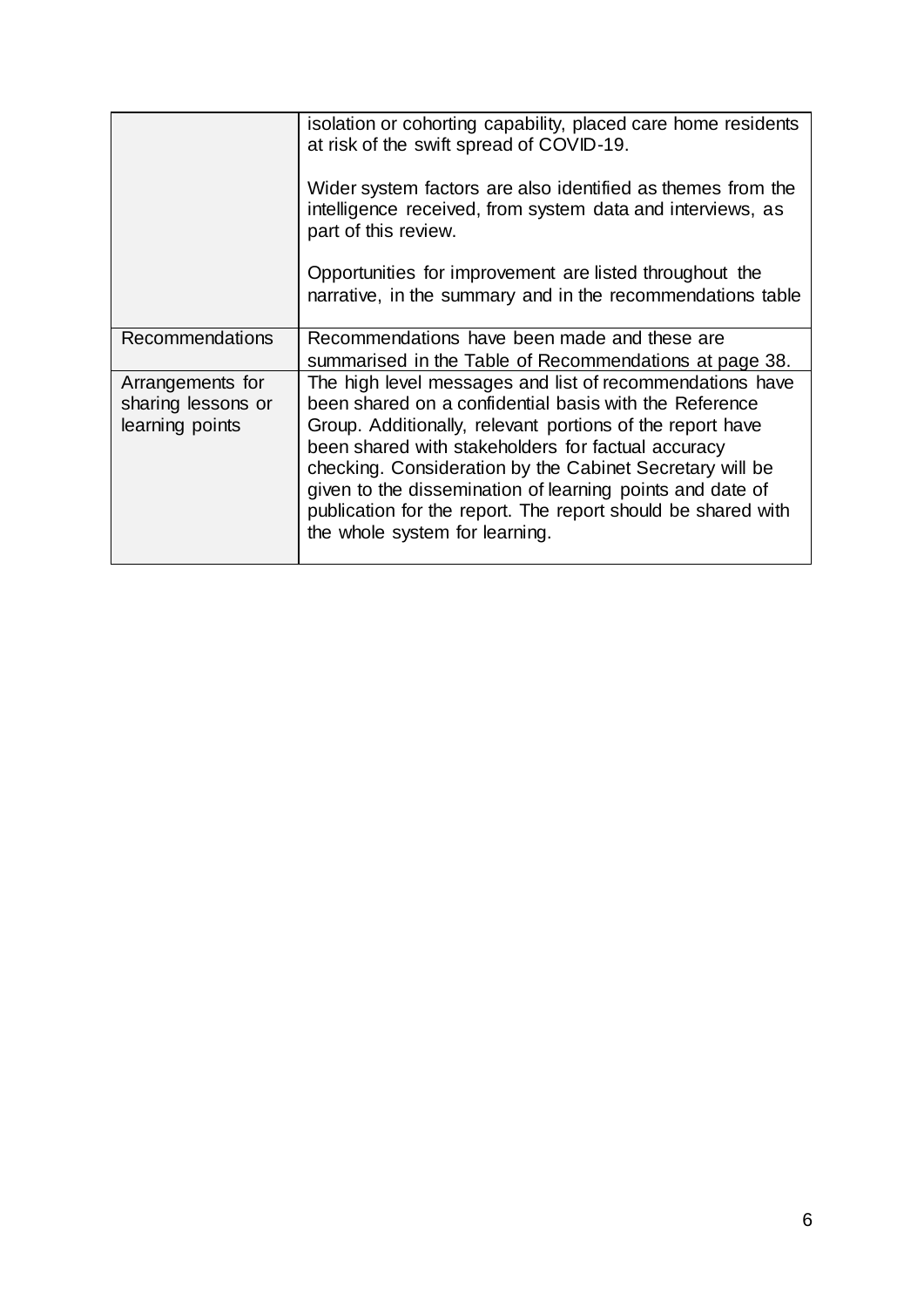| | |
|---|---|
| | isolation or cohorting capability, placed care home residents at risk of the swift spread of COVID-19.<br><br>Wider system factors are also identified as themes from the intelligence received, from system data and interviews, as part of this review.<br><br>Opportunities for improvement are listed throughout the narrative, in the summary and in the recommendations table |
| Recommendations | Recommendations have been made and these are summarised in the Table of Recommendations at page 38. |
| Arrangements for sharing lessons or learning points | The high level messages and list of recommendations have been shared on a confidential basis with the Reference Group. Additionally, relevant portions of the report have been shared with stakeholders for factual accuracy checking. Consideration by the Cabinet Secretary will be given to the dissemination of learning points and date of publication for the report. The report should be shared with the whole system for learning. |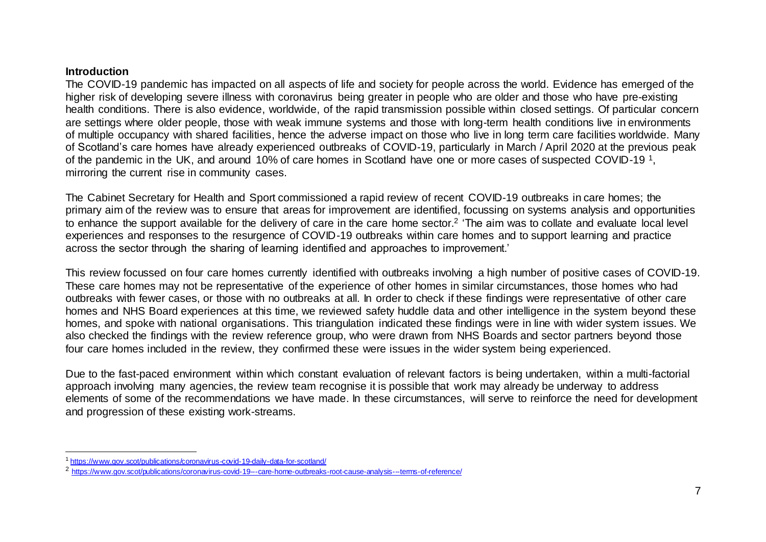## Introduction

The COVID-19 pandemic has impacted on all aspects of life and society for people across the world. Evidence has emerged of the higher risk of developing severe illness with coronavirus being greater in people who are older and those who have pre-existing health conditions. There is also evidence, worldwide, of the rapid transmission possible within closed settings. Of particular concern are settings where older people, those with weak immune systems and those with long-term health conditions live in environments of multiple occupancy with shared facilities, hence the adverse impact on those who live in long term care facilities worldwide. Many of Scotland's care homes have already experienced outbreaks of COVID-19, particularly in March / April 2020 at the previous peak of the pandemic in the UK, and around 10% of care homes in Scotland have one or more cases of suspected COVID-19 [1], mirroring the current rise in community cases.

The Cabinet Secretary for Health and Sport commissioned a rapid review of recent COVID-19 outbreaks in care homes; the primary aim of the review was to ensure that areas for improvement are identified, focussing on systems analysis and opportunities to enhance the support available for the delivery of care in the care home sector.[2] 'The aim was to collate and evaluate local level experiences and responses to the resurgence of COVID-19 outbreaks within care homes and to support learning and practice across the sector through the sharing of learning identified and approaches to improvement.'

This review focussed on four care homes currently identified with outbreaks involving a high number of positive cases of COVID-19. These care homes may not be representative of the experience of other homes in similar circumstances, those homes who had outbreaks with fewer cases, or those with no outbreaks at all. In order to check if these findings were representative of other care homes and NHS Board experiences at this time, we reviewed safety huddle data and other intelligence in the system beyond these homes, and spoke with national organisations. This triangulation indicated these findings were in line with wider system issues. We also checked the findings with the review reference group, who were drawn from NHS Boards and sector partners beyond those four care homes included in the review, they confirmed these were issues in the wider system being experienced.

Due to the fast-paced environment within which constant evaluation of relevant factors is being undertaken, within a multi-factorial approach involving many agencies, the review team recognise it is possible that work may already be underway to address elements of some of the recommendations we have made. In these circumstances, will serve to reinforce the need for development and progression of these existing work-streams.

---

[1] https://www.gov.scot/publications/coronavirus-covid-19-daily-data-for-scotland/

[2] https://www.gov.scot/publications/coronavirus-covid-19---care-home-outbreaks-root-cause-analysis---terms-of-reference/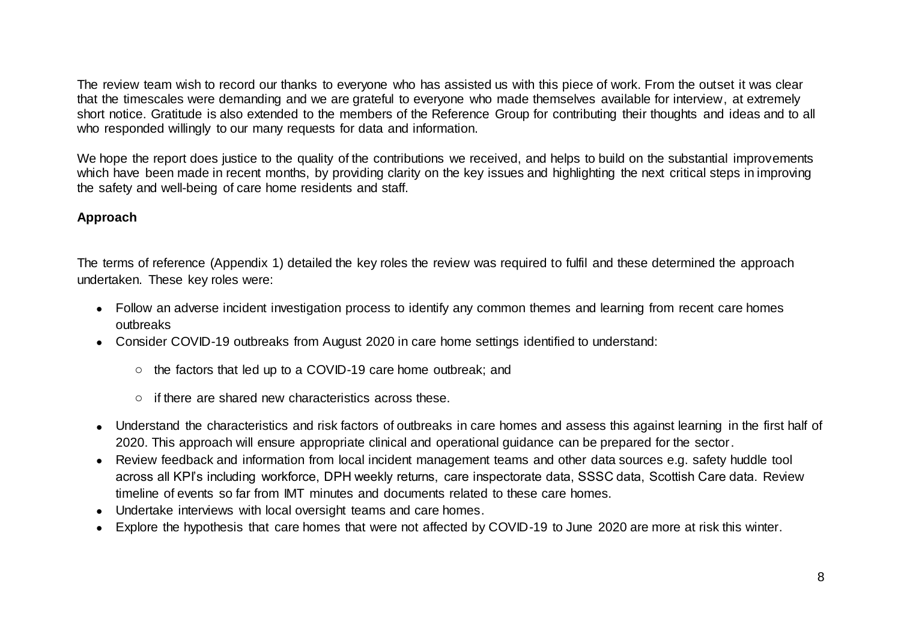The review team wish to record our thanks to everyone who has assisted us with this piece of work. From the outset it was clear that the timescales were demanding and we are grateful to everyone who made themselves available for interview, at extremely short notice. Gratitude is also extended to the members of the Reference Group for contributing their thoughts and ideas and to all who responded willingly to our many requests for data and information.

We hope the report does justice to the quality of the contributions we received, and helps to build on the substantial improvements which have been made in recent months, by providing clarity on the key issues and highlighting the next critical steps in improving the safety and well-being of care home residents and staff.

**Approach**

The terms of reference (Appendix 1) detailed the key roles the review was required to fulfil and these determined the approach undertaken. These key roles were:

- Follow an adverse incident investigation process to identify any common themes and learning from recent care homes outbreaks
- Consider COVID-19 outbreaks from August 2020 in care home settings identified to understand:
  - the factors that led up to a COVID-19 care home outbreak; and
  - if there are shared new characteristics across these.
- Understand the characteristics and risk factors of outbreaks in care homes and assess this against learning in the first half of 2020. This approach will ensure appropriate clinical and operational guidance can be prepared for the sector.
- Review feedback and information from local incident management teams and other data sources e.g. safety huddle tool across all KPI's including workforce, DPH weekly returns, care inspectorate data, SSSC data, Scottish Care data. Review timeline of events so far from IMT minutes and documents related to these care homes.
- Undertake interviews with local oversight teams and care homes.
- Explore the hypothesis that care homes that were not affected by COVID-19 to June 2020 are more at risk this winter.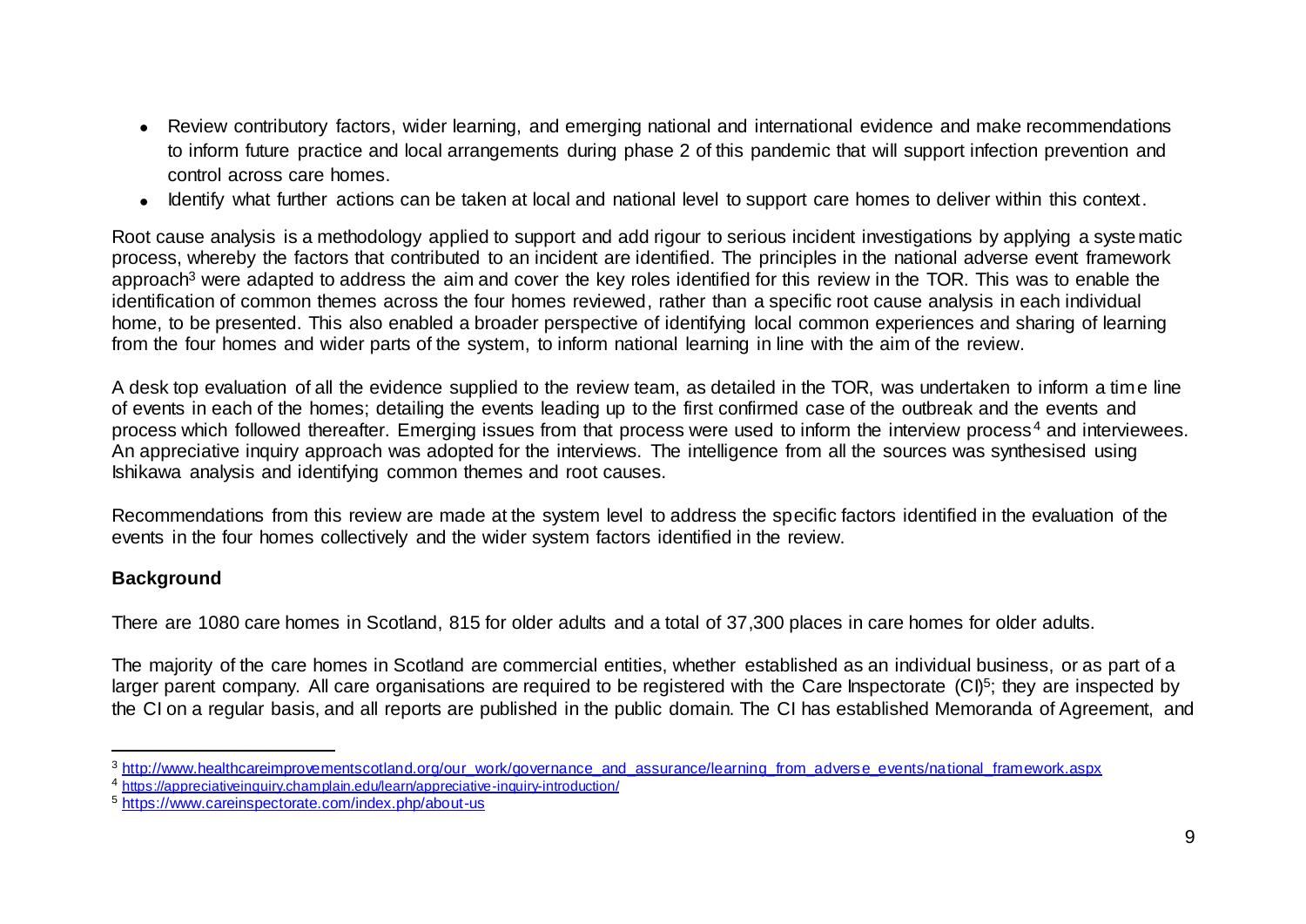- Review contributory factors, wider learning, and emerging national and international evidence and make recommendations to inform future practice and local arrangements during phase 2 of this pandemic that will support infection prevention and control across care homes.
- Identify what further actions can be taken at local and national level to support care homes to deliver within this context.

Root cause analysis is a methodology applied to support and add rigour to serious incident investigations by applying a systematic process, whereby the factors that contributed to an incident are identified. The principles in the national adverse event framework approach[3] were adapted to address the aim and cover the key roles identified for this review in the TOR. This was to enable the identification of common themes across the four homes reviewed, rather than a specific root cause analysis in each individual home, to be presented. This also enabled a broader perspective of identifying local common experiences and sharing of learning from the four homes and wider parts of the system, to inform national learning in line with the aim of the review.

A desk top evaluation of all the evidence supplied to the review team, as detailed in the TOR, was undertaken to inform a time line of events in each of the homes; detailing the events leading up to the first confirmed case of the outbreak and the events and process which followed thereafter. Emerging issues from that process were used to inform the interview process[4] and interviewees. An appreciative inquiry approach was adopted for the interviews. The intelligence from all the sources was synthesised using Ishikawa analysis and identifying common themes and root causes.

Recommendations from this review are made at the system level to address the specific factors identified in the evaluation of the events in the four homes collectively and the wider system factors identified in the review.

**Background**

There are 1080 care homes in Scotland, 815 for older adults and a total of 37,300 places in care homes for older adults.

The majority of the care homes in Scotland are commercial entities, whether established as an individual business, or as part of a larger parent company. All care organisations are required to be registered with the Care Inspectorate (CI)[5]; they are inspected by the CI on a regular basis, and all reports are published in the public domain. The CI has established Memoranda of Agreement, and

---

[3] http://www.healthcareimprovementscotland.org/our_work/governance_and_assurance/learning_from_adverse_events/national_framework.aspx

[4] https://appreciativeinquiry.champlain.edu/learn/appreciative-inquiry-introduction/

[5] https://www.careinspectorate.com/index.php/about-us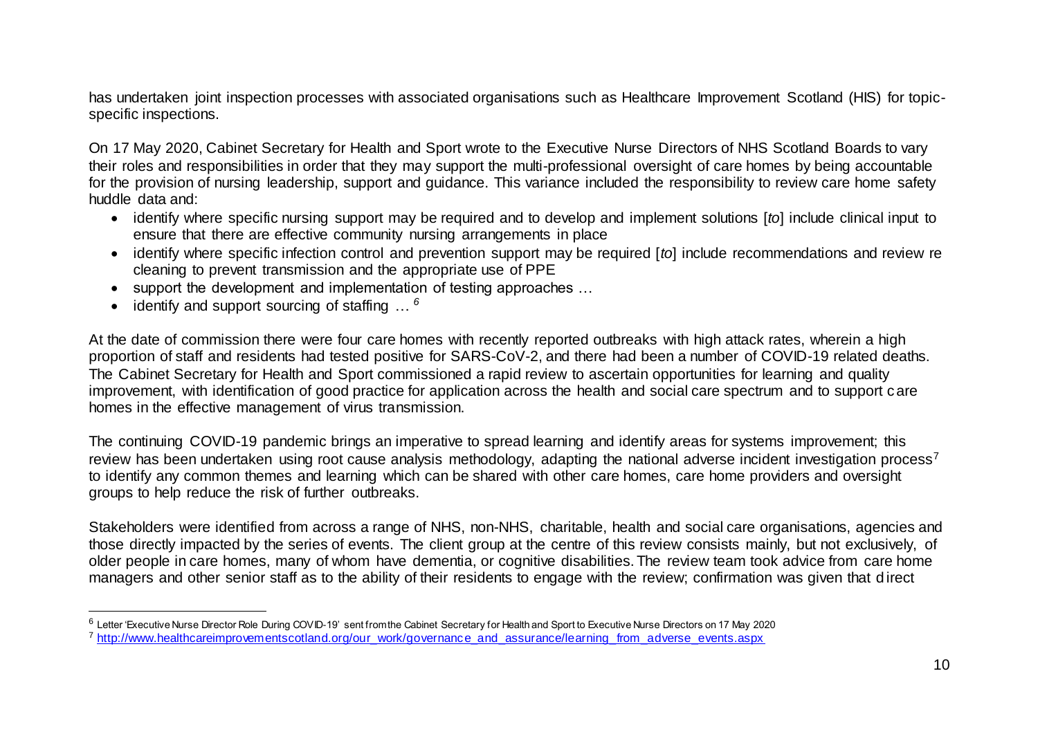has undertaken joint inspection processes with associated organisations such as Healthcare Improvement Scotland (HIS) for topic-specific inspections.

On 17 May 2020, Cabinet Secretary for Health and Sport wrote to the Executive Nurse Directors of NHS Scotland Boards to vary their roles and responsibilities in order that they may support the multi-professional oversight of care homes by being accountable for the provision of nursing leadership, support and guidance. This variance included the responsibility to review care home safety huddle data and:

- identify where specific nursing support may be required and to develop and implement solutions [*to*] include clinical input to ensure that there are effective community nursing arrangements in place
- identify where specific infection control and prevention support may be required [*to*] include recommendations and review re cleaning to prevent transmission and the appropriate use of PPE
- support the development and implementation of testing approaches …
- identify and support sourcing of staffing … [6]

At the date of commission there were four care homes with recently reported outbreaks with high attack rates, wherein a high proportion of staff and residents had tested positive for SARS-CoV-2, and there had been a number of COVID-19 related deaths. The Cabinet Secretary for Health and Sport commissioned a rapid review to ascertain opportunities for learning and quality improvement, with identification of good practice for application across the health and social care spectrum and to support care homes in the effective management of virus transmission.

The continuing COVID-19 pandemic brings an imperative to spread learning and identify areas for systems improvement; this review has been undertaken using root cause analysis methodology, adapting the national adverse incident investigation process[7] to identify any common themes and learning which can be shared with other care homes, care home providers and oversight groups to help reduce the risk of further outbreaks.

Stakeholders were identified from across a range of NHS, non-NHS, charitable, health and social care organisations, agencies and those directly impacted by the series of events. The client group at the centre of this review consists mainly, but not exclusively, of older people in care homes, many of whom have dementia, or cognitive disabilities. The review team took advice from care home managers and other senior staff as to the ability of their residents to engage with the review; confirmation was given that direct

---

[6] Letter 'Executive Nurse Director Role During COVID-19' sent from the Cabinet Secretary for Health and Sport to Executive Nurse Directors on 17 May 2020

[7] http://www.healthcareimprovementscotland.org/our_work/governance_and_assurance/learning_from_adverse_events.aspx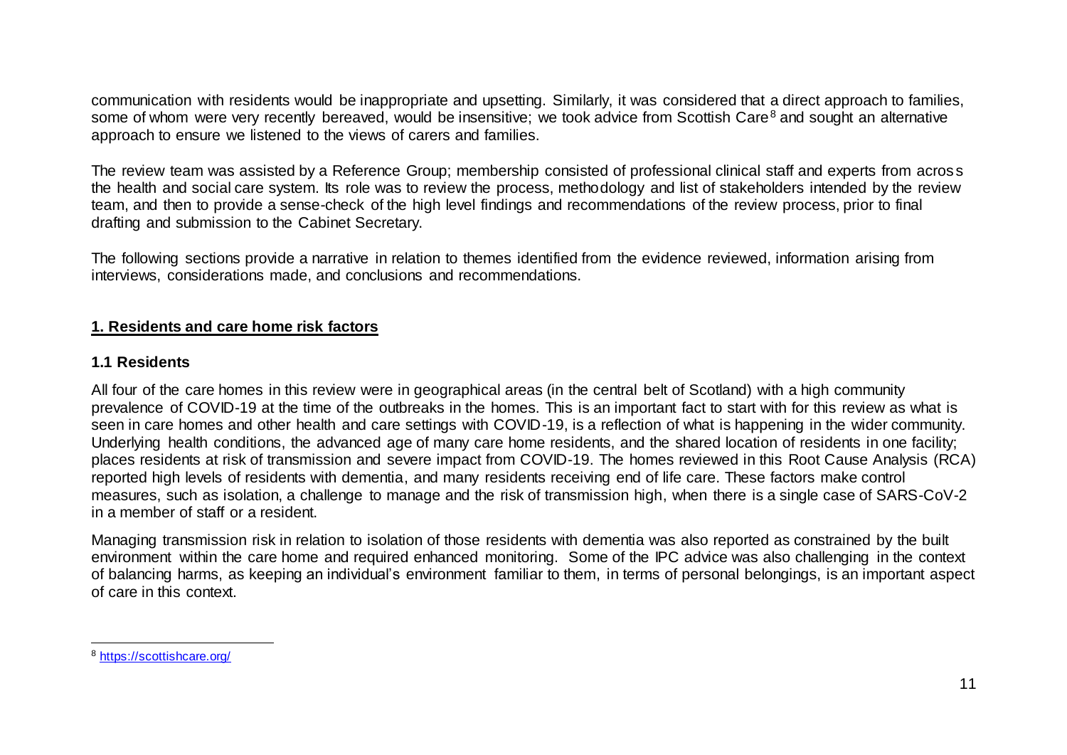communication with residents would be inappropriate and upsetting. Similarly, it was considered that a direct approach to families, some of whom were very recently bereaved, would be insensitive; we took advice from Scottish Care[8] and sought an alternative approach to ensure we listened to the views of carers and families.

The review team was assisted by a Reference Group; membership consisted of professional clinical staff and experts from across the health and social care system. Its role was to review the process, methodology and list of stakeholders intended by the review team, and then to provide a sense-check of the high level findings and recommendations of the review process, prior to final drafting and submission to the Cabinet Secretary.

The following sections provide a narrative in relation to themes identified from the evidence reviewed, information arising from interviews, considerations made, and conclusions and recommendations.

## **1. Residents and care home risk factors**

### 1.1 Residents

All four of the care homes in this review were in geographical areas (in the central belt of Scotland) with a high community prevalence of COVID-19 at the time of the outbreaks in the homes. This is an important fact to start with for this review as what is seen in care homes and other health and care settings with COVID-19, is a reflection of what is happening in the wider community. Underlying health conditions, the advanced age of many care home residents, and the shared location of residents in one facility; places residents at risk of transmission and severe impact from COVID-19. The homes reviewed in this Root Cause Analysis (RCA) reported high levels of residents with dementia, and many residents receiving end of life care. These factors make control measures, such as isolation, a challenge to manage and the risk of transmission high, when there is a single case of SARS-CoV-2 in a member of staff or a resident.

Managing transmission risk in relation to isolation of those residents with dementia was also reported as constrained by the built environment within the care home and required enhanced monitoring. Some of the IPC advice was also challenging in the context of balancing harms, as keeping an individual's environment familiar to them, in terms of personal belongings, is an important aspect of care in this context.

[8] https://scottishcare.org/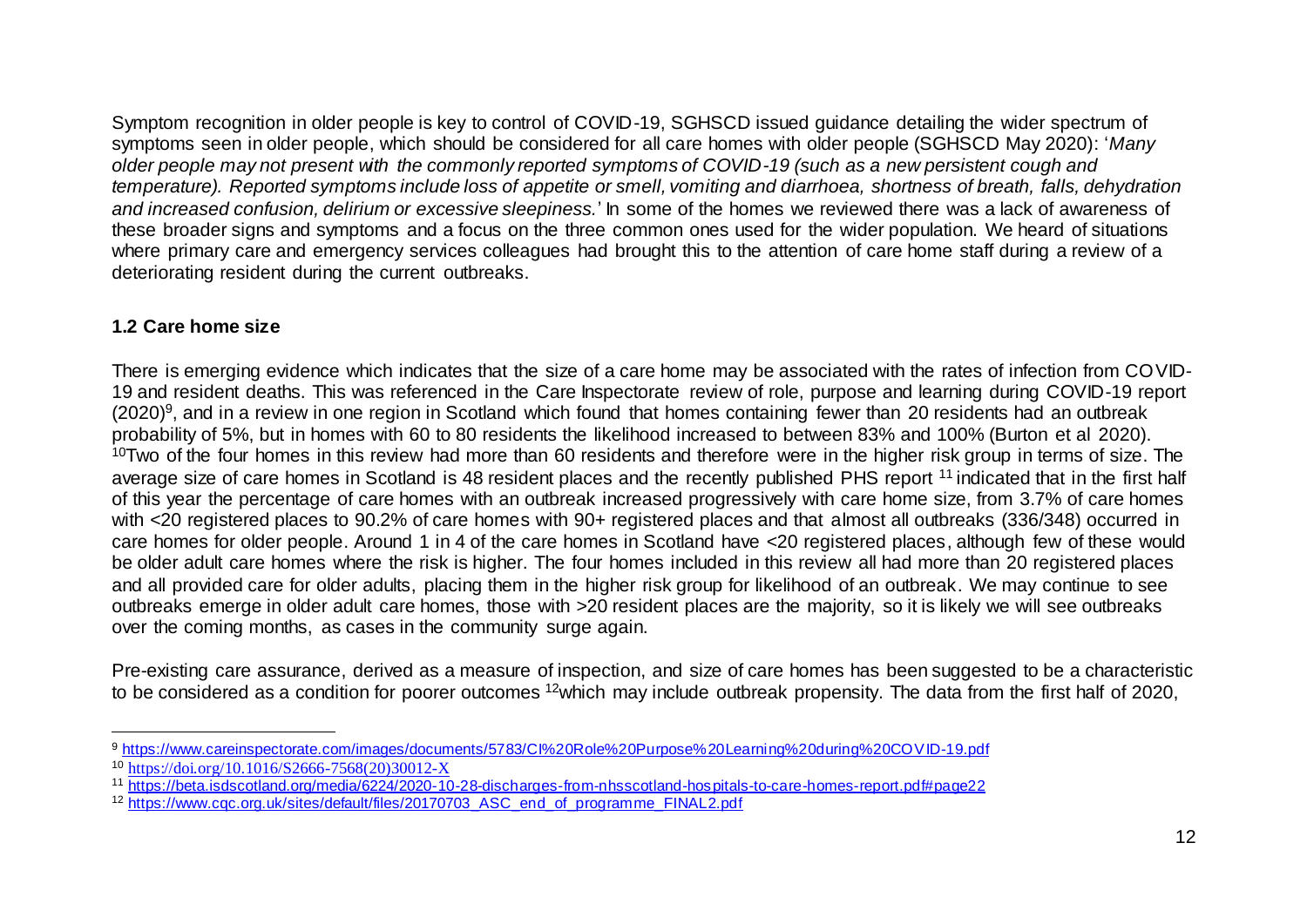Symptom recognition in older people is key to control of COVID-19, SGHSCD issued guidance detailing the wider spectrum of symptoms seen in older people, which should be considered for all care homes with older people (SGHSCD May 2020): '*Many older people may not present with the commonly reported symptoms of COVID-19 (such as a new persistent cough and temperature). Reported symptoms include loss of appetite or smell, vomiting and diarrhoea, shortness of breath, falls, dehydration and increased confusion, delirium or excessive sleepiness.*' In some of the homes we reviewed there was a lack of awareness of these broader signs and symptoms and a focus on the three common ones used for the wider population. We heard of situations where primary care and emergency services colleagues had brought this to the attention of care home staff during a review of a deteriorating resident during the current outbreaks.

### 1.2 Care home size

There is emerging evidence which indicates that the size of a care home may be associated with the rates of infection from COVID-19 and resident deaths. This was referenced in the Care Inspectorate review of role, purpose and learning during COVID-19 report (2020)[9], and in a review in one region in Scotland which found that homes containing fewer than 20 residents had an outbreak probability of 5%, but in homes with 60 to 80 residents the likelihood increased to between 83% and 100% (Burton et al 2020). [10]Two of the four homes in this review had more than 60 residents and therefore were in the higher risk group in terms of size. The average size of care homes in Scotland is 48 resident places and the recently published PHS report [11] indicated that in the first half of this year the percentage of care homes with an outbreak increased progressively with care home size, from 3.7% of care homes with <20 registered places to 90.2% of care homes with 90+ registered places and that almost all outbreaks (336/348) occurred in care homes for older people. Around 1 in 4 of the care homes in Scotland have <20 registered places, although few of these would be older adult care homes where the risk is higher. The four homes included in this review all had more than 20 registered places and all provided care for older adults, placing them in the higher risk group for likelihood of an outbreak. We may continue to see outbreaks emerge in older adult care homes, those with >20 resident places are the majority, so it is likely we will see outbreaks over the coming months, as cases in the community surge again.

Pre-existing care assurance, derived as a measure of inspection, and size of care homes has been suggested to be a characteristic to be considered as a condition for poorer outcomes [12]which may include outbreak propensity. The data from the first half of 2020,

[9] https://www.careinspectorate.com/images/documents/5783/CI%20Role%20Purpose%20Learning%20during%20COVID-19.pdf

[10] https://doi.org/10.1016/S2666-7568(20)30012-X

[11] https://beta.isdscotland.org/media/6224/2020-10-28-discharges-from-nhsscotland-hospitals-to-care-homes-report.pdf#page22

[12] https://www.cqc.org.uk/sites/default/files/20170703_ASC_end_of_programme_FINAL2.pdf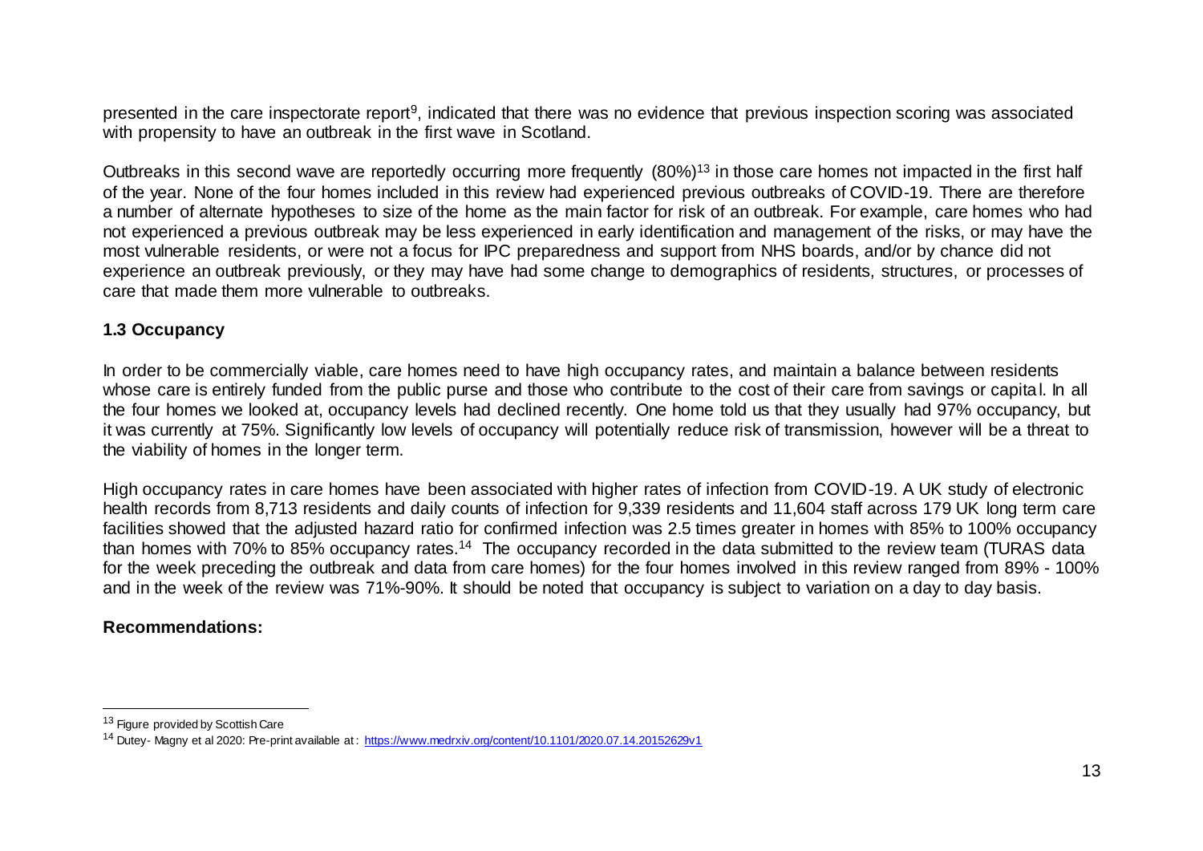presented in the care inspectorate report[9], indicated that there was no evidence that previous inspection scoring was associated with propensity to have an outbreak in the first wave in Scotland.

Outbreaks in this second wave are reportedly occurring more frequently (80%)[13] in those care homes not impacted in the first half of the year. None of the four homes included in this review had experienced previous outbreaks of COVID-19. There are therefore a number of alternate hypotheses to size of the home as the main factor for risk of an outbreak. For example, care homes who had not experienced a previous outbreak may be less experienced in early identification and management of the risks, or may have the most vulnerable residents, or were not a focus for IPC preparedness and support from NHS boards, and/or by chance did not experience an outbreak previously, or they may have had some change to demographics of residents, structures, or processes of care that made them more vulnerable to outbreaks.

### 1.3 Occupancy

In order to be commercially viable, care homes need to have high occupancy rates, and maintain a balance between residents whose care is entirely funded from the public purse and those who contribute to the cost of their care from savings or capital. In all the four homes we looked at, occupancy levels had declined recently. One home told us that they usually had 97% occupancy, but it was currently at 75%. Significantly low levels of occupancy will potentially reduce risk of transmission, however will be a threat to the viability of homes in the longer term.

High occupancy rates in care homes have been associated with higher rates of infection from COVID-19. A UK study of electronic health records from 8,713 residents and daily counts of infection for 9,339 residents and 11,604 staff across 179 UK long term care facilities showed that the adjusted hazard ratio for confirmed infection was 2.5 times greater in homes with 85% to 100% occupancy than homes with 70% to 85% occupancy rates.[14] The occupancy recorded in the data submitted to the review team (TURAS data for the week preceding the outbreak and data from care homes) for the four homes involved in this review ranged from 89% - 100% and in the week of the review was 71%-90%. It should be noted that occupancy is subject to variation on a day to day basis.

**Recommendations:**

---

[13] Figure provided by Scottish Care

[14] Dutey- Magny et al 2020: Pre-print available at: https://www.medrxiv.org/content/10.1101/2020.07.14.20152629v1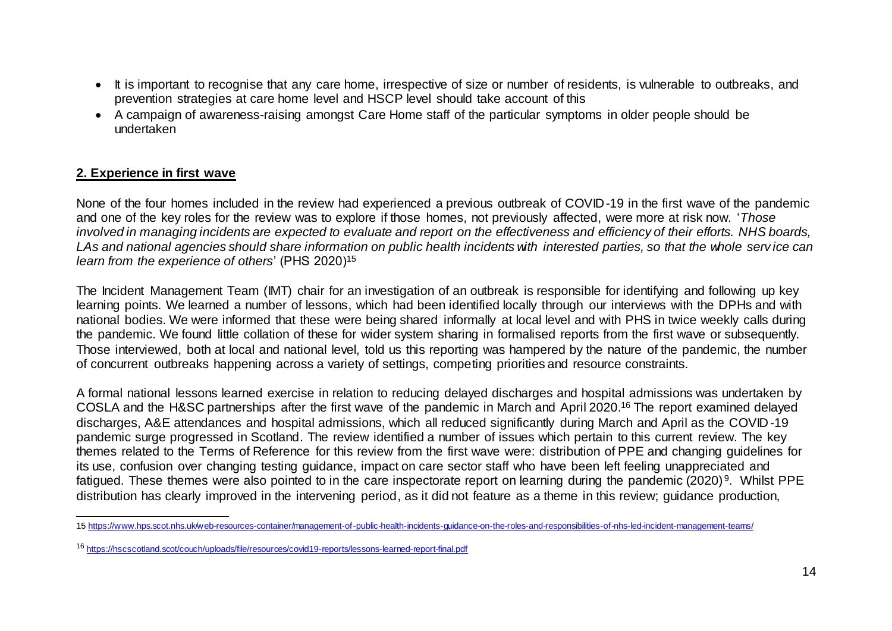- It is important to recognise that any care home, irrespective of size or number of residents, is vulnerable to outbreaks, and prevention strategies at care home level and HSCP level should take account of this
- A campaign of awareness-raising amongst Care Home staff of the particular symptoms in older people should be undertaken

## **2. Experience in first wave**

None of the four homes included in the review had experienced a previous outbreak of COVID-19 in the first wave of the pandemic and one of the key roles for the review was to explore if those homes, not previously affected, were more at risk now. '*Those involved in managing incidents are expected to evaluate and report on the effectiveness and efficiency of their efforts. NHS boards, LAs and national agencies should share information on public health incidents with interested parties, so that the whole service can learn from the experience of others*' (PHS 2020)[15]

The Incident Management Team (IMT) chair for an investigation of an outbreak is responsible for identifying and following up key learning points. We learned a number of lessons, which had been identified locally through our interviews with the DPHs and with national bodies. We were informed that these were being shared informally at local level and with PHS in twice weekly calls during the pandemic. We found little collation of these for wider system sharing in formalised reports from the first wave or subsequently. Those interviewed, both at local and national level, told us this reporting was hampered by the nature of the pandemic, the number of concurrent outbreaks happening across a variety of settings, competing priorities and resource constraints.

A formal national lessons learned exercise in relation to reducing delayed discharges and hospital admissions was undertaken by COSLA and the H&SC partnerships after the first wave of the pandemic in March and April 2020.[16] The report examined delayed discharges, A&E attendances and hospital admissions, which all reduced significantly during March and April as the COVID-19 pandemic surge progressed in Scotland. The review identified a number of issues which pertain to this current review. The key themes related to the Terms of Reference for this review from the first wave were: distribution of PPE and changing guidelines for its use, confusion over changing testing guidance, impact on care sector staff who have been left feeling unappreciated and fatigued. These themes were also pointed to in the care inspectorate report on learning during the pandemic (2020)[9]. Whilst PPE distribution has clearly improved in the intervening period, as it did not feature as a theme in this review; guidance production,

---

15 https://www.hps.scot.nhs.uk/web-resources-container/management-of-public-health-incidents-guidance-on-the-roles-and-responsibilities-of-nhs-led-incident-management-teams/

16 https://hscscotland.scot/couch/uploads/file/resources/covid19-reports/lessons-learned-report-final.pdf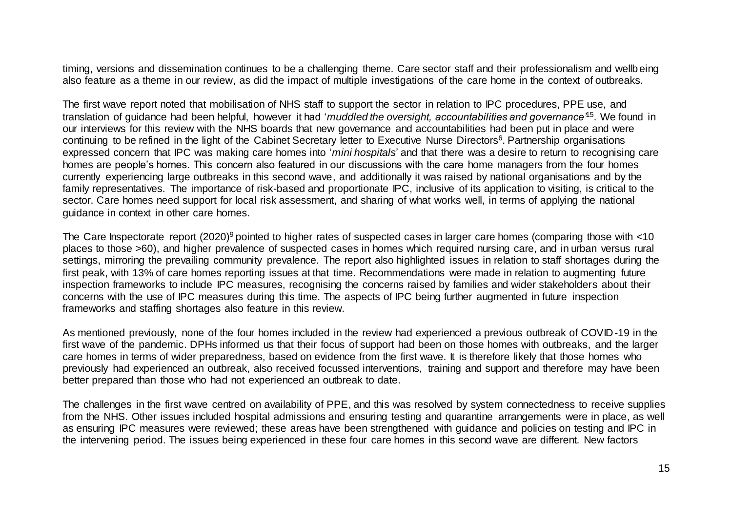timing, versions and dissemination continues to be a challenging theme. Care sector staff and their professionalism and wellbeing also feature as a theme in our review, as did the impact of multiple investigations of the care home in the context of outbreaks.

The first wave report noted that mobilisation of NHS staff to support the sector in relation to IPC procedures, PPE use, and translation of guidance had been helpful, however it had '*muddled the oversight, accountabilities and governance*'[15]. We found in our interviews for this review with the NHS boards that new governance and accountabilities had been put in place and were continuing to be refined in the light of the Cabinet Secretary letter to Executive Nurse Directors[6]. Partnership organisations expressed concern that IPC was making care homes into '*mini hospitals*' and that there was a desire to return to recognising care homes are people's homes. This concern also featured in our discussions with the care home managers from the four homes currently experiencing large outbreaks in this second wave, and additionally it was raised by national organisations and by the family representatives. The importance of risk-based and proportionate IPC, inclusive of its application to visiting, is critical to the sector. Care homes need support for local risk assessment, and sharing of what works well, in terms of applying the national guidance in context in other care homes.

The Care Inspectorate report (2020)[9] pointed to higher rates of suspected cases in larger care homes (comparing those with <10 places to those >60), and higher prevalence of suspected cases in homes which required nursing care, and in urban versus rural settings, mirroring the prevailing community prevalence. The report also highlighted issues in relation to staff shortages during the first peak, with 13% of care homes reporting issues at that time. Recommendations were made in relation to augmenting future inspection frameworks to include IPC measures, recognising the concerns raised by families and wider stakeholders about their concerns with the use of IPC measures during this time. The aspects of IPC being further augmented in future inspection frameworks and staffing shortages also feature in this review.

As mentioned previously, none of the four homes included in the review had experienced a previous outbreak of COVID-19 in the first wave of the pandemic. DPHs informed us that their focus of support had been on those homes with outbreaks, and the larger care homes in terms of wider preparedness, based on evidence from the first wave. It is therefore likely that those homes who previously had experienced an outbreak, also received focussed interventions, training and support and therefore may have been better prepared than those who had not experienced an outbreak to date.

The challenges in the first wave centred on availability of PPE, and this was resolved by system connectedness to receive supplies from the NHS. Other issues included hospital admissions and ensuring testing and quarantine arrangements were in place, as well as ensuring IPC measures were reviewed; these areas have been strengthened with guidance and policies on testing and IPC in the intervening period. The issues being experienced in these four care homes in this second wave are different. New factors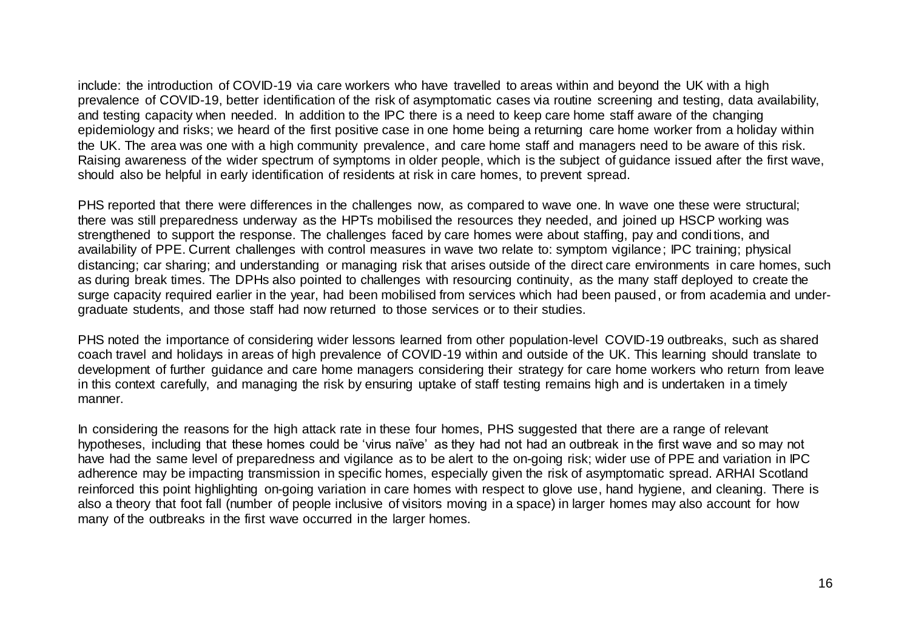include: the introduction of COVID-19 via care workers who have travelled to areas within and beyond the UK with a high prevalence of COVID-19, better identification of the risk of asymptomatic cases via routine screening and testing, data availability, and testing capacity when needed. In addition to the IPC there is a need to keep care home staff aware of the changing epidemiology and risks; we heard of the first positive case in one home being a returning care home worker from a holiday within the UK. The area was one with a high community prevalence, and care home staff and managers need to be aware of this risk. Raising awareness of the wider spectrum of symptoms in older people, which is the subject of guidance issued after the first wave, should also be helpful in early identification of residents at risk in care homes, to prevent spread.

PHS reported that there were differences in the challenges now, as compared to wave one. In wave one these were structural; there was still preparedness underway as the HPTs mobilised the resources they needed, and joined up HSCP working was strengthened to support the response. The challenges faced by care homes were about staffing, pay and conditions, and availability of PPE. Current challenges with control measures in wave two relate to: symptom vigilance; IPC training; physical distancing; car sharing; and understanding or managing risk that arises outside of the direct care environments in care homes, such as during break times. The DPHs also pointed to challenges with resourcing continuity, as the many staff deployed to create the surge capacity required earlier in the year, had been mobilised from services which had been paused, or from academia and under-graduate students, and those staff had now returned to those services or to their studies.

PHS noted the importance of considering wider lessons learned from other population-level COVID-19 outbreaks, such as shared coach travel and holidays in areas of high prevalence of COVID-19 within and outside of the UK. This learning should translate to development of further guidance and care home managers considering their strategy for care home workers who return from leave in this context carefully, and managing the risk by ensuring uptake of staff testing remains high and is undertaken in a timely manner.

In considering the reasons for the high attack rate in these four homes, PHS suggested that there are a range of relevant hypotheses, including that these homes could be 'virus naïve' as they had not had an outbreak in the first wave and so may not have had the same level of preparedness and vigilance as to be alert to the on-going risk; wider use of PPE and variation in IPC adherence may be impacting transmission in specific homes, especially given the risk of asymptomatic spread. ARHAI Scotland reinforced this point highlighting on-going variation in care homes with respect to glove use, hand hygiene, and cleaning. There is also a theory that foot fall (number of people inclusive of visitors moving in a space) in larger homes may also account for how many of the outbreaks in the first wave occurred in the larger homes.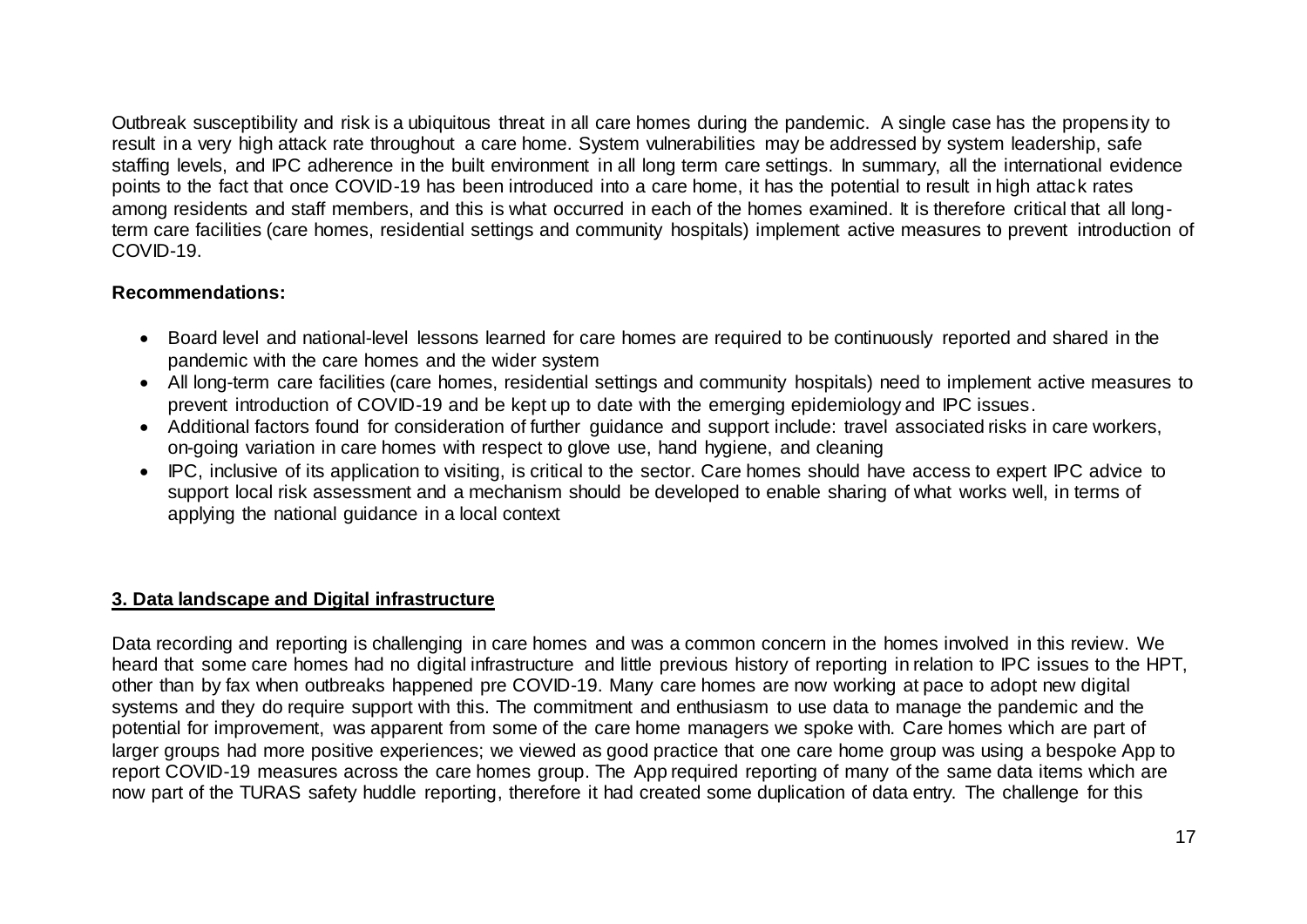Outbreak susceptibility and risk is a ubiquitous threat in all care homes during the pandemic. A single case has the propensity to result in a very high attack rate throughout a care home. System vulnerabilities may be addressed by system leadership, safe staffing levels, and IPC adherence in the built environment in all long term care settings. In summary, all the international evidence points to the fact that once COVID-19 has been introduced into a care home, it has the potential to result in high attack rates among residents and staff members, and this is what occurred in each of the homes examined. It is therefore critical that all long-term care facilities (care homes, residential settings and community hospitals) implement active measures to prevent introduction of COVID-19.

**Recommendations:**

- Board level and national-level lessons learned for care homes are required to be continuously reported and shared in the pandemic with the care homes and the wider system
- All long-term care facilities (care homes, residential settings and community hospitals) need to implement active measures to prevent introduction of COVID-19 and be kept up to date with the emerging epidemiology and IPC issues.
- Additional factors found for consideration of further guidance and support include: travel associated risks in care workers, on-going variation in care homes with respect to glove use, hand hygiene, and cleaning
- IPC, inclusive of its application to visiting, is critical to the sector. Care homes should have access to expert IPC advice to support local risk assessment and a mechanism should be developed to enable sharing of what works well, in terms of applying the national guidance in a local context

## 3. Data landscape and Digital infrastructure

Data recording and reporting is challenging in care homes and was a common concern in the homes involved in this review. We heard that some care homes had no digital infrastructure and little previous history of reporting in relation to IPC issues to the HPT, other than by fax when outbreaks happened pre COVID-19. Many care homes are now working at pace to adopt new digital systems and they do require support with this. The commitment and enthusiasm to use data to manage the pandemic and the potential for improvement, was apparent from some of the care home managers we spoke with. Care homes which are part of larger groups had more positive experiences; we viewed as good practice that one care home group was using a bespoke App to report COVID-19 measures across the care homes group. The App required reporting of many of the same data items which are now part of the TURAS safety huddle reporting, therefore it had created some duplication of data entry. The challenge for this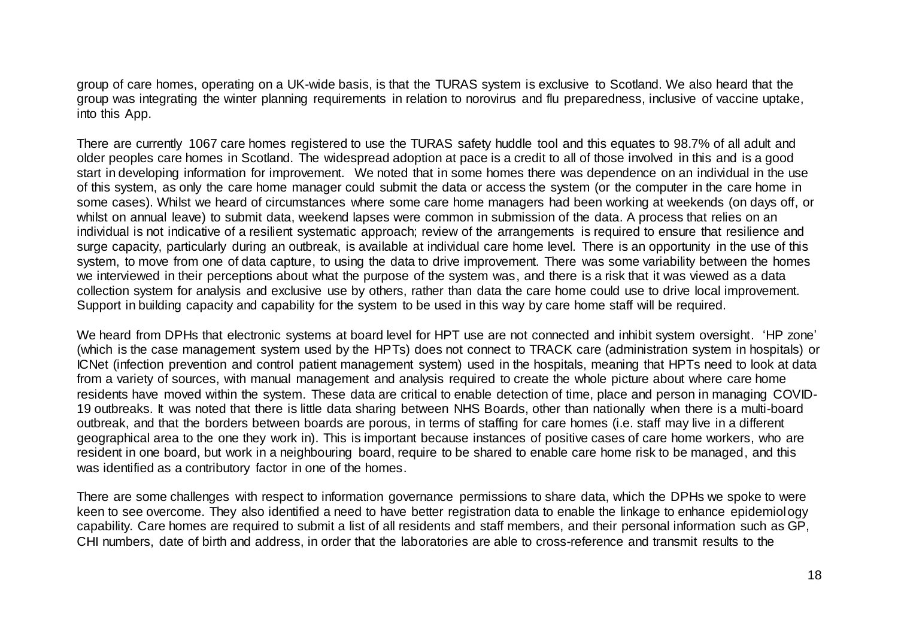group of care homes, operating on a UK-wide basis, is that the TURAS system is exclusive to Scotland. We also heard that the group was integrating the winter planning requirements in relation to norovirus and flu preparedness, inclusive of vaccine uptake, into this App.

There are currently 1067 care homes registered to use the TURAS safety huddle tool and this equates to 98.7% of all adult and older peoples care homes in Scotland. The widespread adoption at pace is a credit to all of those involved in this and is a good start in developing information for improvement. We noted that in some homes there was dependence on an individual in the use of this system, as only the care home manager could submit the data or access the system (or the computer in the care home in some cases). Whilst we heard of circumstances where some care home managers had been working at weekends (on days off, or whilst on annual leave) to submit data, weekend lapses were common in submission of the data. A process that relies on an individual is not indicative of a resilient systematic approach; review of the arrangements is required to ensure that resilience and surge capacity, particularly during an outbreak, is available at individual care home level. There is an opportunity in the use of this system, to move from one of data capture, to using the data to drive improvement. There was some variability between the homes we interviewed in their perceptions about what the purpose of the system was, and there is a risk that it was viewed as a data collection system for analysis and exclusive use by others, rather than data the care home could use to drive local improvement. Support in building capacity and capability for the system to be used in this way by care home staff will be required.

We heard from DPHs that electronic systems at board level for HPT use are not connected and inhibit system oversight. 'HP zone' (which is the case management system used by the HPTs) does not connect to TRACK care (administration system in hospitals) or ICNet (infection prevention and control patient management system) used in the hospitals, meaning that HPTs need to look at data from a variety of sources, with manual management and analysis required to create the whole picture about where care home residents have moved within the system. These data are critical to enable detection of time, place and person in managing COVID-19 outbreaks. It was noted that there is little data sharing between NHS Boards, other than nationally when there is a multi-board outbreak, and that the borders between boards are porous, in terms of staffing for care homes (i.e. staff may live in a different geographical area to the one they work in). This is important because instances of positive cases of care home workers, who are resident in one board, but work in a neighbouring board, require to be shared to enable care home risk to be managed, and this was identified as a contributory factor in one of the homes.

There are some challenges with respect to information governance permissions to share data, which the DPHs we spoke to were keen to see overcome. They also identified a need to have better registration data to enable the linkage to enhance epidemiology capability. Care homes are required to submit a list of all residents and staff members, and their personal information such as GP, CHI numbers, date of birth and address, in order that the laboratories are able to cross-reference and transmit results to the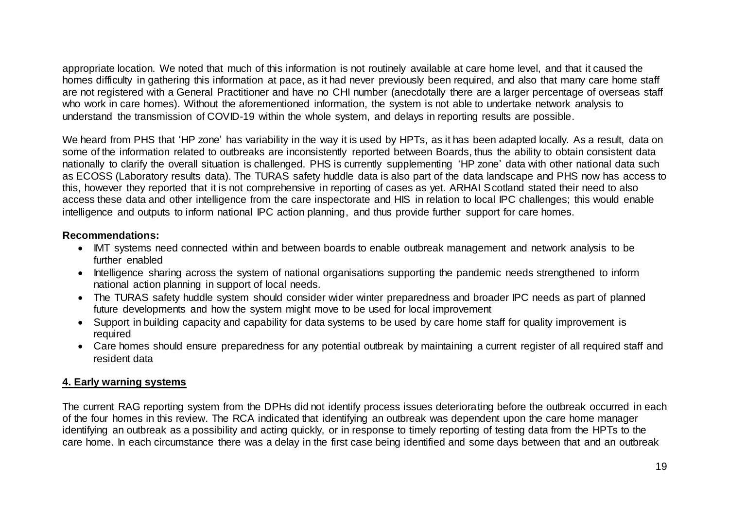appropriate location. We noted that much of this information is not routinely available at care home level, and that it caused the homes difficulty in gathering this information at pace, as it had never previously been required, and also that many care home staff are not registered with a General Practitioner and have no CHI number (anecdotally there are a larger percentage of overseas staff who work in care homes). Without the aforementioned information, the system is not able to undertake network analysis to understand the transmission of COVID-19 within the whole system, and delays in reporting results are possible.

We heard from PHS that 'HP zone' has variability in the way it is used by HPTs, as it has been adapted locally. As a result, data on some of the information related to outbreaks are inconsistently reported between Boards, thus the ability to obtain consistent data nationally to clarify the overall situation is challenged. PHS is currently supplementing 'HP zone' data with other national data such as ECOSS (Laboratory results data). The TURAS safety huddle data is also part of the data landscape and PHS now has access to this, however they reported that it is not comprehensive in reporting of cases as yet. ARHAI Scotland stated their need to also access these data and other intelligence from the care inspectorate and HIS in relation to local IPC challenges; this would enable intelligence and outputs to inform national IPC action planning, and thus provide further support for care homes.

**Recommendations:**

- IMT systems need connected within and between boards to enable outbreak management and network analysis to be further enabled
- Intelligence sharing across the system of national organisations supporting the pandemic needs strengthened to inform national action planning in support of local needs.
- The TURAS safety huddle system should consider wider winter preparedness and broader IPC needs as part of planned future developments and how the system might move to be used for local improvement
- Support in building capacity and capability for data systems to be used by care home staff for quality improvement is required
- Care homes should ensure preparedness for any potential outbreak by maintaining a current register of all required staff and resident data

## 4. Early warning systems

The current RAG reporting system from the DPHs did not identify process issues deteriorating before the outbreak occurred in each of the four homes in this review. The RCA indicated that identifying an outbreak was dependent upon the care home manager identifying an outbreak as a possibility and acting quickly, or in response to timely reporting of testing data from the HPTs to the care home. In each circumstance there was a delay in the first case being identified and some days between that and an outbreak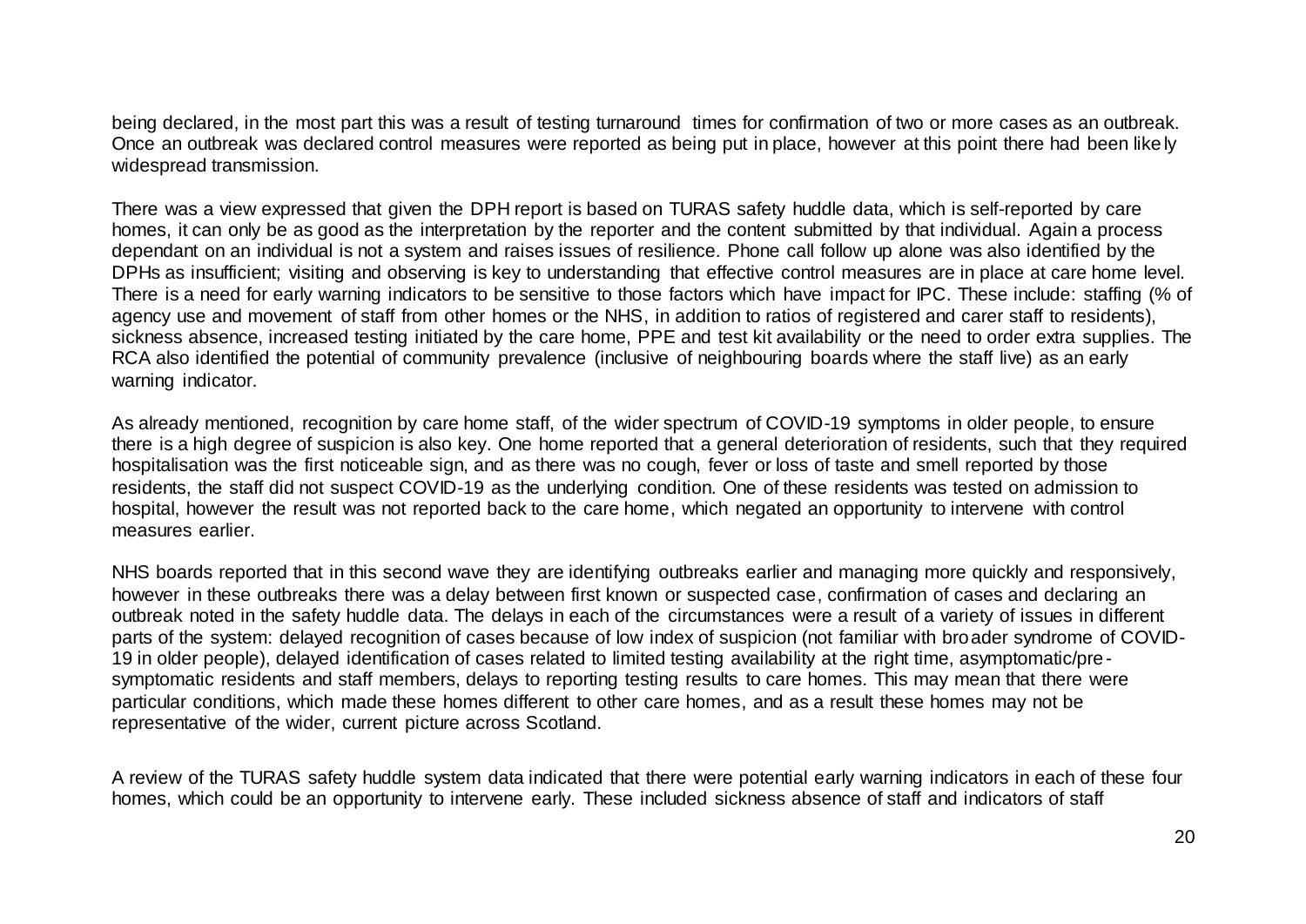being declared, in the most part this was a result of testing turnaround times for confirmation of two or more cases as an outbreak. Once an outbreak was declared control measures were reported as being put in place, however at this point there had been likely widespread transmission.

There was a view expressed that given the DPH report is based on TURAS safety huddle data, which is self-reported by care homes, it can only be as good as the interpretation by the reporter and the content submitted by that individual. Again a process dependant on an individual is not a system and raises issues of resilience. Phone call follow up alone was also identified by the DPHs as insufficient; visiting and observing is key to understanding that effective control measures are in place at care home level. There is a need for early warning indicators to be sensitive to those factors which have impact for IPC. These include: staffing (% of agency use and movement of staff from other homes or the NHS, in addition to ratios of registered and carer staff to residents), sickness absence, increased testing initiated by the care home, PPE and test kit availability or the need to order extra supplies. The RCA also identified the potential of community prevalence (inclusive of neighbouring boards where the staff live) as an early warning indicator.

As already mentioned, recognition by care home staff, of the wider spectrum of COVID-19 symptoms in older people, to ensure there is a high degree of suspicion is also key. One home reported that a general deterioration of residents, such that they required hospitalisation was the first noticeable sign, and as there was no cough, fever or loss of taste and smell reported by those residents, the staff did not suspect COVID-19 as the underlying condition. One of these residents was tested on admission to hospital, however the result was not reported back to the care home, which negated an opportunity to intervene with control measures earlier.

NHS boards reported that in this second wave they are identifying outbreaks earlier and managing more quickly and responsively, however in these outbreaks there was a delay between first known or suspected case, confirmation of cases and declaring an outbreak noted in the safety huddle data. The delays in each of the circumstances were a result of a variety of issues in different parts of the system: delayed recognition of cases because of low index of suspicion (not familiar with broader syndrome of COVID-19 in older people), delayed identification of cases related to limited testing availability at the right time, asymptomatic/pre-symptomatic residents and staff members, delays to reporting testing results to care homes. This may mean that there were particular conditions, which made these homes different to other care homes, and as a result these homes may not be representative of the wider, current picture across Scotland.

A review of the TURAS safety huddle system data indicated that there were potential early warning indicators in each of these four homes, which could be an opportunity to intervene early. These included sickness absence of staff and indicators of staff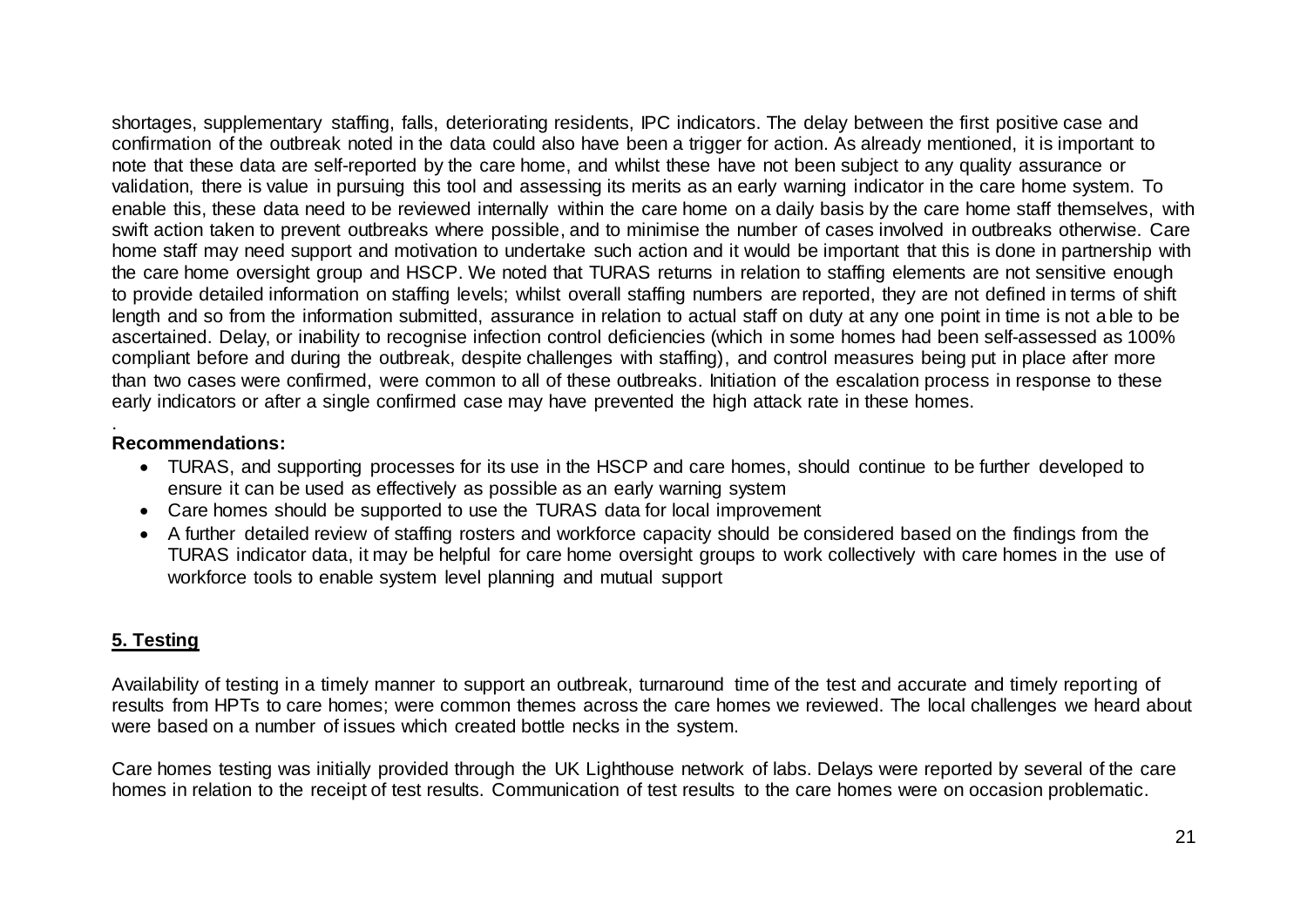shortages, supplementary staffing, falls, deteriorating residents, IPC indicators. The delay between the first positive case and confirmation of the outbreak noted in the data could also have been a trigger for action. As already mentioned, it is important to note that these data are self-reported by the care home, and whilst these have not been subject to any quality assurance or validation, there is value in pursuing this tool and assessing its merits as an early warning indicator in the care home system. To enable this, these data need to be reviewed internally within the care home on a daily basis by the care home staff themselves, with swift action taken to prevent outbreaks where possible, and to minimise the number of cases involved in outbreaks otherwise. Care home staff may need support and motivation to undertake such action and it would be important that this is done in partnership with the care home oversight group and HSCP. We noted that TURAS returns in relation to staffing elements are not sensitive enough to provide detailed information on staffing levels; whilst overall staffing numbers are reported, they are not defined in terms of shift length and so from the information submitted, assurance in relation to actual staff on duty at any one point in time is not able to be ascertained. Delay, or inability to recognise infection control deficiencies (which in some homes had been self-assessed as 100% compliant before and during the outbreak, despite challenges with staffing), and control measures being put in place after more than two cases were confirmed, were common to all of these outbreaks. Initiation of the escalation process in response to these early indicators or after a single confirmed case may have prevented the high attack rate in these homes.

.
**Recommendations:**

- TURAS, and supporting processes for its use in the HSCP and care homes, should continue to be further developed to ensure it can be used as effectively as possible as an early warning system
- Care homes should be supported to use the TURAS data for local improvement
- A further detailed review of staffing rosters and workforce capacity should be considered based on the findings from the TURAS indicator data, it may be helpful for care home oversight groups to work collectively with care homes in the use of workforce tools to enable system level planning and mutual support

## 5. Testing

Availability of testing in a timely manner to support an outbreak, turnaround time of the test and accurate and timely reporting of results from HPTs to care homes; were common themes across the care homes we reviewed. The local challenges we heard about were based on a number of issues which created bottle necks in the system.

Care homes testing was initially provided through the UK Lighthouse network of labs. Delays were reported by several of the care homes in relation to the receipt of test results. Communication of test results to the care homes were on occasion problematic.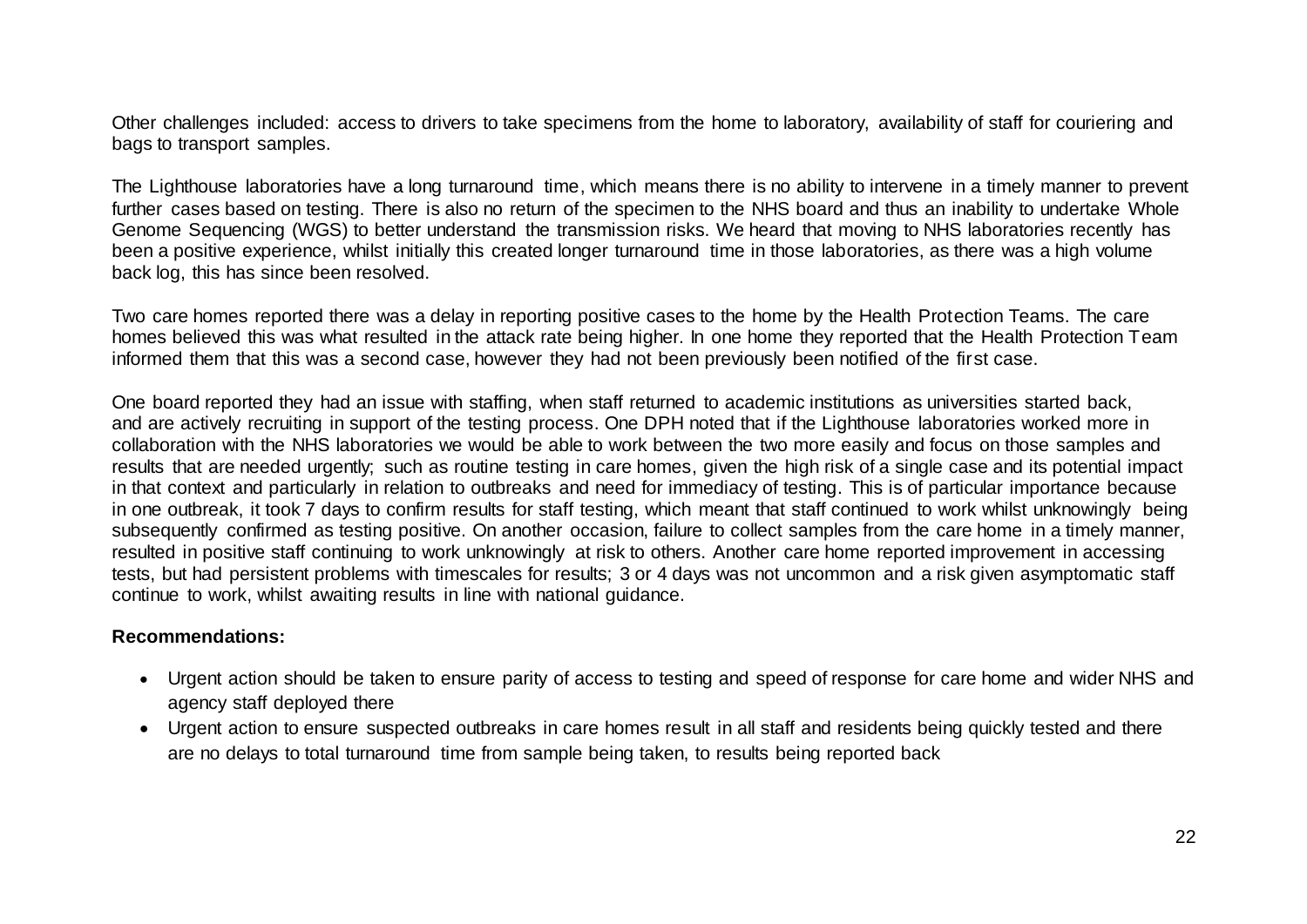Other challenges included: access to drivers to take specimens from the home to laboratory, availability of staff for couriering and bags to transport samples.

The Lighthouse laboratories have a long turnaround time, which means there is no ability to intervene in a timely manner to prevent further cases based on testing. There is also no return of the specimen to the NHS board and thus an inability to undertake Whole Genome Sequencing (WGS) to better understand the transmission risks. We heard that moving to NHS laboratories recently has been a positive experience, whilst initially this created longer turnaround time in those laboratories, as there was a high volume back log, this has since been resolved.

Two care homes reported there was a delay in reporting positive cases to the home by the Health Protection Teams. The care homes believed this was what resulted in the attack rate being higher. In one home they reported that the Health Protection Team informed them that this was a second case, however they had not been previously been notified of the first case.

One board reported they had an issue with staffing, when staff returned to academic institutions as universities started back, and are actively recruiting in support of the testing process. One DPH noted that if the Lighthouse laboratories worked more in collaboration with the NHS laboratories we would be able to work between the two more easily and focus on those samples and results that are needed urgently; such as routine testing in care homes, given the high risk of a single case and its potential impact in that context and particularly in relation to outbreaks and need for immediacy of testing. This is of particular importance because in one outbreak, it took 7 days to confirm results for staff testing, which meant that staff continued to work whilst unknowingly being subsequently confirmed as testing positive. On another occasion, failure to collect samples from the care home in a timely manner, resulted in positive staff continuing to work unknowingly at risk to others. Another care home reported improvement in accessing tests, but had persistent problems with timescales for results; 3 or 4 days was not uncommon and a risk given asymptomatic staff continue to work, whilst awaiting results in line with national guidance.

**Recommendations:**

- Urgent action should be taken to ensure parity of access to testing and speed of response for care home and wider NHS and agency staff deployed there
- Urgent action to ensure suspected outbreaks in care homes result in all staff and residents being quickly tested and there are no delays to total turnaround time from sample being taken, to results being reported back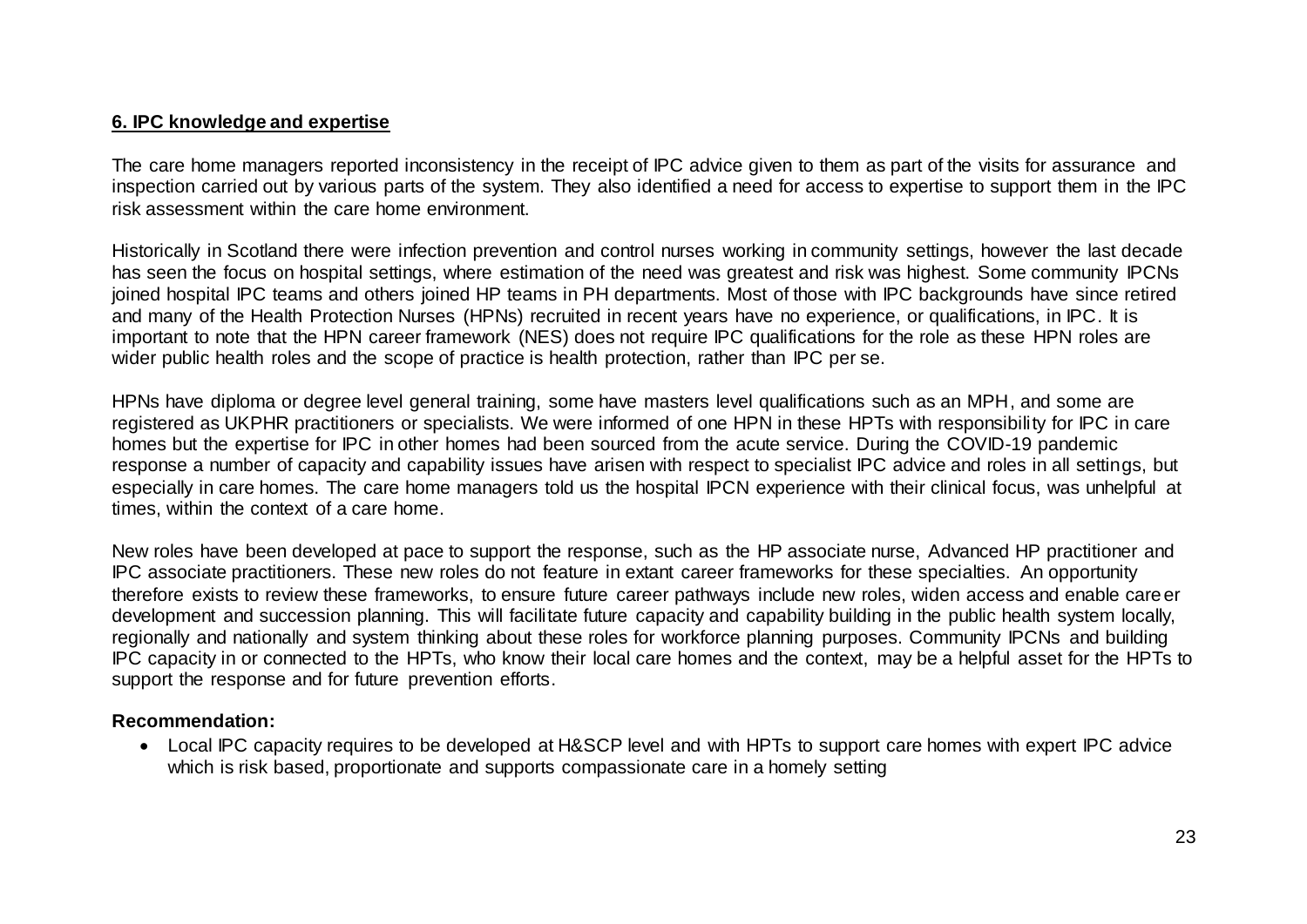## **6. IPC knowledge and expertise**

The care home managers reported inconsistency in the receipt of IPC advice given to them as part of the visits for assurance and inspection carried out by various parts of the system. They also identified a need for access to expertise to support them in the IPC risk assessment within the care home environment.

Historically in Scotland there were infection prevention and control nurses working in community settings, however the last decade has seen the focus on hospital settings, where estimation of the need was greatest and risk was highest. Some community IPCNs joined hospital IPC teams and others joined HP teams in PH departments. Most of those with IPC backgrounds have since retired and many of the Health Protection Nurses (HPNs) recruited in recent years have no experience, or qualifications, in IPC. It is important to note that the HPN career framework (NES) does not require IPC qualifications for the role as these HPN roles are wider public health roles and the scope of practice is health protection, rather than IPC per se.

HPNs have diploma or degree level general training, some have masters level qualifications such as an MPH, and some are registered as UKPHR practitioners or specialists. We were informed of one HPN in these HPTs with responsibility for IPC in care homes but the expertise for IPC in other homes had been sourced from the acute service. During the COVID-19 pandemic response a number of capacity and capability issues have arisen with respect to specialist IPC advice and roles in all settings, but especially in care homes. The care home managers told us the hospital IPCN experience with their clinical focus, was unhelpful at times, within the context of a care home.

New roles have been developed at pace to support the response, such as the HP associate nurse, Advanced HP practitioner and IPC associate practitioners. These new roles do not feature in extant career frameworks for these specialties. An opportunity therefore exists to review these frameworks, to ensure future career pathways include new roles, widen access and enable career development and succession planning. This will facilitate future capacity and capability building in the public health system locally, regionally and nationally and system thinking about these roles for workforce planning purposes. Community IPCNs and building IPC capacity in or connected to the HPTs, who know their local care homes and the context, may be a helpful asset for the HPTs to support the response and for future prevention efforts.

**Recommendation:**

- Local IPC capacity requires to be developed at H&SCP level and with HPTs to support care homes with expert IPC advice which is risk based, proportionate and supports compassionate care in a homely setting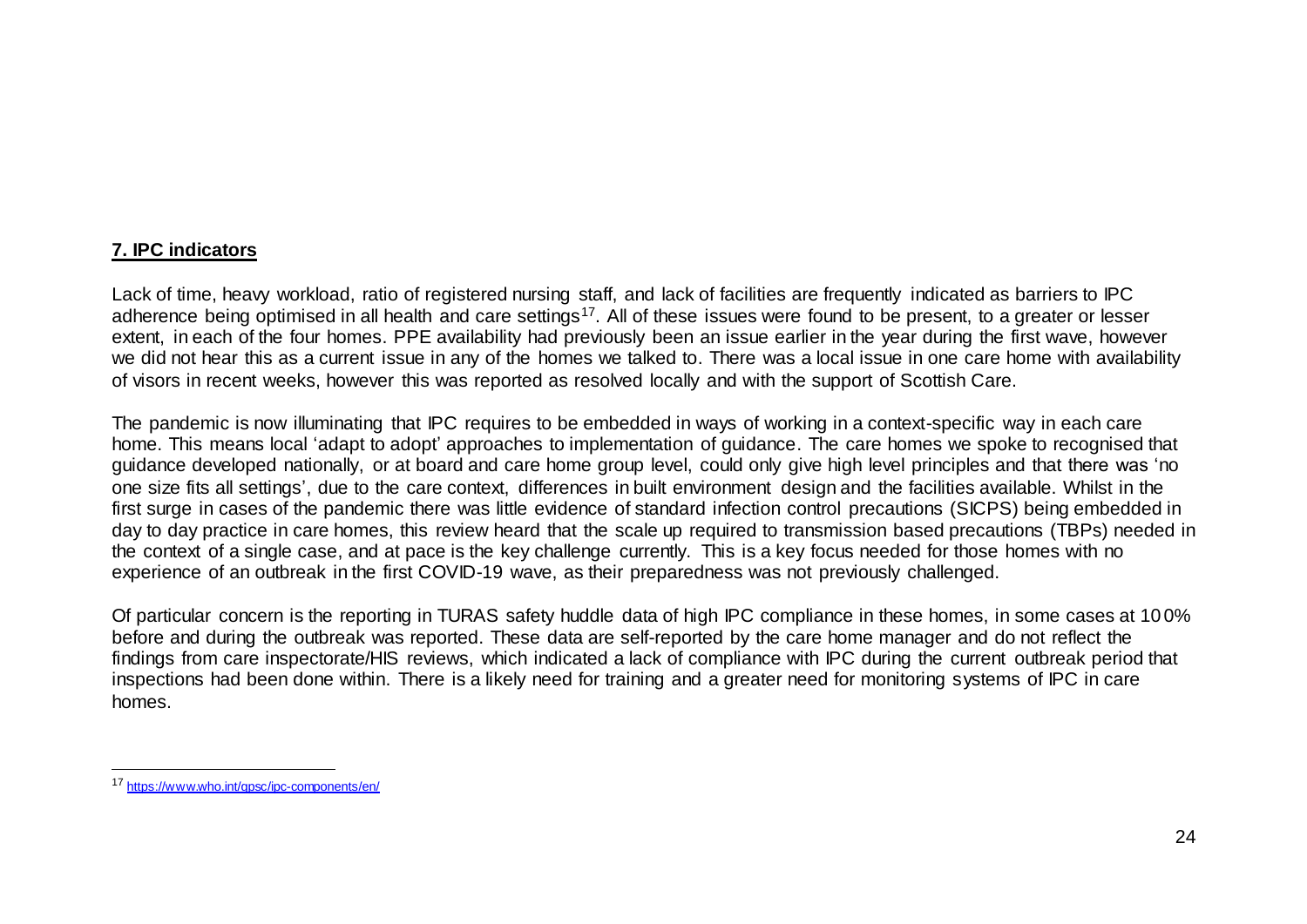## 7. IPC indicators

Lack of time, heavy workload, ratio of registered nursing staff, and lack of facilities are frequently indicated as barriers to IPC adherence being optimised in all health and care settings[17]. All of these issues were found to be present, to a greater or lesser extent, in each of the four homes. PPE availability had previously been an issue earlier in the year during the first wave, however we did not hear this as a current issue in any of the homes we talked to. There was a local issue in one care home with availability of visors in recent weeks, however this was reported as resolved locally and with the support of Scottish Care.

The pandemic is now illuminating that IPC requires to be embedded in ways of working in a context-specific way in each care home. This means local 'adapt to adopt' approaches to implementation of guidance. The care homes we spoke to recognised that guidance developed nationally, or at board and care home group level, could only give high level principles and that there was 'no one size fits all settings', due to the care context, differences in built environment design and the facilities available. Whilst in the first surge in cases of the pandemic there was little evidence of standard infection control precautions (SICPS) being embedded in day to day practice in care homes, this review heard that the scale up required to transmission based precautions (TBPs) needed in the context of a single case, and at pace is the key challenge currently. This is a key focus needed for those homes with no experience of an outbreak in the first COVID-19 wave, as their preparedness was not previously challenged.

Of particular concern is the reporting in TURAS safety huddle data of high IPC compliance in these homes, in some cases at 100% before and during the outbreak was reported. These data are self-reported by the care home manager and do not reflect the findings from care inspectorate/HIS reviews, which indicated a lack of compliance with IPC during the current outbreak period that inspections had been done within. There is a likely need for training and a greater need for monitoring systems of IPC in care homes.

---

[17] https://www.who.int/gpsc/ipc-components/en/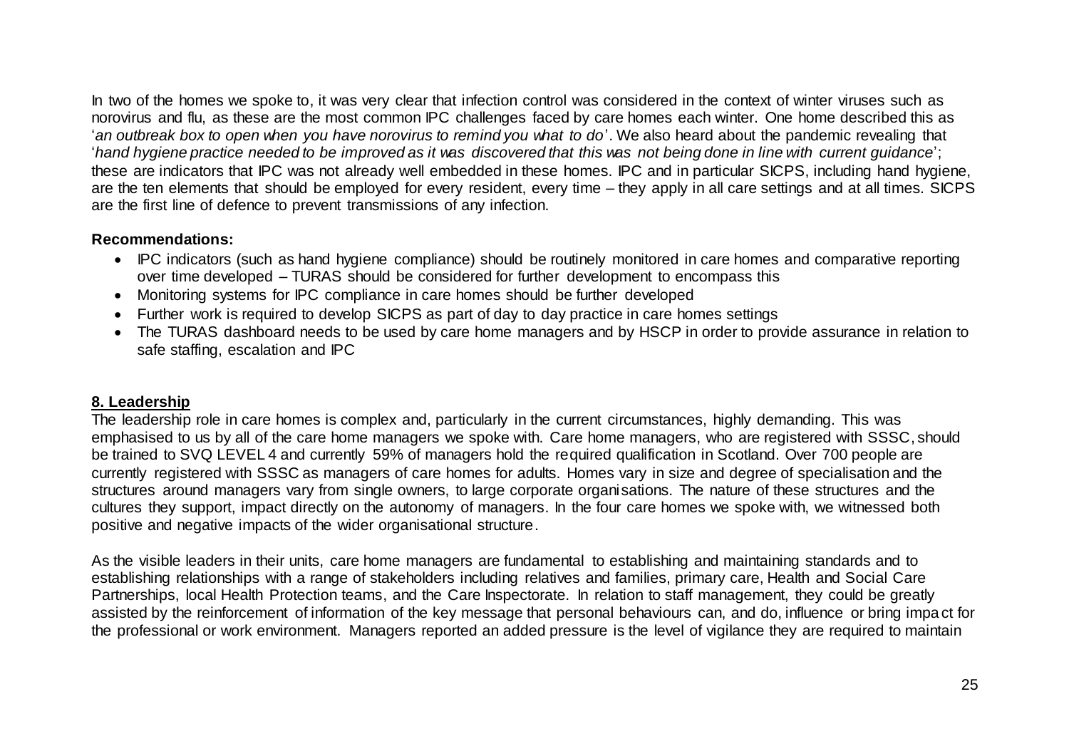In two of the homes we spoke to, it was very clear that infection control was considered in the context of winter viruses such as norovirus and flu, as these are the most common IPC challenges faced by care homes each winter. One home described this as '*an outbreak box to open when you have norovirus to remind you what to do*'. We also heard about the pandemic revealing that '*hand hygiene practice needed to be improved as it was discovered that this was not being done in line with current guidance*'; these are indicators that IPC was not already well embedded in these homes. IPC and in particular SICPS, including hand hygiene, are the ten elements that should be employed for every resident, every time – they apply in all care settings and at all times. SICPS are the first line of defence to prevent transmissions of any infection.

**Recommendations:**

- IPC indicators (such as hand hygiene compliance) should be routinely monitored in care homes and comparative reporting over time developed – TURAS should be considered for further development to encompass this
- Monitoring systems for IPC compliance in care homes should be further developed
- Further work is required to develop SICPS as part of day to day practice in care homes settings
- The TURAS dashboard needs to be used by care home managers and by HSCP in order to provide assurance in relation to safe staffing, escalation and IPC

## 8. Leadership

The leadership role in care homes is complex and, particularly in the current circumstances, highly demanding. This was emphasised to us by all of the care home managers we spoke with. Care home managers, who are registered with SSSC, should be trained to SVQ LEVEL 4 and currently 59% of managers hold the required qualification in Scotland. Over 700 people are currently registered with SSSC as managers of care homes for adults. Homes vary in size and degree of specialisation and the structures around managers vary from single owners, to large corporate organisations. The nature of these structures and the cultures they support, impact directly on the autonomy of managers. In the four care homes we spoke with, we witnessed both positive and negative impacts of the wider organisational structure.

As the visible leaders in their units, care home managers are fundamental to establishing and maintaining standards and to establishing relationships with a range of stakeholders including relatives and families, primary care, Health and Social Care Partnerships, local Health Protection teams, and the Care Inspectorate. In relation to staff management, they could be greatly assisted by the reinforcement of information of the key message that personal behaviours can, and do, influence or bring impact for the professional or work environment. Managers reported an added pressure is the level of vigilance they are required to maintain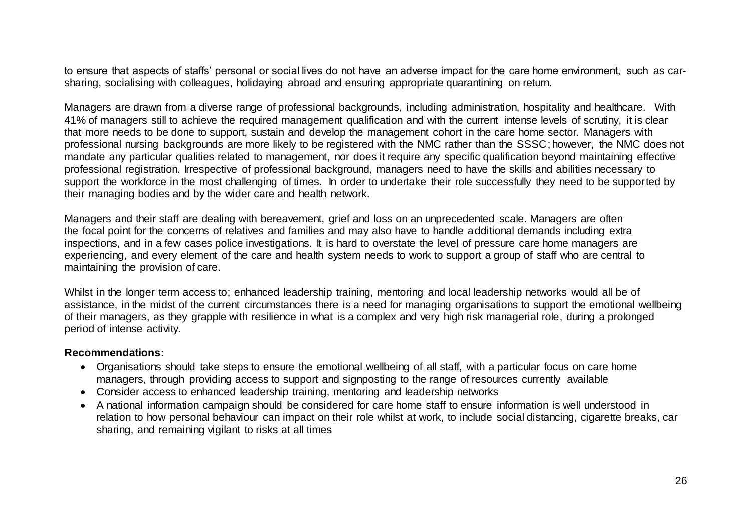to ensure that aspects of staffs' personal or social lives do not have an adverse impact for the care home environment, such as car-sharing, socialising with colleagues, holidaying abroad and ensuring appropriate quarantining on return.

Managers are drawn from a diverse range of professional backgrounds, including administration, hospitality and healthcare. With 41% of managers still to achieve the required management qualification and with the current intense levels of scrutiny, it is clear that more needs to be done to support, sustain and develop the management cohort in the care home sector. Managers with professional nursing backgrounds are more likely to be registered with the NMC rather than the SSSC; however, the NMC does not mandate any particular qualities related to management, nor does it require any specific qualification beyond maintaining effective professional registration. Irrespective of professional background, managers need to have the skills and abilities necessary to support the workforce in the most challenging of times. In order to undertake their role successfully they need to be supported by their managing bodies and by the wider care and health network.

Managers and their staff are dealing with bereavement, grief and loss on an unprecedented scale. Managers are often the focal point for the concerns of relatives and families and may also have to handle additional demands including extra inspections, and in a few cases police investigations. It is hard to overstate the level of pressure care home managers are experiencing, and every element of the care and health system needs to work to support a group of staff who are central to maintaining the provision of care.

Whilst in the longer term access to; enhanced leadership training, mentoring and local leadership networks would all be of assistance, in the midst of the current circumstances there is a need for managing organisations to support the emotional wellbeing of their managers, as they grapple with resilience in what is a complex and very high risk managerial role, during a prolonged period of intense activity.

**Recommendations:**

- Organisations should take steps to ensure the emotional wellbeing of all staff, with a particular focus on care home managers, through providing access to support and signposting to the range of resources currently available
- Consider access to enhanced leadership training, mentoring and leadership networks
- A national information campaign should be considered for care home staff to ensure information is well understood in relation to how personal behaviour can impact on their role whilst at work, to include social distancing, cigarette breaks, car sharing, and remaining vigilant to risks at all times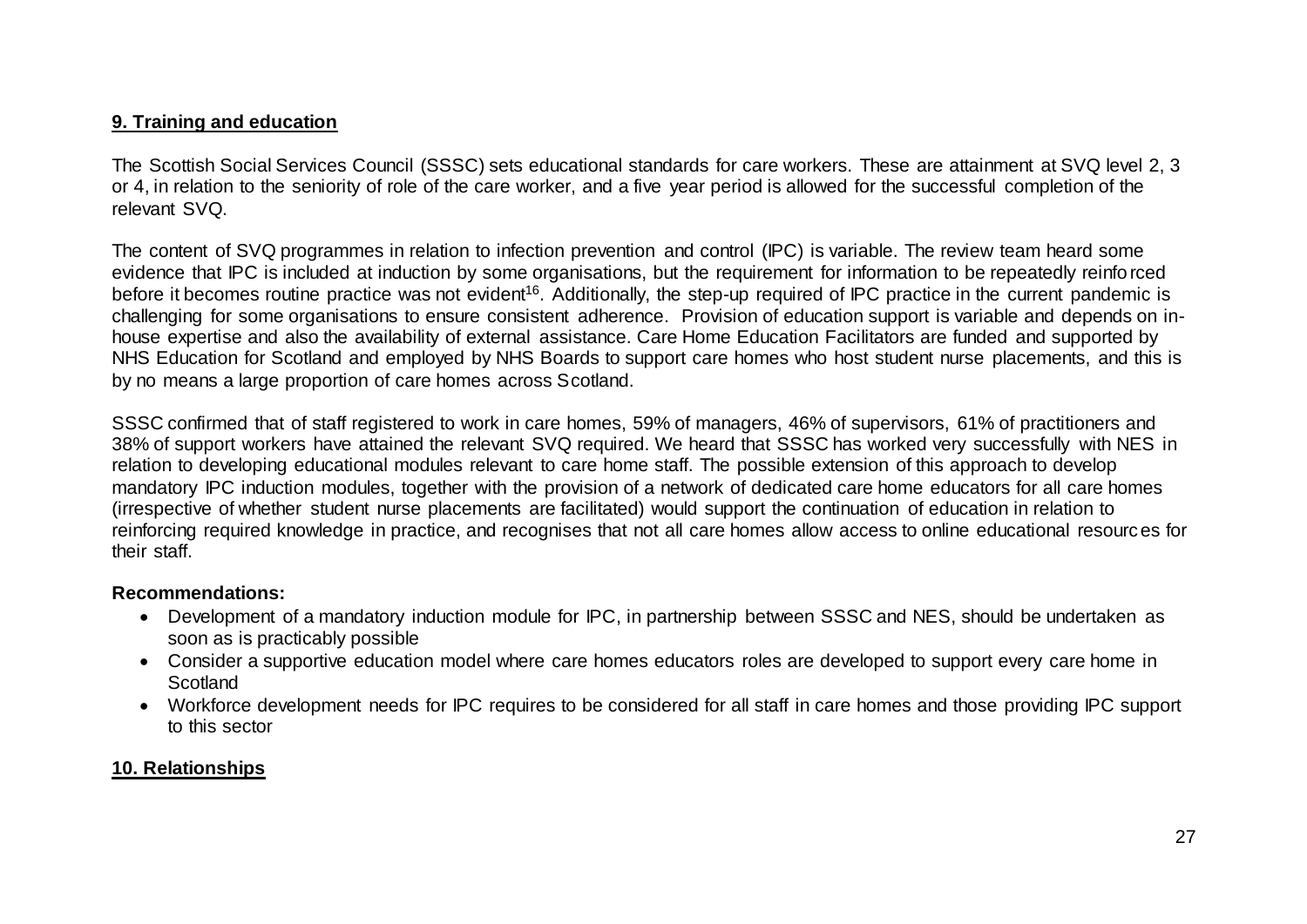## 9. Training and education

The Scottish Social Services Council (SSSC) sets educational standards for care workers. These are attainment at SVQ level 2, 3 or 4, in relation to the seniority of role of the care worker, and a five year period is allowed for the successful completion of the relevant SVQ.

The content of SVQ programmes in relation to infection prevention and control (IPC) is variable. The review team heard some evidence that IPC is included at induction by some organisations, but the requirement for information to be repeatedly reinforced before it becomes routine practice was not evident[16]. Additionally, the step-up required of IPC practice in the current pandemic is challenging for some organisations to ensure consistent adherence. Provision of education support is variable and depends on in-house expertise and also the availability of external assistance. Care Home Education Facilitators are funded and supported by NHS Education for Scotland and employed by NHS Boards to support care homes who host student nurse placements, and this is by no means a large proportion of care homes across Scotland.

SSSC confirmed that of staff registered to work in care homes, 59% of managers, 46% of supervisors, 61% of practitioners and 38% of support workers have attained the relevant SVQ required. We heard that SSSC has worked very successfully with NES in relation to developing educational modules relevant to care home staff. The possible extension of this approach to develop mandatory IPC induction modules, together with the provision of a network of dedicated care home educators for all care homes (irrespective of whether student nurse placements are facilitated) would support the continuation of education in relation to reinforcing required knowledge in practice, and recognises that not all care homes allow access to online educational resources for their staff.

**Recommendations:**

- Development of a mandatory induction module for IPC, in partnership between SSSC and NES, should be undertaken as soon as is practicably possible
- Consider a supportive education model where care homes educators roles are developed to support every care home in Scotland
- Workforce development needs for IPC requires to be considered for all staff in care homes and those providing IPC support to this sector

## 10. Relationships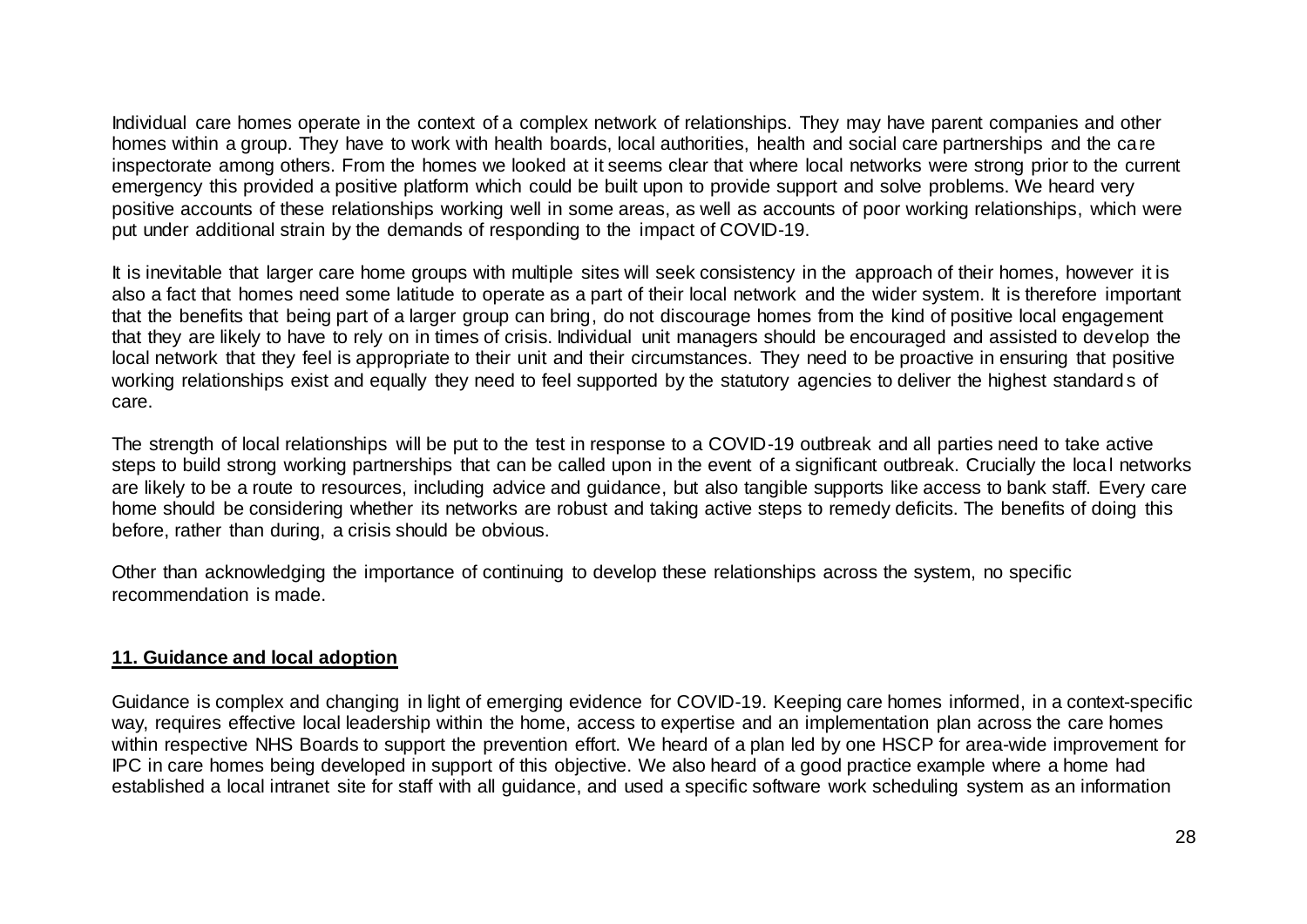Individual care homes operate in the context of a complex network of relationships. They may have parent companies and other homes within a group. They have to work with health boards, local authorities, health and social care partnerships and the care inspectorate among others. From the homes we looked at it seems clear that where local networks were strong prior to the current emergency this provided a positive platform which could be built upon to provide support and solve problems. We heard very positive accounts of these relationships working well in some areas, as well as accounts of poor working relationships, which were put under additional strain by the demands of responding to the impact of COVID-19.

It is inevitable that larger care home groups with multiple sites will seek consistency in the approach of their homes, however it is also a fact that homes need some latitude to operate as a part of their local network and the wider system. It is therefore important that the benefits that being part of a larger group can bring, do not discourage homes from the kind of positive local engagement that they are likely to have to rely on in times of crisis. Individual unit managers should be encouraged and assisted to develop the local network that they feel is appropriate to their unit and their circumstances. They need to be proactive in ensuring that positive working relationships exist and equally they need to feel supported by the statutory agencies to deliver the highest standards of care.

The strength of local relationships will be put to the test in response to a COVID-19 outbreak and all parties need to take active steps to build strong working partnerships that can be called upon in the event of a significant outbreak. Crucially the local networks are likely to be a route to resources, including advice and guidance, but also tangible supports like access to bank staff. Every care home should be considering whether its networks are robust and taking active steps to remedy deficits. The benefits of doing this before, rather than during, a crisis should be obvious.

Other than acknowledging the importance of continuing to develop these relationships across the system, no specific recommendation is made.

## 11. Guidance and local adoption

Guidance is complex and changing in light of emerging evidence for COVID-19. Keeping care homes informed, in a context-specific way, requires effective local leadership within the home, access to expertise and an implementation plan across the care homes within respective NHS Boards to support the prevention effort. We heard of a plan led by one HSCP for area-wide improvement for IPC in care homes being developed in support of this objective. We also heard of a good practice example where a home had established a local intranet site for staff with all guidance, and used a specific software work scheduling system as an information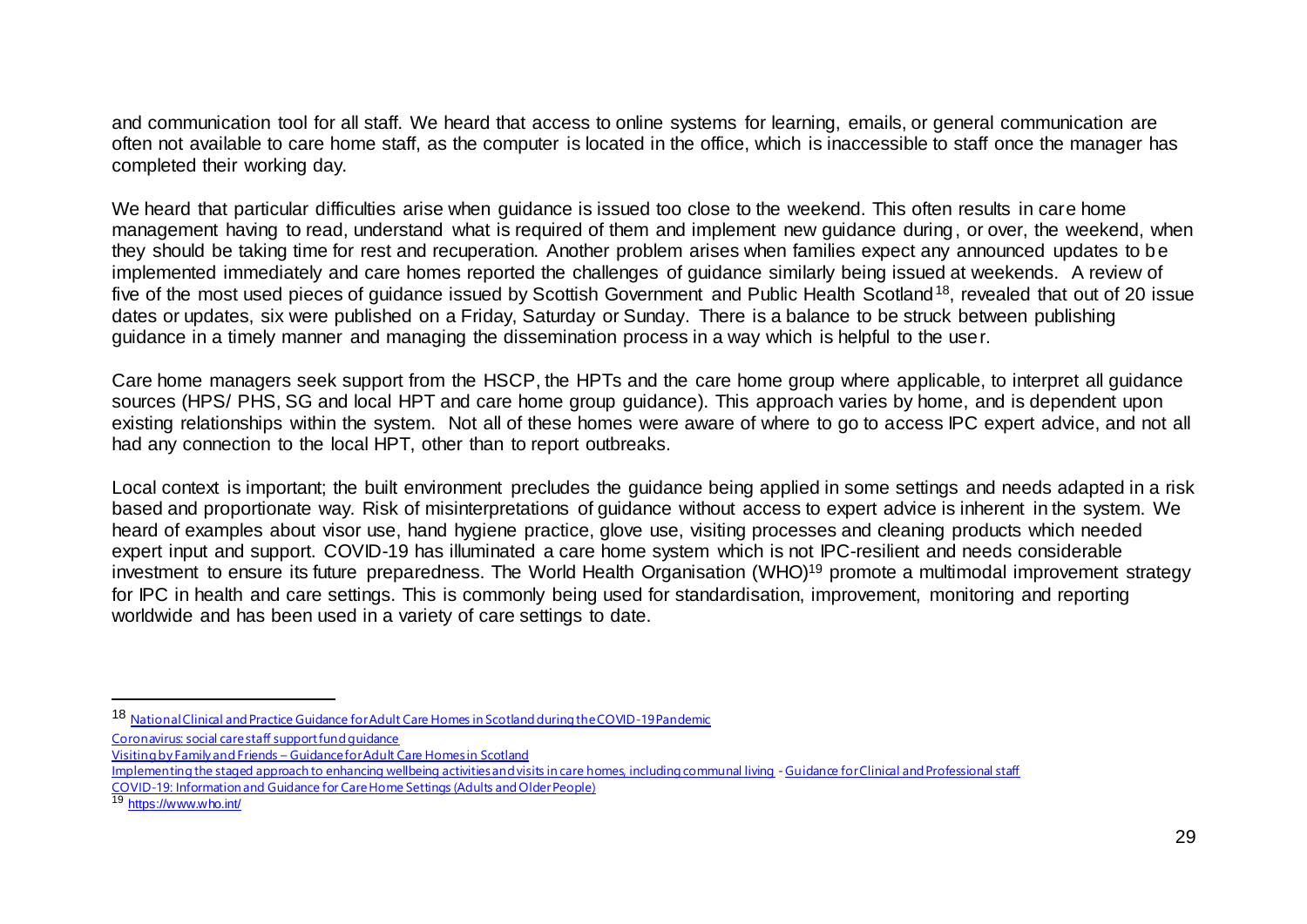and communication tool for all staff. We heard that access to online systems for learning, emails, or general communication are often not available to care home staff, as the computer is located in the office, which is inaccessible to staff once the manager has completed their working day.

We heard that particular difficulties arise when guidance is issued too close to the weekend. This often results in care home management having to read, understand what is required of them and implement new guidance during, or over, the weekend, when they should be taking time for rest and recuperation. Another problem arises when families expect any announced updates to be implemented immediately and care homes reported the challenges of guidance similarly being issued at weekends. A review of five of the most used pieces of guidance issued by Scottish Government and Public Health Scotland[18], revealed that out of 20 issue dates or updates, six were published on a Friday, Saturday or Sunday. There is a balance to be struck between publishing guidance in a timely manner and managing the dissemination process in a way which is helpful to the user.

Care home managers seek support from the HSCP, the HPTs and the care home group where applicable, to interpret all guidance sources (HPS/ PHS, SG and local HPT and care home group guidance). This approach varies by home, and is dependent upon existing relationships within the system. Not all of these homes were aware of where to go to access IPC expert advice, and not all had any connection to the local HPT, other than to report outbreaks.

Local context is important; the built environment precludes the guidance being applied in some settings and needs adapted in a risk based and proportionate way. Risk of misinterpretations of guidance without access to expert advice is inherent in the system. We heard of examples about visor use, hand hygiene practice, glove use, visiting processes and cleaning products which needed expert input and support. COVID-19 has illuminated a care home system which is not IPC-resilient and needs considerable investment to ensure its future preparedness. The World Health Organisation (WHO)[19] promote a multimodal improvement strategy for IPC in health and care settings. This is commonly being used for standardisation, improvement, monitoring and reporting worldwide and has been used in a variety of care settings to date.

---

[18] National Clinical and Practice Guidance for Adult Care Homes in Scotland during the COVID-19 Pandemic
Coronavirus: social care staff support fund guidance
Visiting by Family and Friends – Guidance for Adult Care Homes in Scotland
Implementing the staged approach to enhancing wellbeing activities and visits in care homes, including communal living - Guidance for Clinical and Professional staff
COVID-19: Information and Guidance for Care Home Settings (Adults and Older People)

[19] https://www.who.int/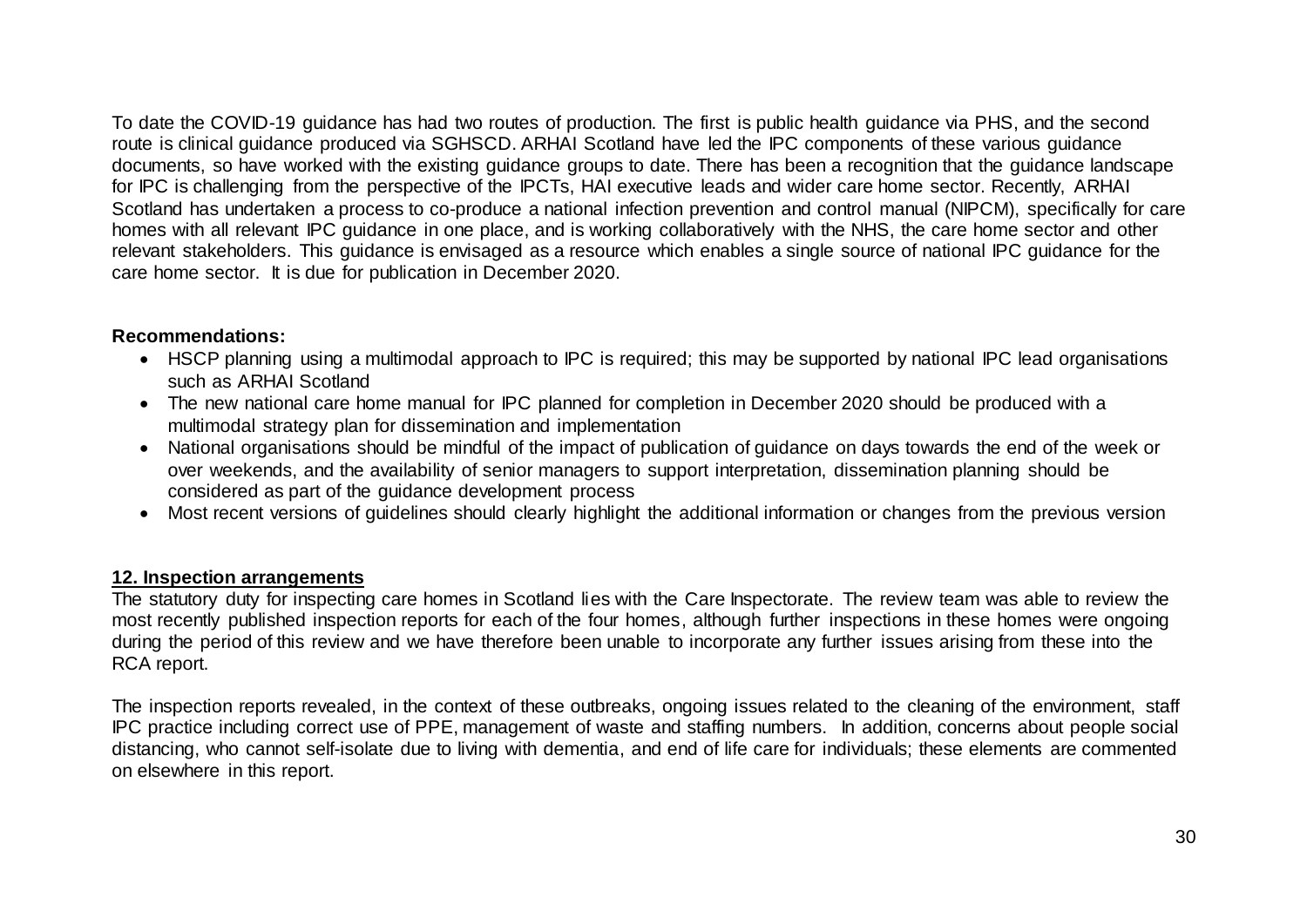To date the COVID-19 guidance has had two routes of production. The first is public health guidance via PHS, and the second route is clinical guidance produced via SGHSCD. ARHAI Scotland have led the IPC components of these various guidance documents, so have worked with the existing guidance groups to date. There has been a recognition that the guidance landscape for IPC is challenging from the perspective of the IPCTs, HAI executive leads and wider care home sector. Recently, ARHAI Scotland has undertaken a process to co-produce a national infection prevention and control manual (NIPCM), specifically for care homes with all relevant IPC guidance in one place, and is working collaboratively with the NHS, the care home sector and other relevant stakeholders. This guidance is envisaged as a resource which enables a single source of national IPC guidance for the care home sector. It is due for publication in December 2020.

**Recommendations:**

- HSCP planning using a multimodal approach to IPC is required; this may be supported by national IPC lead organisations such as ARHAI Scotland
- The new national care home manual for IPC planned for completion in December 2020 should be produced with a multimodal strategy plan for dissemination and implementation
- National organisations should be mindful of the impact of publication of guidance on days towards the end of the week or over weekends, and the availability of senior managers to support interpretation, dissemination planning should be considered as part of the guidance development process
- Most recent versions of guidelines should clearly highlight the additional information or changes from the previous version

## 12. Inspection arrangements

The statutory duty for inspecting care homes in Scotland lies with the Care Inspectorate. The review team was able to review the most recently published inspection reports for each of the four homes, although further inspections in these homes were ongoing during the period of this review and we have therefore been unable to incorporate any further issues arising from these into the RCA report.

The inspection reports revealed, in the context of these outbreaks, ongoing issues related to the cleaning of the environment, staff IPC practice including correct use of PPE, management of waste and staffing numbers. In addition, concerns about people social distancing, who cannot self-isolate due to living with dementia, and end of life care for individuals; these elements are commented on elsewhere in this report.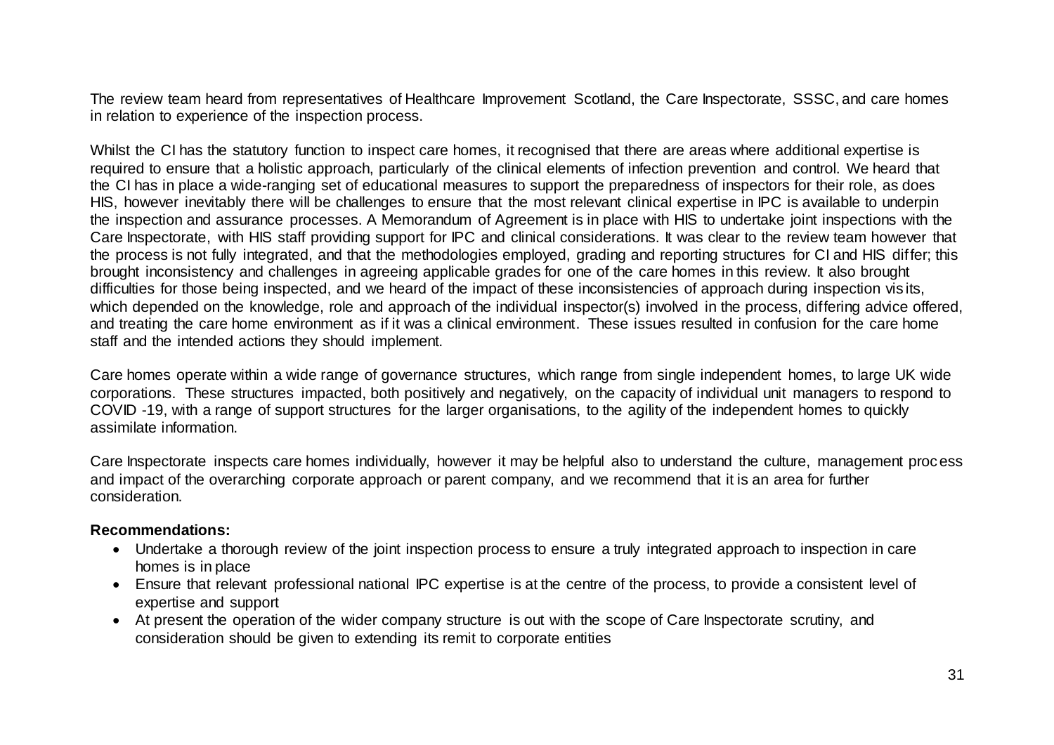The review team heard from representatives of Healthcare Improvement Scotland, the Care Inspectorate, SSSC, and care homes in relation to experience of the inspection process.

Whilst the CI has the statutory function to inspect care homes, it recognised that there are areas where additional expertise is required to ensure that a holistic approach, particularly of the clinical elements of infection prevention and control. We heard that the CI has in place a wide-ranging set of educational measures to support the preparedness of inspectors for their role, as does HIS, however inevitably there will be challenges to ensure that the most relevant clinical expertise in IPC is available to underpin the inspection and assurance processes. A Memorandum of Agreement is in place with HIS to undertake joint inspections with the Care Inspectorate, with HIS staff providing support for IPC and clinical considerations. It was clear to the review team however that the process is not fully integrated, and that the methodologies employed, grading and reporting structures for CI and HIS differ; this brought inconsistency and challenges in agreeing applicable grades for one of the care homes in this review. It also brought difficulties for those being inspected, and we heard of the impact of these inconsistencies of approach during inspection visits, which depended on the knowledge, role and approach of the individual inspector(s) involved in the process, differing advice offered, and treating the care home environment as if it was a clinical environment. These issues resulted in confusion for the care home staff and the intended actions they should implement.

Care homes operate within a wide range of governance structures, which range from single independent homes, to large UK wide corporations. These structures impacted, both positively and negatively, on the capacity of individual unit managers to respond to COVID -19, with a range of support structures for the larger organisations, to the agility of the independent homes to quickly assimilate information.

Care Inspectorate inspects care homes individually, however it may be helpful also to understand the culture, management process and impact of the overarching corporate approach or parent company, and we recommend that it is an area for further consideration.

**Recommendations:**

- Undertake a thorough review of the joint inspection process to ensure a truly integrated approach to inspection in care homes is in place
- Ensure that relevant professional national IPC expertise is at the centre of the process, to provide a consistent level of expertise and support
- At present the operation of the wider company structure is out with the scope of Care Inspectorate scrutiny, and consideration should be given to extending its remit to corporate entities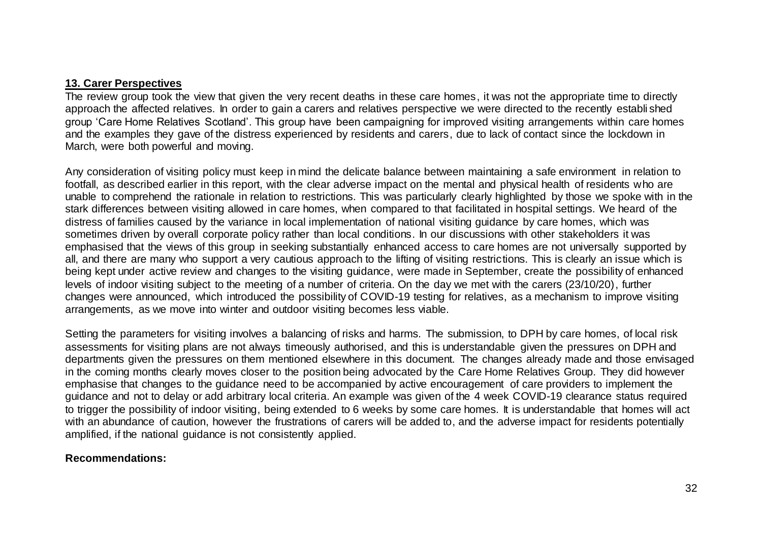## 13. Carer Perspectives

The review group took the view that given the very recent deaths in these care homes, it was not the appropriate time to directly approach the affected relatives. In order to gain a carers and relatives perspective we were directed to the recently established group 'Care Home Relatives Scotland'. This group have been campaigning for improved visiting arrangements within care homes and the examples they gave of the distress experienced by residents and carers, due to lack of contact since the lockdown in March, were both powerful and moving.

Any consideration of visiting policy must keep in mind the delicate balance between maintaining a safe environment in relation to footfall, as described earlier in this report, with the clear adverse impact on the mental and physical health of residents who are unable to comprehend the rationale in relation to restrictions. This was particularly clearly highlighted by those we spoke with in the stark differences between visiting allowed in care homes, when compared to that facilitated in hospital settings. We heard of the distress of families caused by the variance in local implementation of national visiting guidance by care homes, which was sometimes driven by overall corporate policy rather than local conditions. In our discussions with other stakeholders it was emphasised that the views of this group in seeking substantially enhanced access to care homes are not universally supported by all, and there are many who support a very cautious approach to the lifting of visiting restrictions. This is clearly an issue which is being kept under active review and changes to the visiting guidance, were made in September, create the possibility of enhanced levels of indoor visiting subject to the meeting of a number of criteria. On the day we met with the carers (23/10/20), further changes were announced, which introduced the possibility of COVID-19 testing for relatives, as a mechanism to improve visiting arrangements, as we move into winter and outdoor visiting becomes less viable.

Setting the parameters for visiting involves a balancing of risks and harms. The submission, to DPH by care homes, of local risk assessments for visiting plans are not always timeously authorised, and this is understandable given the pressures on DPH and departments given the pressures on them mentioned elsewhere in this document. The changes already made and those envisaged in the coming months clearly moves closer to the position being advocated by the Care Home Relatives Group. They did however emphasise that changes to the guidance need to be accompanied by active encouragement of care providers to implement the guidance and not to delay or add arbitrary local criteria. An example was given of the 4 week COVID-19 clearance status required to trigger the possibility of indoor visiting, being extended to 6 weeks by some care homes. It is understandable that homes will act with an abundance of caution, however the frustrations of carers will be added to, and the adverse impact for residents potentially amplified, if the national guidance is not consistently applied.

**Recommendations:**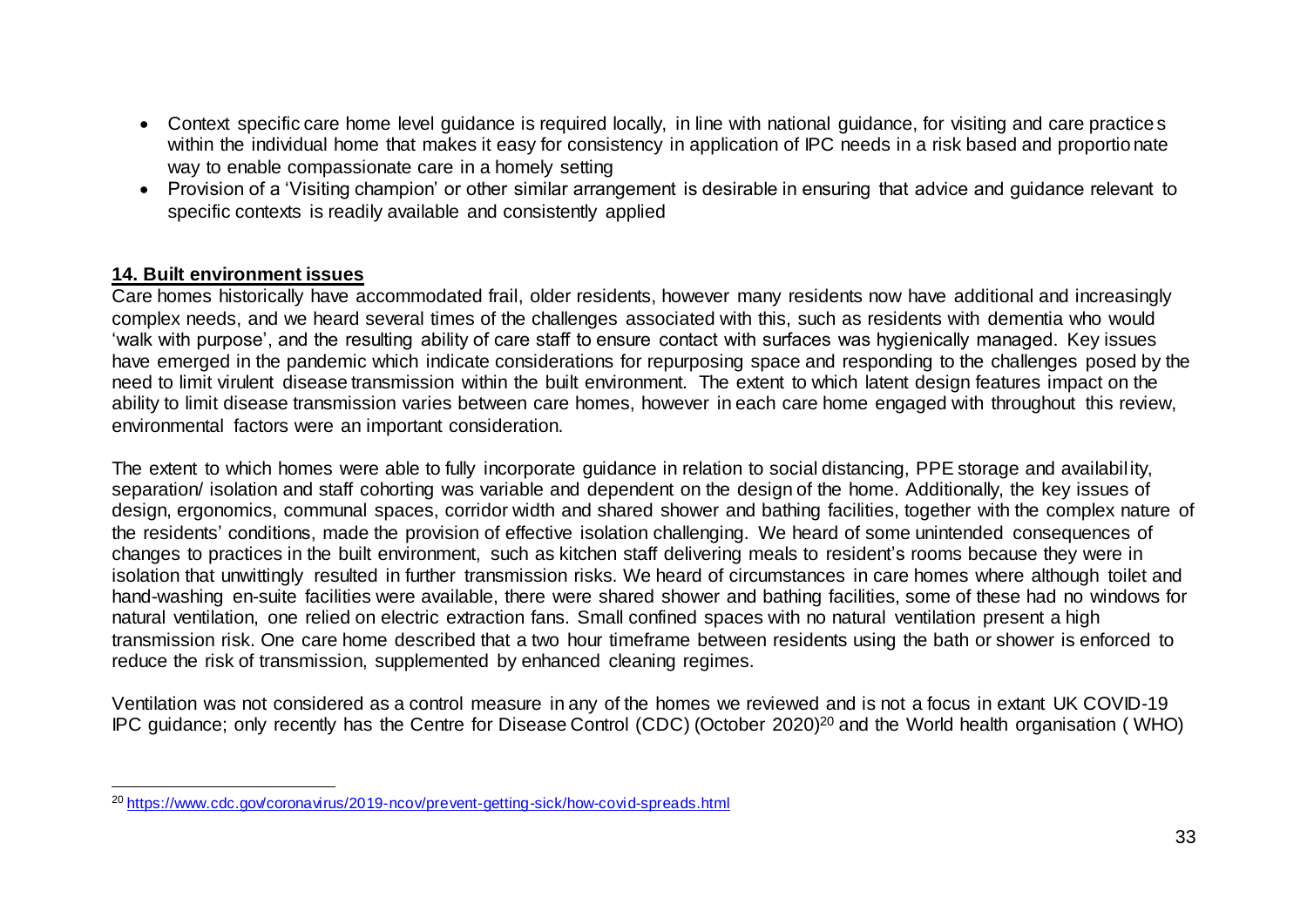- Context specific care home level guidance is required locally, in line with national guidance, for visiting and care practices within the individual home that makes it easy for consistency in application of IPC needs in a risk based and proportionate way to enable compassionate care in a homely setting
- Provision of a 'Visiting champion' or other similar arrangement is desirable in ensuring that advice and guidance relevant to specific contexts is readily available and consistently applied

## 14. Built environment issues

Care homes historically have accommodated frail, older residents, however many residents now have additional and increasingly complex needs, and we heard several times of the challenges associated with this, such as residents with dementia who would 'walk with purpose', and the resulting ability of care staff to ensure contact with surfaces was hygienically managed. Key issues have emerged in the pandemic which indicate considerations for repurposing space and responding to the challenges posed by the need to limit virulent disease transmission within the built environment. The extent to which latent design features impact on the ability to limit disease transmission varies between care homes, however in each care home engaged with throughout this review, environmental factors were an important consideration.

The extent to which homes were able to fully incorporate guidance in relation to social distancing, PPE storage and availability, separation/ isolation and staff cohorting was variable and dependent on the design of the home. Additionally, the key issues of design, ergonomics, communal spaces, corridor width and shared shower and bathing facilities, together with the complex nature of the residents' conditions, made the provision of effective isolation challenging. We heard of some unintended consequences of changes to practices in the built environment, such as kitchen staff delivering meals to resident's rooms because they were in isolation that unwittingly resulted in further transmission risks. We heard of circumstances in care homes where although toilet and hand-washing en-suite facilities were available, there were shared shower and bathing facilities, some of these had no windows for natural ventilation, one relied on electric extraction fans. Small confined spaces with no natural ventilation present a high transmission risk. One care home described that a two hour timeframe between residents using the bath or shower is enforced to reduce the risk of transmission, supplemented by enhanced cleaning regimes.

Ventilation was not considered as a control measure in any of the homes we reviewed and is not a focus in extant UK COVID-19 IPC guidance; only recently has the Centre for Disease Control (CDC) (October 2020)[20] and the World health organisation ( WHO)

---

[20] https://www.cdc.gov/coronavirus/2019-ncov/prevent-getting-sick/how-covid-spreads.html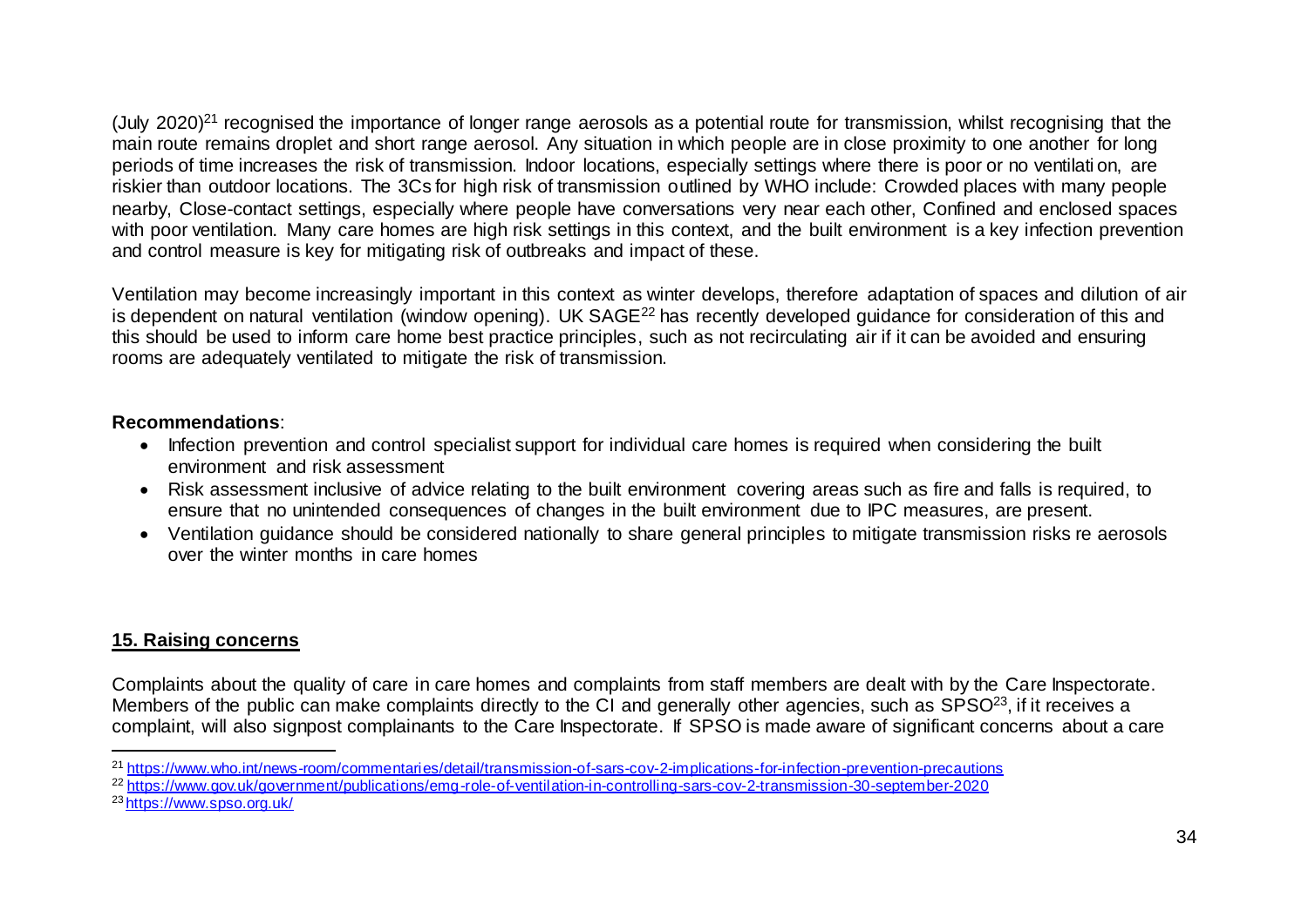(July 2020)[21] recognised the importance of longer range aerosols as a potential route for transmission, whilst recognising that the main route remains droplet and short range aerosol. Any situation in which people are in close proximity to one another for long periods of time increases the risk of transmission. Indoor locations, especially settings where there is poor or no ventilati on, are riskier than outdoor locations. The 3Cs for high risk of transmission outlined by WHO include: Crowded places with many people nearby, Close-contact settings, especially where people have conversations very near each other, Confined and enclosed spaces with poor ventilation. Many care homes are high risk settings in this context, and the built environment is a key infection prevention and control measure is key for mitigating risk of outbreaks and impact of these.

Ventilation may become increasingly important in this context as winter develops, therefore adaptation of spaces and dilution of air is dependent on natural ventilation (window opening). UK SAGE[22] has recently developed guidance for consideration of this and this should be used to inform care home best practice principles, such as not recirculating air if it can be avoided and ensuring rooms are adequately ventilated to mitigate the risk of transmission.

**Recommendations**:

- Infection prevention and control specialist support for individual care homes is required when considering the built environment and risk assessment
- Risk assessment inclusive of advice relating to the built environment covering areas such as fire and falls is required, to ensure that no unintended consequences of changes in the built environment due to IPC measures, are present.
- Ventilation guidance should be considered nationally to share general principles to mitigate transmission risks re aerosols over the winter months in care homes

## 15. Raising concerns

Complaints about the quality of care in care homes and complaints from staff members are dealt with by the Care Inspectorate. Members of the public can make complaints directly to the CI and generally other agencies, such as SPSO[23], if it receives a complaint, will also signpost complainants to the Care Inspectorate. If SPSO is made aware of significant concerns about a care

[21] https://www.who.int/news-room/commentaries/detail/transmission-of-sars-cov-2-implications-for-infection-prevention-precautions

[22] https://www.gov.uk/government/publications/emg-role-of-ventilation-in-controlling-sars-cov-2-transmission-30-september-2020

[23] https://www.spso.org.uk/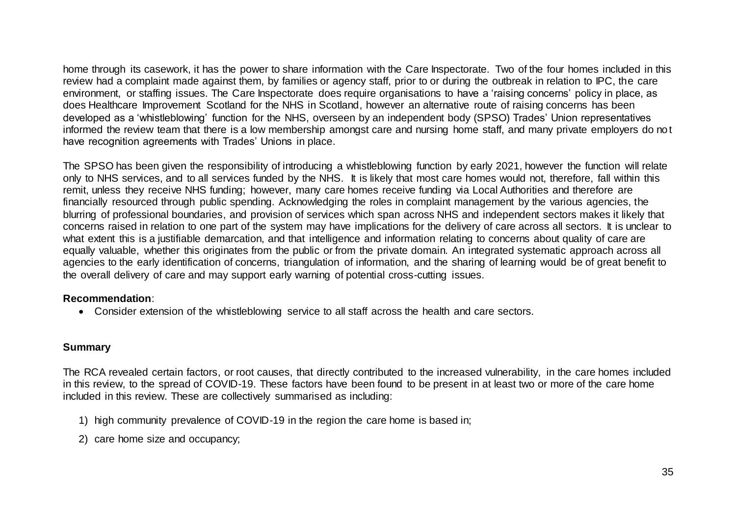home through its casework, it has the power to share information with the Care Inspectorate. Two of the four homes included in this review had a complaint made against them, by families or agency staff, prior to or during the outbreak in relation to IPC, the care environment, or staffing issues. The Care Inspectorate does require organisations to have a 'raising concerns' policy in place, as does Healthcare Improvement Scotland for the NHS in Scotland, however an alternative route of raising concerns has been developed as a 'whistleblowing' function for the NHS, overseen by an independent body (SPSO) Trades' Union representatives informed the review team that there is a low membership amongst care and nursing home staff, and many private employers do not have recognition agreements with Trades' Unions in place.

The SPSO has been given the responsibility of introducing a whistleblowing function by early 2021, however the function will relate only to NHS services, and to all services funded by the NHS. It is likely that most care homes would not, therefore, fall within this remit, unless they receive NHS funding; however, many care homes receive funding via Local Authorities and therefore are financially resourced through public spending. Acknowledging the roles in complaint management by the various agencies, the blurring of professional boundaries, and provision of services which span across NHS and independent sectors makes it likely that concerns raised in relation to one part of the system may have implications for the delivery of care across all sectors. It is unclear to what extent this is a justifiable demarcation, and that intelligence and information relating to concerns about quality of care are equally valuable, whether this originates from the public or from the private domain. An integrated systematic approach across all agencies to the early identification of concerns, triangulation of information, and the sharing of learning would be of great benefit to the overall delivery of care and may support early warning of potential cross-cutting issues.

**Recommendation**:

- Consider extension of the whistleblowing service to all staff across the health and care sectors.

**Summary**

The RCA revealed certain factors, or root causes, that directly contributed to the increased vulnerability, in the care homes included in this review, to the spread of COVID-19. These factors have been found to be present in at least two or more of the care home included in this review. These are collectively summarised as including:

1) high community prevalence of COVID-19 in the region the care home is based in;
2) care home size and occupancy;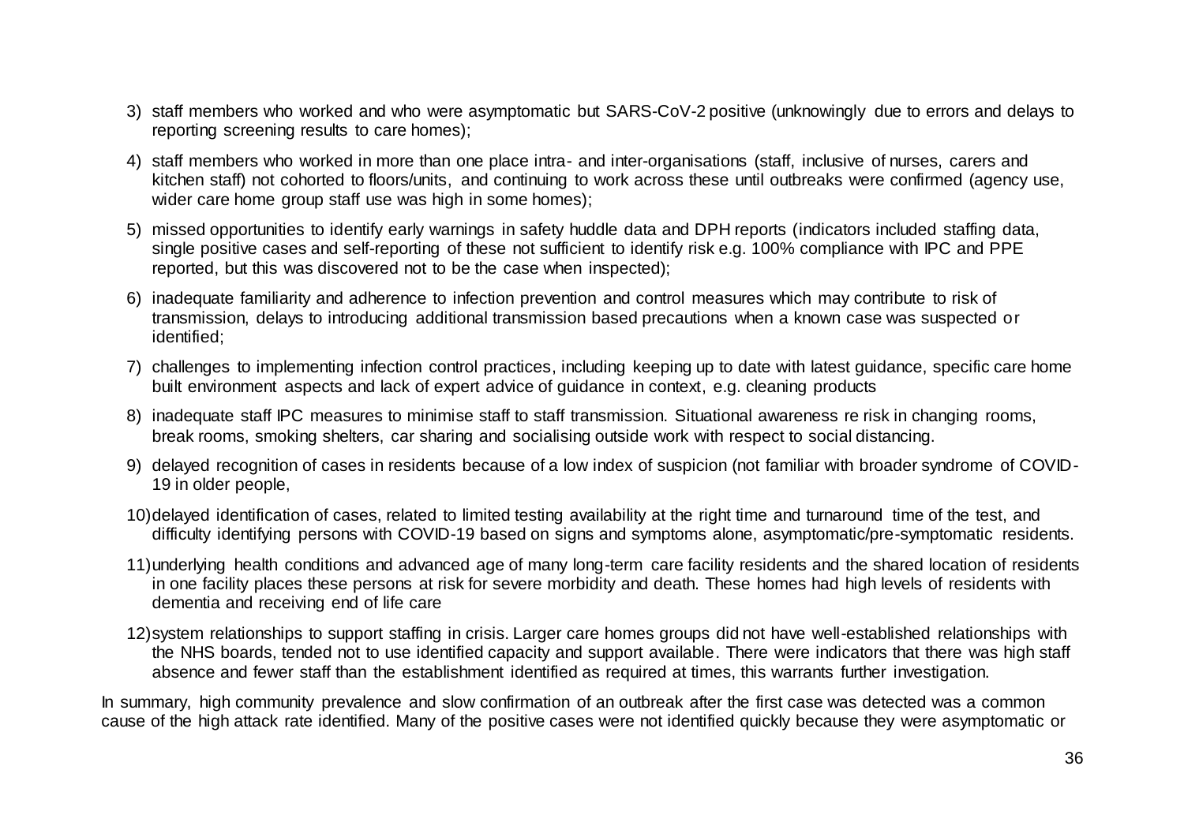3) staff members who worked and who were asymptomatic but SARS-CoV-2 positive (unknowingly due to errors and delays to reporting screening results to care homes);
4) staff members who worked in more than one place intra- and inter-organisations (staff, inclusive of nurses, carers and kitchen staff) not cohorted to floors/units, and continuing to work across these until outbreaks were confirmed (agency use, wider care home group staff use was high in some homes);
5) missed opportunities to identify early warnings in safety huddle data and DPH reports (indicators included staffing data, single positive cases and self-reporting of these not sufficient to identify risk e.g. 100% compliance with IPC and PPE reported, but this was discovered not to be the case when inspected);
6) inadequate familiarity and adherence to infection prevention and control measures which may contribute to risk of transmission, delays to introducing additional transmission based precautions when a known case was suspected or identified;
7) challenges to implementing infection control practices, including keeping up to date with latest guidance, specific care home built environment aspects and lack of expert advice of guidance in context, e.g. cleaning products
8) inadequate staff IPC measures to minimise staff to staff transmission. Situational awareness re risk in changing rooms, break rooms, smoking shelters, car sharing and socialising outside work with respect to social distancing.
9) delayed recognition of cases in residents because of a low index of suspicion (not familiar with broader syndrome of COVID-19 in older people,
10) delayed identification of cases, related to limited testing availability at the right time and turnaround time of the test, and difficulty identifying persons with COVID-19 based on signs and symptoms alone, asymptomatic/pre-symptomatic residents.
11) underlying health conditions and advanced age of many long-term care facility residents and the shared location of residents in one facility places these persons at risk for severe morbidity and death. These homes had high levels of residents with dementia and receiving end of life care
12) system relationships to support staffing in crisis. Larger care homes groups did not have well-established relationships with the NHS boards, tended not to use identified capacity and support available. There were indicators that there was high staff absence and fewer staff than the establishment identified as required at times, this warrants further investigation.

In summary, high community prevalence and slow confirmation of an outbreak after the first case was detected was a common cause of the high attack rate identified. Many of the positive cases were not identified quickly because they were asymptomatic or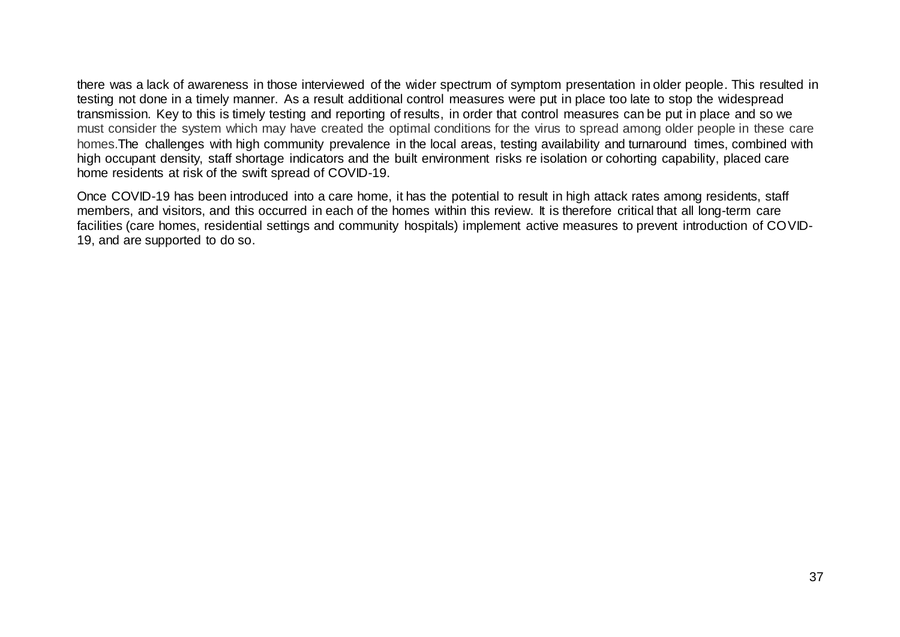there was a lack of awareness in those interviewed of the wider spectrum of symptom presentation in older people. This resulted in testing not done in a timely manner. As a result additional control measures were put in place too late to stop the widespread transmission. Key to this is timely testing and reporting of results, in order that control measures can be put in place and so we must consider the system which may have created the optimal conditions for the virus to spread among older people in these care homes.The challenges with high community prevalence in the local areas, testing availability and turnaround times, combined with high occupant density, staff shortage indicators and the built environment risks re isolation or cohorting capability, placed care home residents at risk of the swift spread of COVID-19.

Once COVID-19 has been introduced into a care home, it has the potential to result in high attack rates among residents, staff members, and visitors, and this occurred in each of the homes within this review. It is therefore critical that all long-term care facilities (care homes, residential settings and community hospitals) implement active measures to prevent introduction of COVID-19, and are supported to do so.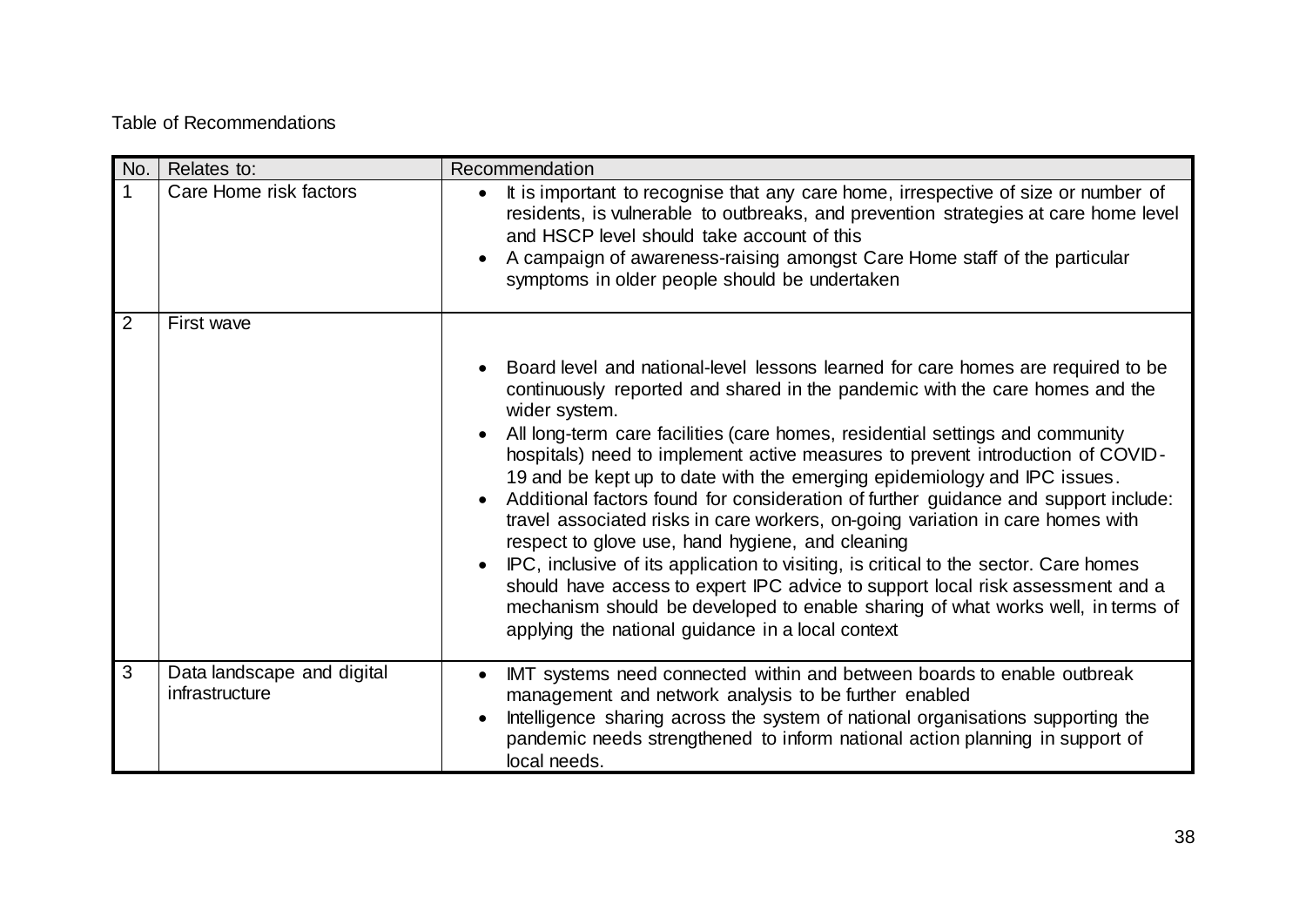Table of Recommendations

| No. | Relates to: | Recommendation |
| --- | --- | --- |
| 1 | Care Home risk factors | • It is important to recognise that any care home, irrespective of size or number of residents, is vulnerable to outbreaks, and prevention strategies at care home level and HSCP level should take account of this<br>• A campaign of awareness-raising amongst Care Home staff of the particular symptoms in older people should be undertaken |
| 2 | First wave | • Board level and national-level lessons learned for care homes are required to be continuously reported and shared in the pandemic with the care homes and the wider system.<br>• All long-term care facilities (care homes, residential settings and community hospitals) need to implement active measures to prevent introduction of COVID-19 and be kept up to date with the emerging epidemiology and IPC issues.<br>• Additional factors found for consideration of further guidance and support include: travel associated risks in care workers, on-going variation in care homes with respect to glove use, hand hygiene, and cleaning<br>• IPC, inclusive of its application to visiting, is critical to the sector. Care homes should have access to expert IPC advice to support local risk assessment and a mechanism should be developed to enable sharing of what works well, in terms of applying the national guidance in a local context |
| 3 | Data landscape and digital infrastructure | • IMT systems need connected within and between boards to enable outbreak management and network analysis to be further enabled<br>• Intelligence sharing across the system of national organisations supporting the pandemic needs strengthened to inform national action planning in support of local needs. |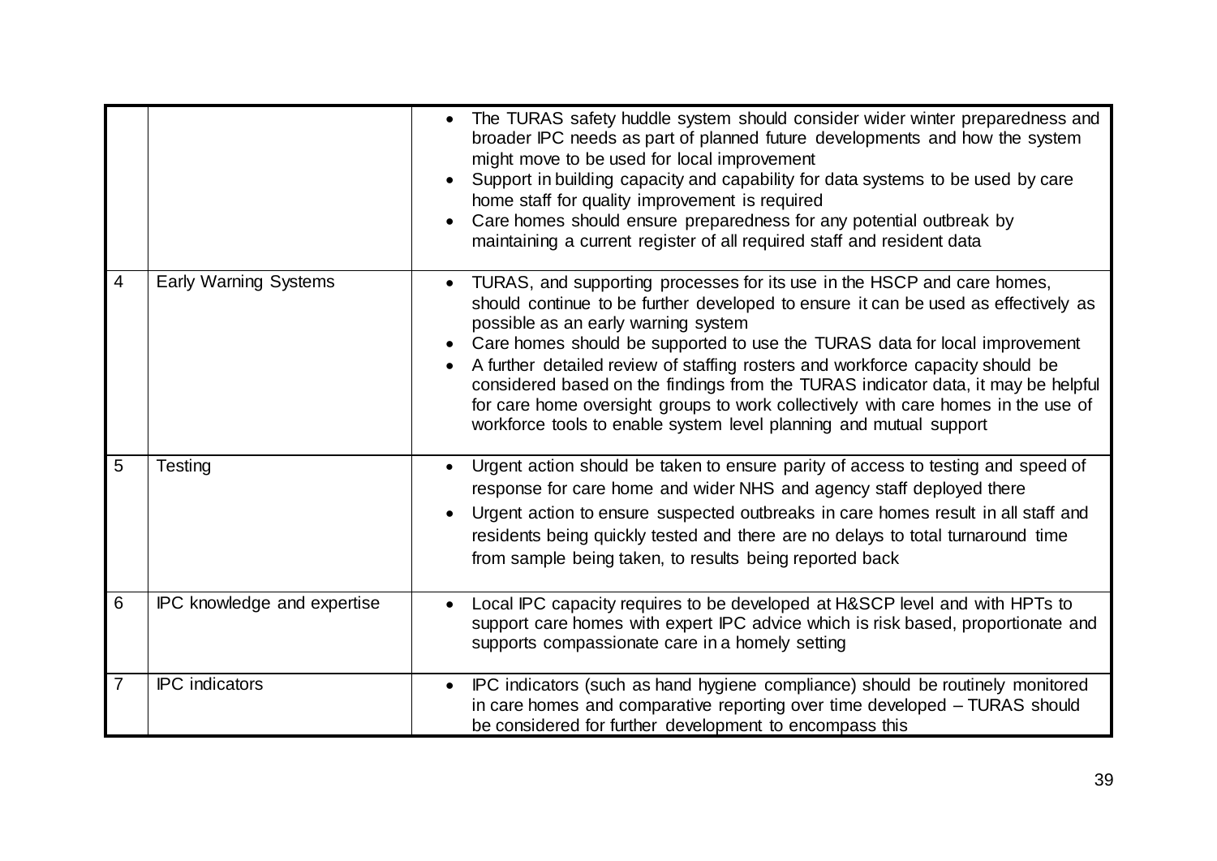| | | |
|---|---|---|
| | | • The TURAS safety huddle system should consider wider winter preparedness and broader IPC needs as part of planned future developments and how the system might move to be used for local improvement<br>• Support in building capacity and capability for data systems to be used by care home staff for quality improvement is required<br>• Care homes should ensure preparedness for any potential outbreak by maintaining a current register of all required staff and resident data |
| 4 | Early Warning Systems | • TURAS, and supporting processes for its use in the HSCP and care homes, should continue to be further developed to ensure it can be used as effectively as possible as an early warning system<br>• Care homes should be supported to use the TURAS data for local improvement<br>• A further detailed review of staffing rosters and workforce capacity should be considered based on the findings from the TURAS indicator data, it may be helpful for care home oversight groups to work collectively with care homes in the use of workforce tools to enable system level planning and mutual support |
| 5 | Testing | • Urgent action should be taken to ensure parity of access to testing and speed of response for care home and wider NHS and agency staff deployed there<br>• Urgent action to ensure suspected outbreaks in care homes result in all staff and residents being quickly tested and there are no delays to total turnaround time from sample being taken, to results being reported back |
| 6 | IPC knowledge and expertise | • Local IPC capacity requires to be developed at H&SCP level and with HPTs to support care homes with expert IPC advice which is risk based, proportionate and supports compassionate care in a homely setting |
| 7 | IPC indicators | • IPC indicators (such as hand hygiene compliance) should be routinely monitored in care homes and comparative reporting over time developed – TURAS should be considered for further development to encompass this |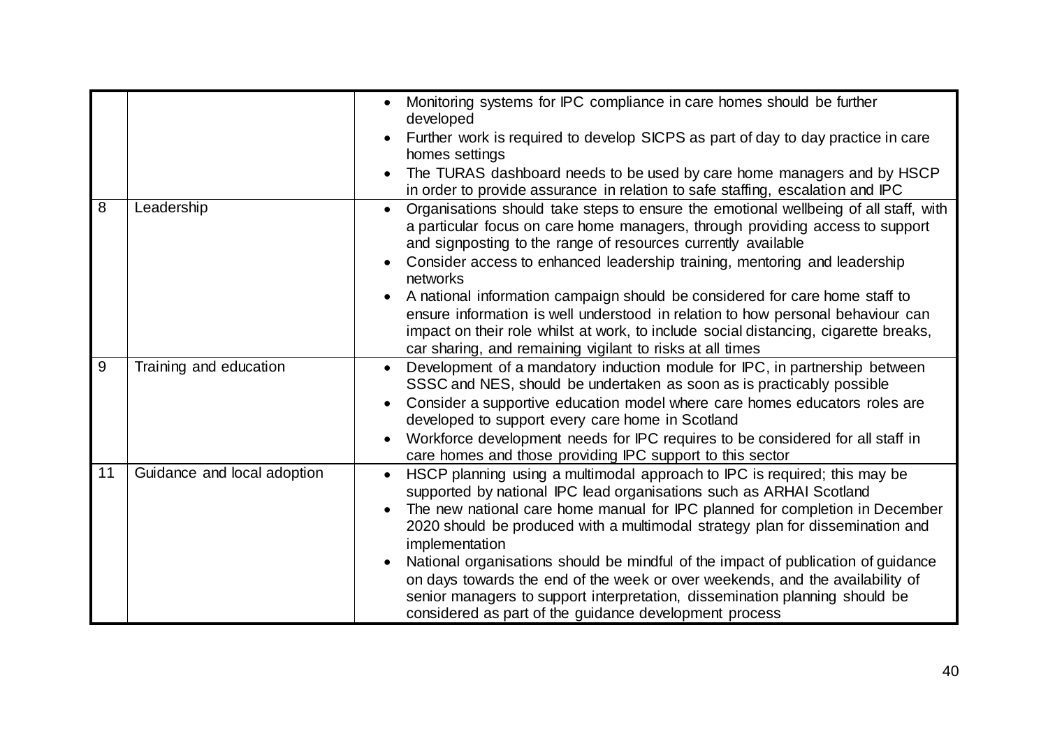| | | |
|---|---|---|
| | | • Monitoring systems for IPC compliance in care homes should be further developed<br>• Further work is required to develop SICPS as part of day to day practice in care homes settings<br>• The TURAS dashboard needs to be used by care home managers and by HSCP in order to provide assurance in relation to safe staffing, escalation and IPC |
| 8 | Leadership | • Organisations should take steps to ensure the emotional wellbeing of all staff, with a particular focus on care home managers, through providing access to support and signposting to the range of resources currently available<br>• Consider access to enhanced leadership training, mentoring and leadership networks<br>• A national information campaign should be considered for care home staff to ensure information is well understood in relation to how personal behaviour can impact on their role whilst at work, to include social distancing, cigarette breaks, car sharing, and remaining vigilant to risks at all times |
| 9 | Training and education | • Development of a mandatory induction module for IPC, in partnership between SSSC and NES, should be undertaken as soon as is practicably possible<br>• Consider a supportive education model where care homes educators roles are developed to support every care home in Scotland<br>• Workforce development needs for IPC requires to be considered for all staff in care homes and those providing IPC support to this sector |
| 11 | Guidance and local adoption | • HSCP planning using a multimodal approach to IPC is required; this may be supported by national IPC lead organisations such as ARHAI Scotland<br>• The new national care home manual for IPC planned for completion in December 2020 should be produced with a multimodal strategy plan for dissemination and implementation<br>• National organisations should be mindful of the impact of publication of guidance on days towards the end of the week or over weekends, and the availability of senior managers to support interpretation, dissemination planning should be considered as part of the guidance development process |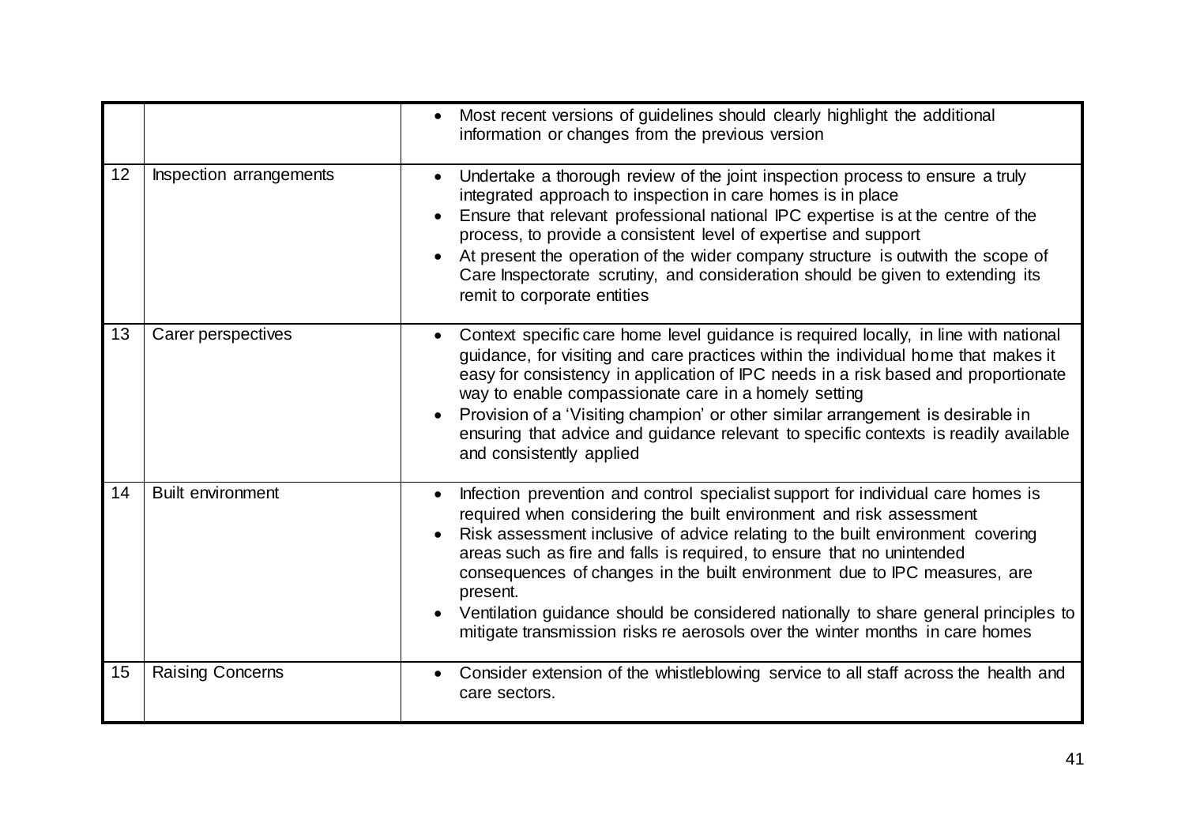| | | |
|---|---|---|
| | | • Most recent versions of guidelines should clearly highlight the additional information or changes from the previous version |
| 12 | Inspection arrangements | • Undertake a thorough review of the joint inspection process to ensure a truly integrated approach to inspection in care homes is in place<br>• Ensure that relevant professional national IPC expertise is at the centre of the process, to provide a consistent level of expertise and support<br>• At present the operation of the wider company structure is outwith the scope of Care Inspectorate scrutiny, and consideration should be given to extending its remit to corporate entities |
| 13 | Carer perspectives | • Context specific care home level guidance is required locally, in line with national guidance, for visiting and care practices within the individual home that makes it easy for consistency in application of IPC needs in a risk based and proportionate way to enable compassionate care in a homely setting<br>• Provision of a 'Visiting champion' or other similar arrangement is desirable in ensuring that advice and guidance relevant to specific contexts is readily available and consistently applied |
| 14 | Built environment | • Infection prevention and control specialist support for individual care homes is required when considering the built environment and risk assessment<br>• Risk assessment inclusive of advice relating to the built environment covering areas such as fire and falls is required, to ensure that no unintended consequences of changes in the built environment due to IPC measures, are present.<br>• Ventilation guidance should be considered nationally to share general principles to mitigate transmission risks re aerosols over the winter months in care homes |
| 15 | Raising Concerns | • Consider extension of the whistleblowing service to all staff across the health and care sectors. |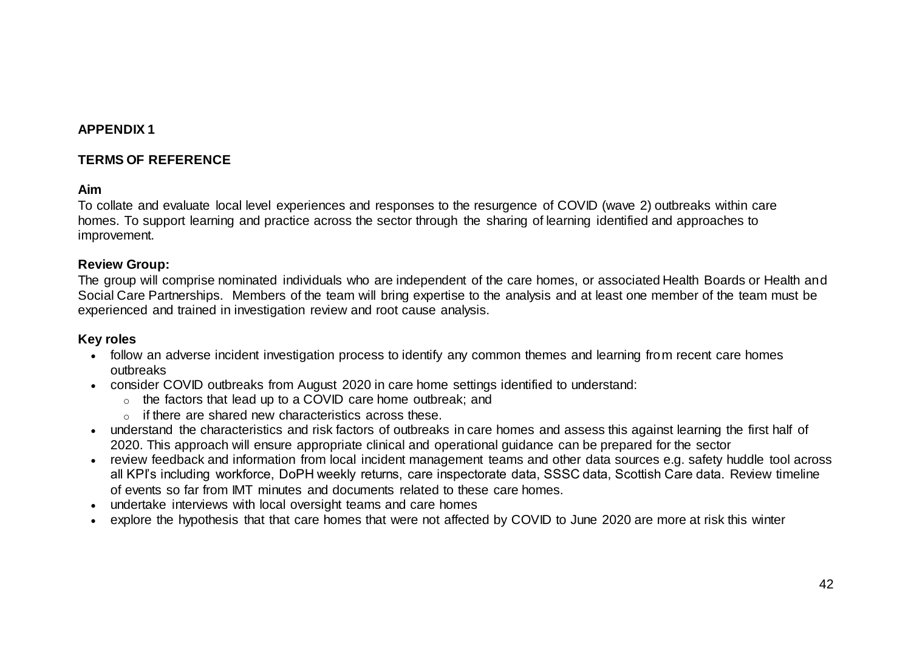# APPENDIX 1

## TERMS OF REFERENCE

### Aim

To collate and evaluate local level experiences and responses to the resurgence of COVID (wave 2) outbreaks within care homes. To support learning and practice across the sector through the sharing of learning identified and approaches to improvement.

### Review Group:

The group will comprise nominated individuals who are independent of the care homes, or associated Health Boards or Health and Social Care Partnerships. Members of the team will bring expertise to the analysis and at least one member of the team must be experienced and trained in investigation review and root cause analysis.

### Key roles

- follow an adverse incident investigation process to identify any common themes and learning from recent care homes outbreaks
- consider COVID outbreaks from August 2020 in care home settings identified to understand:
  - the factors that lead up to a COVID care home outbreak; and
  - if there are shared new characteristics across these.
- understand the characteristics and risk factors of outbreaks in care homes and assess this against learning the first half of 2020. This approach will ensure appropriate clinical and operational guidance can be prepared for the sector
- review feedback and information from local incident management teams and other data sources e.g. safety huddle tool across all KPI's including workforce, DoPH weekly returns, care inspectorate data, SSSC data, Scottish Care data. Review timeline of events so far from IMT minutes and documents related to these care homes.
- undertake interviews with local oversight teams and care homes
- explore the hypothesis that that care homes that were not affected by COVID to June 2020 are more at risk this winter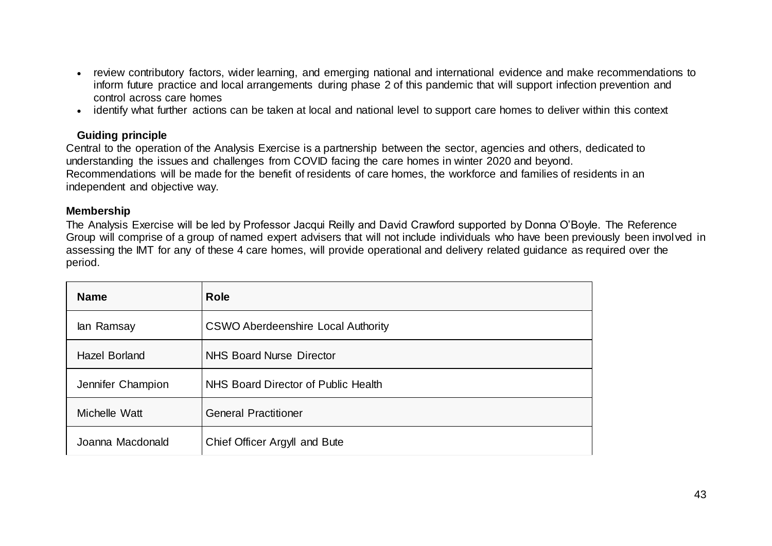- review contributory factors, wider learning, and emerging national and international evidence and make recommendations to inform future practice and local arrangements during phase 2 of this pandemic that will support infection prevention and control across care homes
- identify what further actions can be taken at local and national level to support care homes to deliver within this context

**Guiding principle**

Central to the operation of the Analysis Exercise is a partnership between the sector, agencies and others, dedicated to understanding the issues and challenges from COVID facing the care homes in winter 2020 and beyond.
Recommendations will be made for the benefit of residents of care homes, the workforce and families of residents in an independent and objective way.

**Membership**

The Analysis Exercise will be led by Professor Jacqui Reilly and David Crawford supported by Donna O'Boyle. The Reference Group will comprise of a group of named expert advisers that will not include individuals who have been previously been involved in assessing the IMT for any of these 4 care homes, will provide operational and delivery related guidance as required over the period.

| Name | Role |
|---|---|
| Ian Ramsay | CSWO Aberdeenshire Local Authority |
| Hazel Borland | NHS Board Nurse Director |
| Jennifer Champion | NHS Board Director of Public Health |
| Michelle Watt | General Practitioner |
| Joanna Macdonald | Chief Officer Argyll and Bute |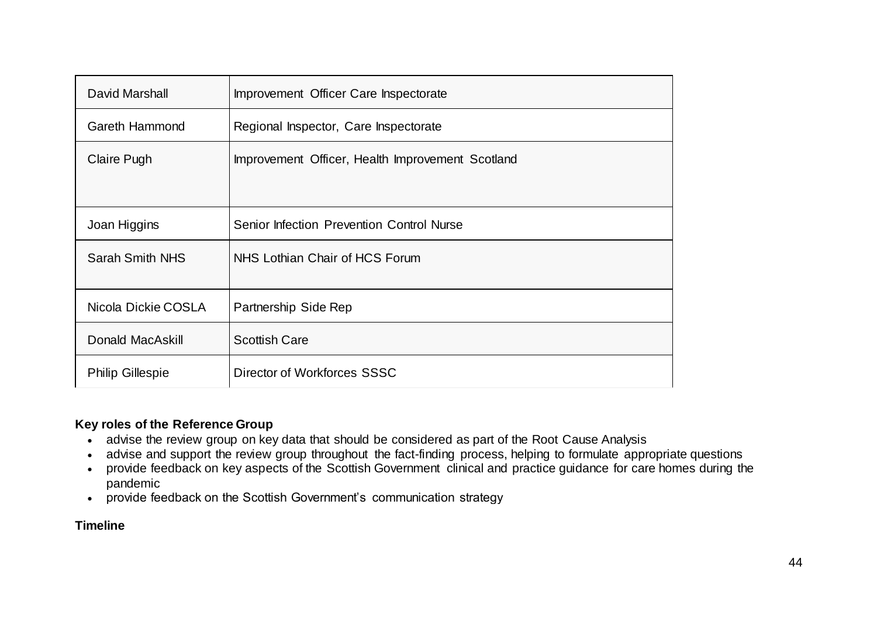| | |
|---|---|
| David Marshall | Improvement Officer Care Inspectorate |
| Gareth Hammond | Regional Inspector, Care Inspectorate |
| Claire Pugh | Improvement Officer, Health Improvement Scotland |
| Joan Higgins | Senior Infection Prevention Control Nurse |
| Sarah Smith NHS | NHS Lothian Chair of HCS Forum |
| Nicola Dickie COSLA | Partnership Side Rep |
| Donald MacAskill | Scottish Care |
| Philip Gillespie | Director of Workforces SSSC |

**Key roles of the Reference Group**

- advise the review group on key data that should be considered as part of the Root Cause Analysis
- advise and support the review group throughout the fact-finding process, helping to formulate appropriate questions
- provide feedback on key aspects of the Scottish Government clinical and practice guidance for care homes during the pandemic
- provide feedback on the Scottish Government's communication strategy

**Timeline**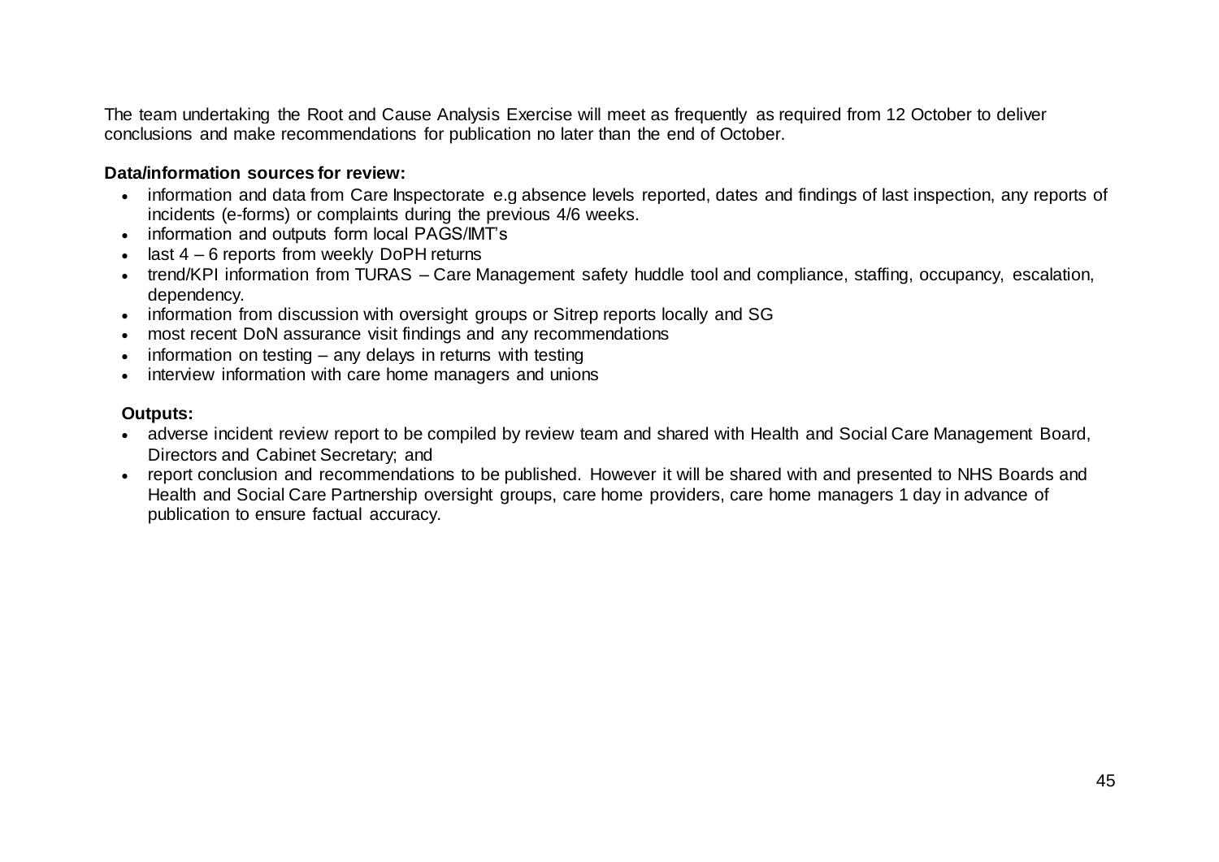The team undertaking the Root and Cause Analysis Exercise will meet as frequently as required from 12 October to deliver conclusions and make recommendations for publication no later than the end of October.

**Data/information sources for review:**

- information and data from Care Inspectorate e.g absence levels reported, dates and findings of last inspection, any reports of incidents (e-forms) or complaints during the previous 4/6 weeks.
- information and outputs form local PAGS/IMT's
- last 4 – 6 reports from weekly DoPH returns
- trend/KPI information from TURAS – Care Management safety huddle tool and compliance, staffing, occupancy, escalation, dependency.
- information from discussion with oversight groups or Sitrep reports locally and SG
- most recent DoN assurance visit findings and any recommendations
- information on testing – any delays in returns with testing
- interview information with care home managers and unions

**Outputs:**

- adverse incident review report to be compiled by review team and shared with Health and Social Care Management Board, Directors and Cabinet Secretary; and
- report conclusion and recommendations to be published. However it will be shared with and presented to NHS Boards and Health and Social Care Partnership oversight groups, care home providers, care home managers 1 day in advance of publication to ensure factual accuracy.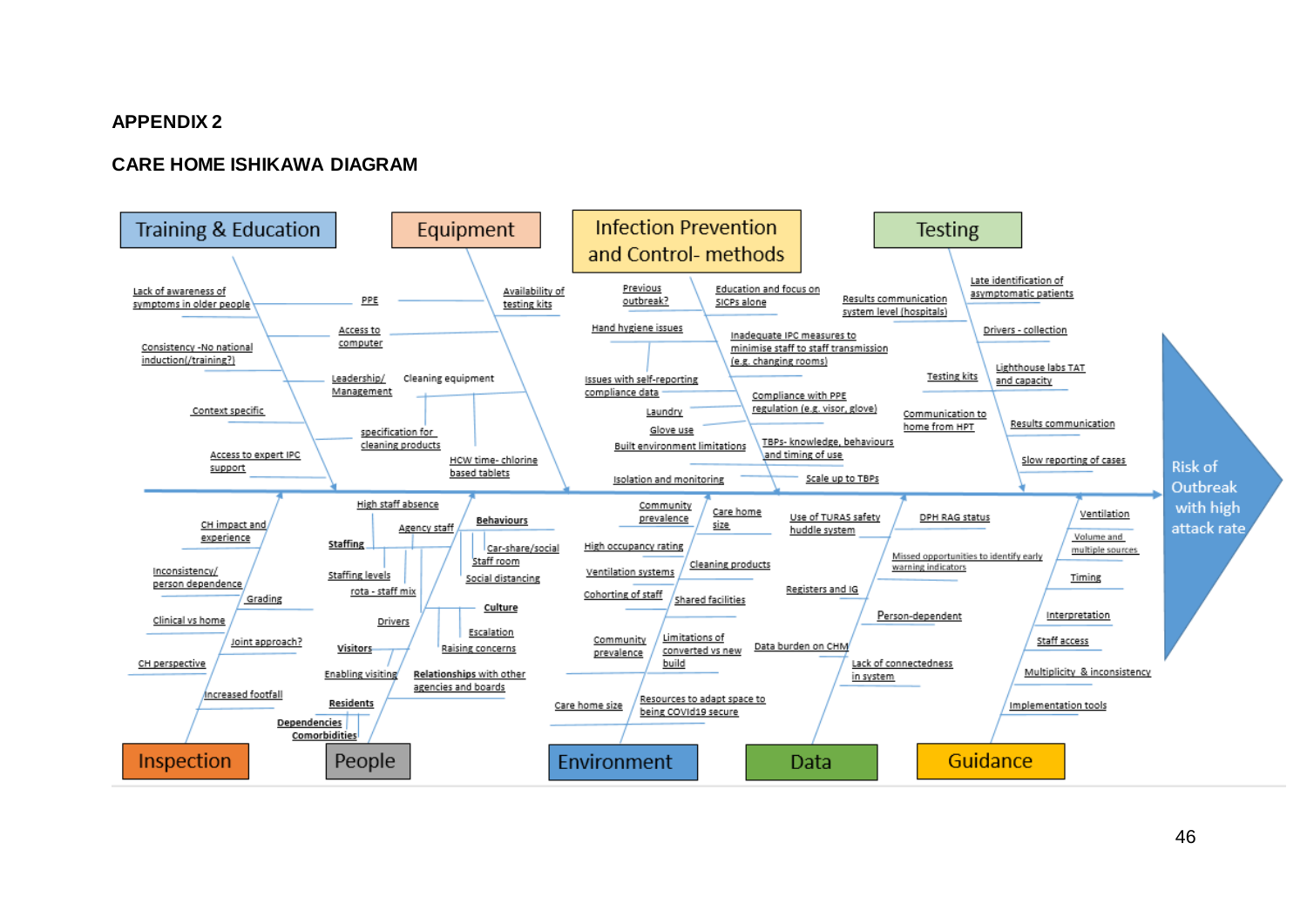# APPENDIX 2

## CARE HOME ISHIKAWA DIAGRAM

**Risk of Outbreak with high attack rate**

**Training & Education**
- Lack of awareness of symptoms in older people
- Consistency - No national induction(/training?)
- Context specific
- Access to expert IPC support
- PPE
- Access to computer
- Leadership/ Management

**Equipment**
- Availability of testing kits
- Cleaning equipment
- specification for cleaning products
- HCW time- chlorine based tablets

**Infection Prevention and Control- methods**
- Previous outbreak?
- Education and focus on SICPs alone
- Hand hygiene issues
- Inadequate IPC measures to minimise staff to staff transmission (e.g. changing rooms)
- Issues with self-reporting compliance data
- Compliance with PPE regulation (e.g. visor, glove)
- Laundry
- Glove use
- Built environment limitations
- TBPs- knowledge, behaviours and timing of use
- Isolation and monitoring
- Scale up to TBPs

**Testing**
- Results communication system level (hospitals)
- Late identification of asymptomatic patients
- Drivers - collection
- Testing kits
- Lighthouse labs TAT and capacity
- Communication to home from HPT
- Results communication
- Slow reporting of cases

**Inspection**
- CH impact and experience
- Inconsistency/ person dependence
- Grading
- Clinical vs home
- Joint approach?
- CH perspective
- Increased footfall

**People**
- High staff absence
- Agency staff
- Staffing
- Behaviours
- Car-share/social
- Staff room
- Social distancing
- Staffing levels
- rota - staff mix
- Culture
- Drivers
- Escalation
- Visitors
- Raising concerns
- Enabling visiting
- Relationships with other agencies and boards
- Residents
- Dependencies
- Comorbidities

**Environment**
- Community prevalence
- Care home size
- High occupancy rating
- Cleaning products
- Ventilation systems
- Cohorting of staff
- Shared facilities
- Community prevalence
- Limitations of converted vs new build
- Care home size
- Resources to adapt space to being COVId19 secure

**Data**
- Use of TURAS safety huddle system
- DPH RAG status
- Missed opportunities to identify early warning indicators
- Registers and IG
- Person-dependent
- Data burden on CHM
- Lack of connectedness in system

**Guidance**
- Ventilation
- Volume and multiple sources
- Timing
- Interpretation
- Staff access
- Multiplicity & inconsistency
- Implementation tools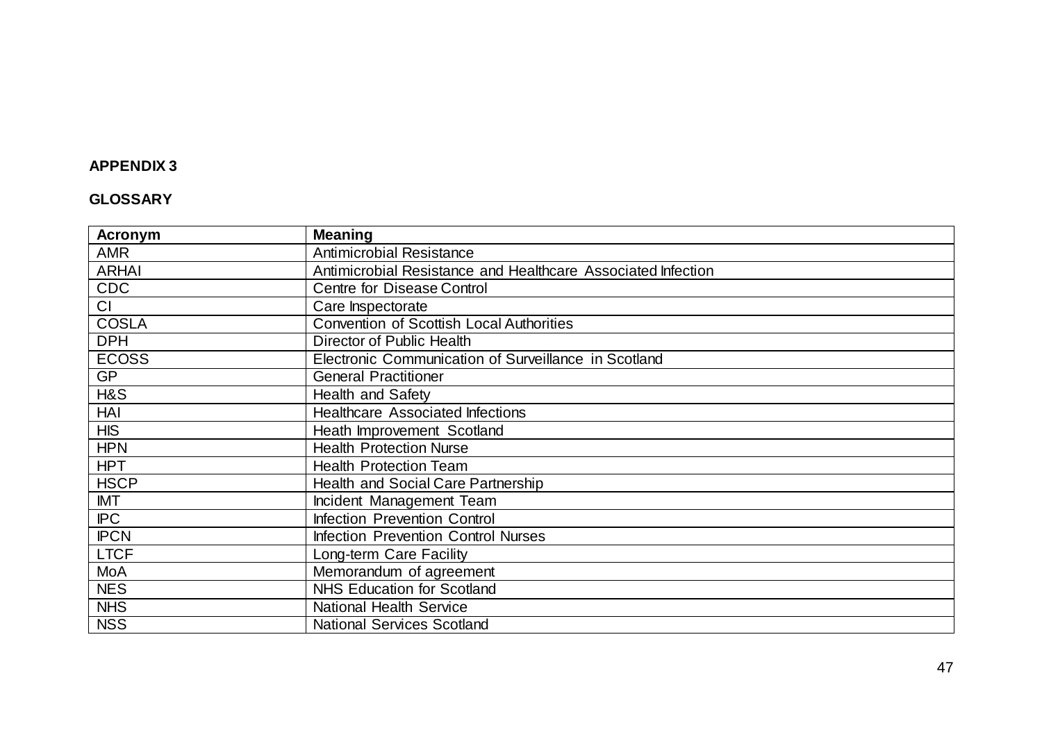**APPENDIX 3**

**GLOSSARY**

| Acronym | Meaning |
|---|---|
| AMR | Antimicrobial Resistance |
| ARHAI | Antimicrobial Resistance and Healthcare Associated Infection |
| CDC | Centre for Disease Control |
| CI | Care Inspectorate |
| COSLA | Convention of Scottish Local Authorities |
| DPH | Director of Public Health |
| ECOSS | Electronic Communication of Surveillance in Scotland |
| GP | General Practitioner |
| H&S | Health and Safety |
| HAI | Healthcare Associated Infections |
| HIS | Heath Improvement Scotland |
| HPN | Health Protection Nurse |
| HPT | Health Protection Team |
| HSCP | Health and Social Care Partnership |
| IMT | Incident Management Team |
| IPC | Infection Prevention Control |
| IPCN | Infection Prevention Control Nurses |
| LTCF | Long-term Care Facility |
| MoA | Memorandum of agreement |
| NES | NHS Education for Scotland |
| NHS | National Health Service |
| NSS | National Services Scotland |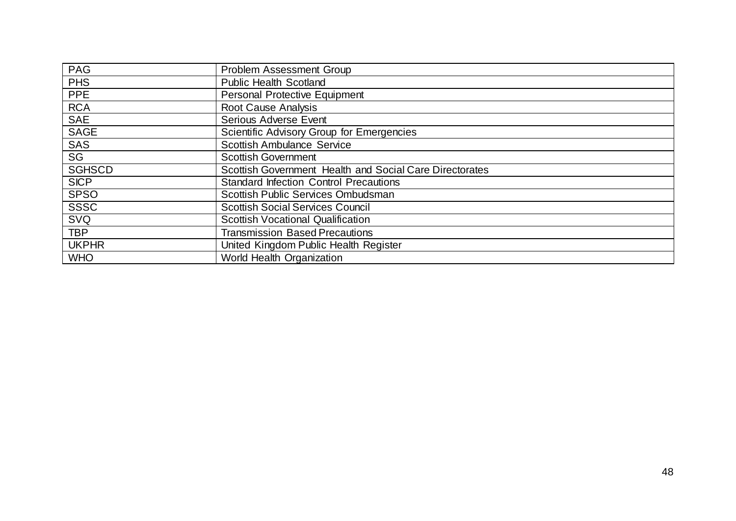| PAG | Problem Assessment Group |
|---|---|
| PHS | Public Health Scotland |
| PPE | Personal Protective Equipment |
| RCA | Root Cause Analysis |
| SAE | Serious Adverse Event |
| SAGE | Scientific Advisory Group for Emergencies |
| SAS | Scottish Ambulance Service |
| SG | Scottish Government |
| SGHSCD | Scottish Government Health and Social Care Directorates |
| SICP | Standard Infection Control Precautions |
| SPSO | Scottish Public Services Ombudsman |
| SSSC | Scottish Social Services Council |
| SVQ | Scottish Vocational Qualification |
| TBP | Transmission Based Precautions |
| UKPHR | United Kingdom Public Health Register |
| WHO | World Health Organization |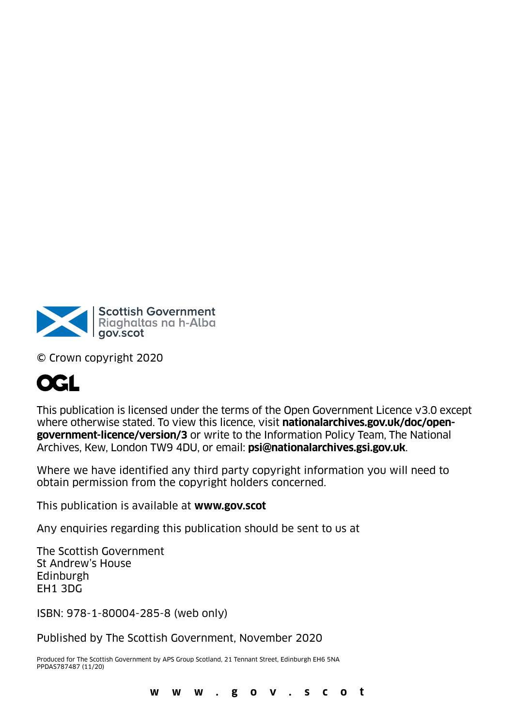Scottish Government
Riaghaltas na h-Alba
gov.scot

© Crown copyright 2020

OGL

This publication is licensed under the terms of the Open Government Licence v3.0 except where otherwise stated. To view this licence, visit **nationalarchives.gov.uk/doc/open-government-licence/version/3** or write to the Information Policy Team, The National Archives, Kew, London TW9 4DU, or email: **psi@nationalarchives.gsi.gov.uk**.

Where we have identified any third party copyright information you will need to obtain permission from the copyright holders concerned.

This publication is available at **www.gov.scot**

Any enquiries regarding this publication should be sent to us at

The Scottish Government
St Andrew's House
Edinburgh
EH1 3DG

ISBN: 978-1-80004-285-8 (web only)

Published by The Scottish Government, November 2020

Produced for The Scottish Government by APS Group Scotland, 21 Tennant Street, Edinburgh EH6 5NA
PPDAS787487 (11/20)

**w w w . g o v . s c o t**